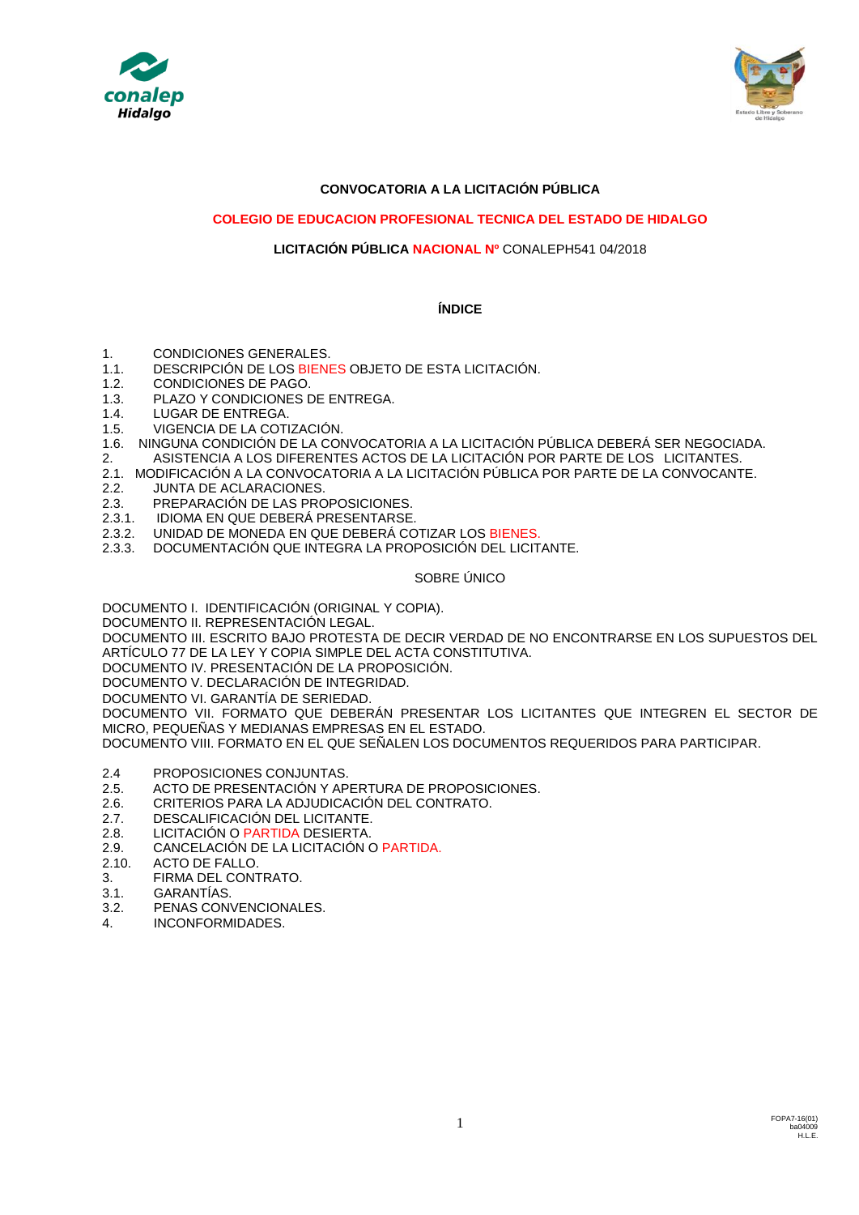**CONVOCATORIA A LA LICITACIÓN PÚBLICA**

**COLEGIO DE EDUCACION PROFESIONAL TECNICA DEL ESTADO DE HIDALGO**

**LICITACIÓN PÚBLICA NACIONAL Nº** CONALEPH541 04/2018

**ÍNDICE**

1. CONDICIONES GENERALES.
1.1. DESCRIPCIÓN DE LOS BIENES OBJETO DE ESTA LICITACIÓN.
1.2. CONDICIONES DE PAGO.
1.3. PLAZO Y CONDICIONES DE ENTREGA.
1.4. LUGAR DE ENTREGA.
1.5. VIGENCIA DE LA COTIZACIÓN.
1.6. NINGUNA CONDICIÓN DE LA CONVOCATORIA A LA LICITACIÓN PÚBLICA DEBERÁ SER NEGOCIADA.
2. ASISTENCIA A LOS DIFERENTES ACTOS DE LA LICITACIÓN POR PARTE DE LOS LICITANTES.
2.1. MODIFICACIÓN A LA CONVOCATORIA A LA LICITACIÓN PÚBLICA POR PARTE DE LA CONVOCANTE.
2.2. JUNTA DE ACLARACIONES.
2.3. PREPARACIÓN DE LAS PROPOSICIONES.
2.3.1. IDIOMA EN QUE DEBERÁ PRESENTARSE.
2.3.2. UNIDAD DE MONEDA EN QUE DEBERÁ COTIZAR LOS BIENES.
2.3.3. DOCUMENTACIÓN QUE INTEGRA LA PROPOSICIÓN DEL LICITANTE.

SOBRE ÚNICO

DOCUMENTO I. IDENTIFICACIÓN (ORIGINAL Y COPIA).
DOCUMENTO II. REPRESENTACIÓN LEGAL.
DOCUMENTO III. ESCRITO BAJO PROTESTA DE DECIR VERDAD DE NO ENCONTRARSE EN LOS SUPUESTOS DEL ARTÍCULO 77 DE LA LEY Y COPIA SIMPLE DEL ACTA CONSTITUTIVA.
DOCUMENTO IV. PRESENTACIÓN DE LA PROPOSICIÓN.
DOCUMENTO V. DECLARACIÓN DE INTEGRIDAD.
DOCUMENTO VI. GARANTÍA DE SERIEDAD.
DOCUMENTO VII. FORMATO QUE DEBERÁN PRESENTAR LOS LICITANTES QUE INTEGREN EL SECTOR DE MICRO, PEQUEÑAS Y MEDIANAS EMPRESAS EN EL ESTADO.
DOCUMENTO VIII. FORMATO EN EL QUE SEÑALEN LOS DOCUMENTOS REQUERIDOS PARA PARTICIPAR.

2.4 PROPOSICIONES CONJUNTAS.
2.5. ACTO DE PRESENTACIÓN Y APERTURA DE PROPOSICIONES.
2.6. CRITERIOS PARA LA ADJUDICACIÓN DEL CONTRATO.
2.7. DESCALIFICACIÓN DEL LICITANTE.
2.8. LICITACIÓN O PARTIDA DESIERTA.
2.9. CANCELACIÓN DE LA LICITACIÓN O PARTIDA.
2.10. ACTO DE FALLO.
3. FIRMA DEL CONTRATO.
3.1. GARANTÍAS.
3.2. PENAS CONVENCIONALES.
4. INCONFORMIDADES.

FOPA7-16(01)
ba04009
H.L.E.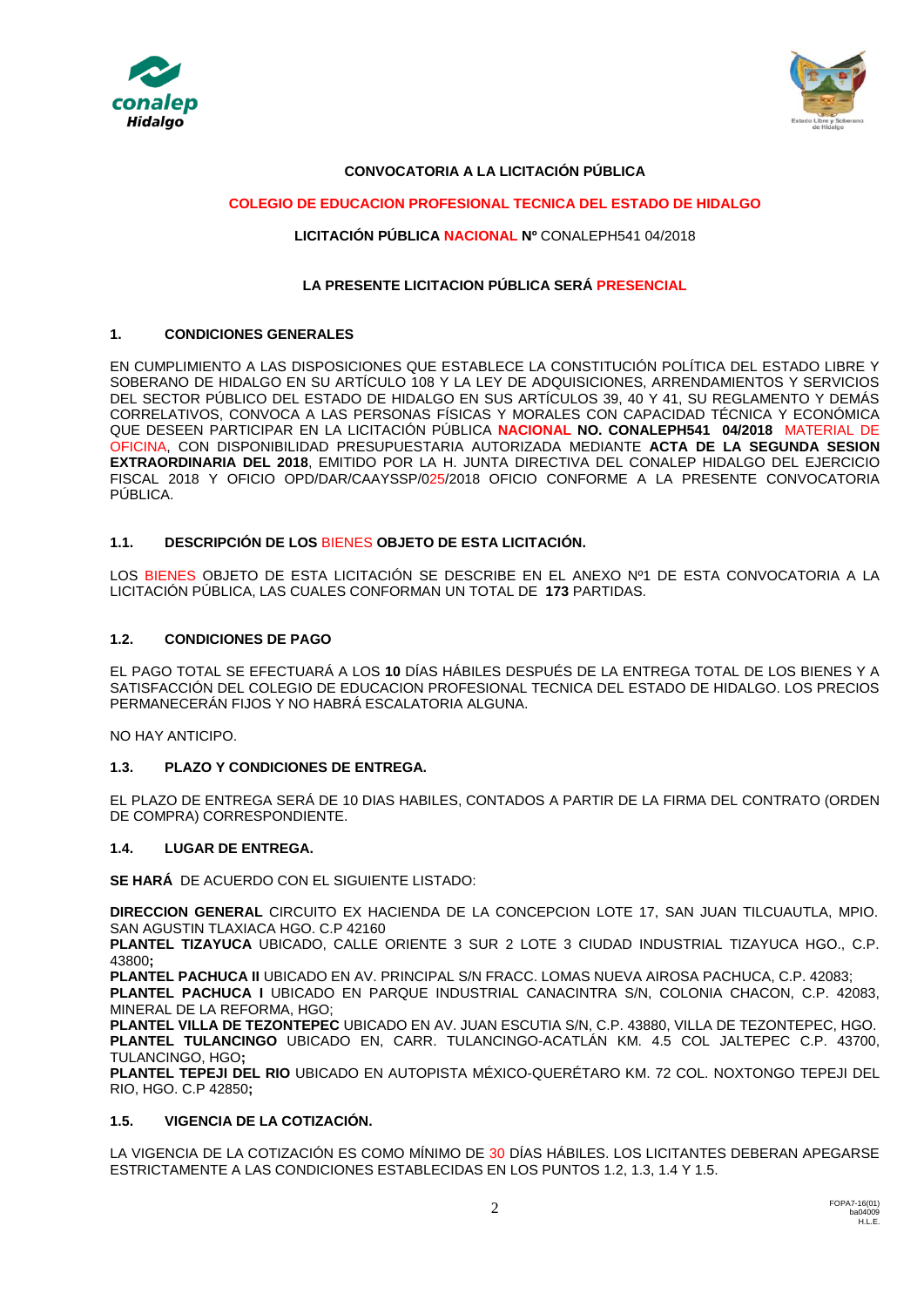**CONVOCATORIA A LA LICITACIÓN PÚBLICA**

**COLEGIO DE EDUCACION PROFESIONAL TECNICA DEL ESTADO DE HIDALGO**

**LICITACIÓN PÚBLICA NACIONAL Nº** CONALEPH541 04/2018

**LA PRESENTE LICITACION PÚBLICA SERÁ PRESENCIAL**

## 1. CONDICIONES GENERALES

EN CUMPLIMIENTO A LAS DISPOSICIONES QUE ESTABLECE LA CONSTITUCIÓN POLÍTICA DEL ESTADO LIBRE Y SOBERANO DE HIDALGO EN SU ARTÍCULO 108 Y LA LEY DE ADQUISICIONES, ARRENDAMIENTOS Y SERVICIOS DEL SECTOR PÚBLICO DEL ESTADO DE HIDALGO EN SUS ARTÍCULOS 39, 40 Y 41, SU REGLAMENTO Y DEMÁS CORRELATIVOS, CONVOCA A LAS PERSONAS FÍSICAS Y MORALES CON CAPACIDAD TÉCNICA Y ECONÓMICA QUE DESEEN PARTICIPAR EN LA LICITACIÓN PÚBLICA **NACIONAL NO. CONALEPH541 04/2018** MATERIAL DE OFICINA, CON DISPONIBILIDAD PRESUPUESTARIA AUTORIZADA MEDIANTE **ACTA DE LA SEGUNDA SESION EXTRAORDINARIA DEL 2018**, EMITIDO POR LA H. JUNTA DIRECTIVA DEL CONALEP HIDALGO DEL EJERCICIO FISCAL 2018 Y OFICIO OPD/DAR/CAAYSSP/025/2018 OFICIO CONFORME A LA PRESENTE CONVOCATORIA PÚBLICA.

### 1.1. DESCRIPCIÓN DE LOS BIENES OBJETO DE ESTA LICITACIÓN.

LOS BIENES OBJETO DE ESTA LICITACIÓN SE DESCRIBE EN EL ANEXO Nº1 DE ESTA CONVOCATORIA A LA LICITACIÓN PÚBLICA, LAS CUALES CONFORMAN UN TOTAL DE **173** PARTIDAS.

### 1.2. CONDICIONES DE PAGO

EL PAGO TOTAL SE EFECTUARÁ A LOS **10** DÍAS HÁBILES DESPUÉS DE LA ENTREGA TOTAL DE LOS BIENES Y A SATISFACCIÓN DEL COLEGIO DE EDUCACION PROFESIONAL TECNICA DEL ESTADO DE HIDALGO. LOS PRECIOS PERMANECERÁN FIJOS Y NO HABRÁ ESCALATORIA ALGUNA.

NO HAY ANTICIPO.

### 1.3. PLAZO Y CONDICIONES DE ENTREGA.

EL PLAZO DE ENTREGA SERÁ DE 10 DIAS HABILES, CONTADOS A PARTIR DE LA FIRMA DEL CONTRATO (ORDEN DE COMPRA) CORRESPONDIENTE.

### 1.4. LUGAR DE ENTREGA.

**SE HARÁ** DE ACUERDO CON EL SIGUIENTE LISTADO:

**DIRECCION GENERAL** CIRCUITO EX HACIENDA DE LA CONCEPCION LOTE 17, SAN JUAN TILCUAUTLA, MPIO. SAN AGUSTIN TLAXIACA HGO. C.P 42160
**PLANTEL TIZAYUCA** UBICADO, CALLE ORIENTE 3 SUR 2 LOTE 3 CIUDAD INDUSTRIAL TIZAYUCA HGO., C.P. 43800**;**
**PLANTEL PACHUCA II** UBICADO EN AV. PRINCIPAL S/N FRACC. LOMAS NUEVA AIROSA PACHUCA, C.P. 42083;
**PLANTEL PACHUCA I** UBICADO EN PARQUE INDUSTRIAL CANACINTRA S/N, COLONIA CHACON, C.P. 42083, MINERAL DE LA REFORMA, HGO;
**PLANTEL VILLA DE TEZONTEPEC** UBICADO EN AV. JUAN ESCUTIA S/N, C.P. 43880, VILLA DE TEZONTEPEC, HGO.
**PLANTEL TULANCINGO** UBICADO EN, CARR. TULANCINGO-ACATLÁN KM. 4.5 COL JALTEPEC C.P. 43700, TULANCINGO, HGO**;**
**PLANTEL TEPEJI DEL RIO** UBICADO EN AUTOPISTA MÉXICO-QUERÉTARO KM. 72 COL. NOXTONGO TEPEJI DEL RIO, HGO. C.P 42850**;**

### 1.5. VIGENCIA DE LA COTIZACIÓN.

LA VIGENCIA DE LA COTIZACIÓN ES COMO MÍNIMO DE 30 DÍAS HÁBILES. LOS LICITANTES DEBERAN APEGARSE ESTRICTAMENTE A LAS CONDICIONES ESTABLECIDAS EN LOS PUNTOS 1.2, 1.3, 1.4 Y 1.5.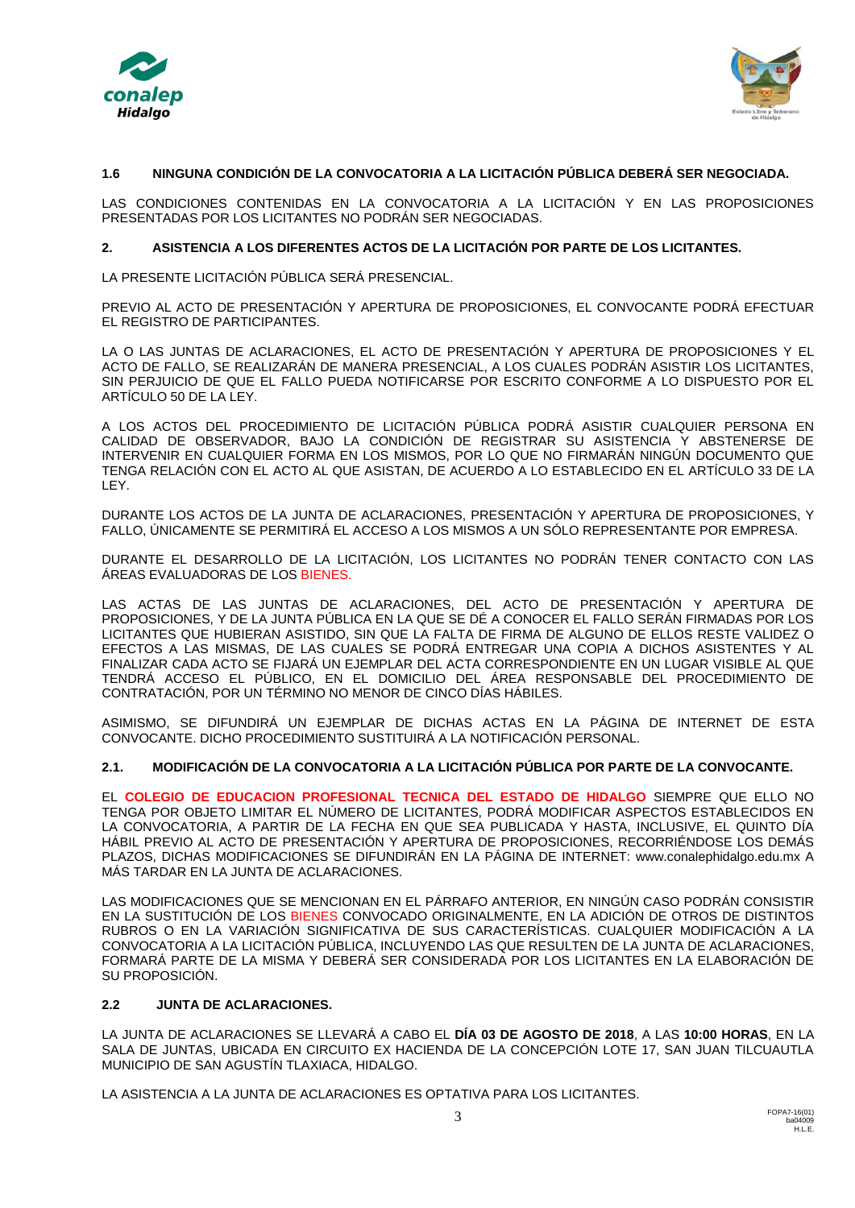### 1.6 NINGUNA CONDICIÓN DE LA CONVOCATORIA A LA LICITACIÓN PÚBLICA DEBERÁ SER NEGOCIADA.

LAS CONDICIONES CONTENIDAS EN LA CONVOCATORIA A LA LICITACIÓN Y EN LAS PROPOSICIONES PRESENTADAS POR LOS LICITANTES NO PODRÁN SER NEGOCIADAS.

## 2. ASISTENCIA A LOS DIFERENTES ACTOS DE LA LICITACIÓN POR PARTE DE LOS LICITANTES.

LA PRESENTE LICITACIÓN PÚBLICA SERÁ PRESENCIAL.

PREVIO AL ACTO DE PRESENTACIÓN Y APERTURA DE PROPOSICIONES, EL CONVOCANTE PODRÁ EFECTUAR EL REGISTRO DE PARTICIPANTES.

LA O LAS JUNTAS DE ACLARACIONES, EL ACTO DE PRESENTACIÓN Y APERTURA DE PROPOSICIONES Y EL ACTO DE FALLO, SE REALIZARÁN DE MANERA PRESENCIAL, A LOS CUALES PODRÁN ASISTIR LOS LICITANTES, SIN PERJUICIO DE QUE EL FALLO PUEDA NOTIFICARSE POR ESCRITO CONFORME A LO DISPUESTO POR EL ARTÍCULO 50 DE LA LEY.

A LOS ACTOS DEL PROCEDIMIENTO DE LICITACIÓN PÚBLICA PODRÁ ASISTIR CUALQUIER PERSONA EN CALIDAD DE OBSERVADOR, BAJO LA CONDICIÓN DE REGISTRAR SU ASISTENCIA Y ABSTENERSE DE INTERVENIR EN CUALQUIER FORMA EN LOS MISMOS, POR LO QUE NO FIRMARÁN NINGÚN DOCUMENTO QUE TENGA RELACIÓN CON EL ACTO AL QUE ASISTAN, DE ACUERDO A LO ESTABLECIDO EN EL ARTÍCULO 33 DE LA LEY.

DURANTE LOS ACTOS DE LA JUNTA DE ACLARACIONES, PRESENTACIÓN Y APERTURA DE PROPOSICIONES, Y FALLO, ÚNICAMENTE SE PERMITIRÁ EL ACCESO A LOS MISMOS A UN SÓLO REPRESENTANTE POR EMPRESA.

DURANTE EL DESARROLLO DE LA LICITACIÓN, LOS LICITANTES NO PODRÁN TENER CONTACTO CON LAS ÁREAS EVALUADORAS DE LOS BIENES.

LAS ACTAS DE LAS JUNTAS DE ACLARACIONES, DEL ACTO DE PRESENTACIÓN Y APERTURA DE PROPOSICIONES, Y DE LA JUNTA PÚBLICA EN LA QUE SE DÉ A CONOCER EL FALLO SERÁN FIRMADAS POR LOS LICITANTES QUE HUBIERAN ASISTIDO, SIN QUE LA FALTA DE FIRMA DE ALGUNO DE ELLOS RESTE VALIDEZ O EFECTOS A LAS MISMAS, DE LAS CUALES SE PODRÁ ENTREGAR UNA COPIA A DICHOS ASISTENTES Y AL FINALIZAR CADA ACTO SE FIJARÁ UN EJEMPLAR DEL ACTA CORRESPONDIENTE EN UN LUGAR VISIBLE AL QUE TENDRÁ ACCESO EL PÚBLICO, EN EL DOMICILIO DEL ÁREA RESPONSABLE DEL PROCEDIMIENTO DE CONTRATACIÓN, POR UN TÉRMINO NO MENOR DE CINCO DÍAS HÁBILES.

ASIMISMO, SE DIFUNDIRÁ UN EJEMPLAR DE DICHAS ACTAS EN LA PÁGINA DE INTERNET DE ESTA CONVOCANTE. DICHO PROCEDIMIENTO SUSTITUIRÁ A LA NOTIFICACIÓN PERSONAL.

### 2.1. MODIFICACIÓN DE LA CONVOCATORIA A LA LICITACIÓN PÚBLICA POR PARTE DE LA CONVOCANTE.

EL **COLEGIO DE EDUCACION PROFESIONAL TECNICA DEL ESTADO DE HIDALGO** SIEMPRE QUE ELLO NO TENGA POR OBJETO LIMITAR EL NÚMERO DE LICITANTES, PODRÁ MODIFICAR ASPECTOS ESTABLECIDOS EN LA CONVOCATORIA, A PARTIR DE LA FECHA EN QUE SEA PUBLICADA Y HASTA, INCLUSIVE, EL QUINTO DÍA HÁBIL PREVIO AL ACTO DE PRESENTACIÓN Y APERTURA DE PROPOSICIONES, RECORRIÉNDOSE LOS DEMÁS PLAZOS, DICHAS MODIFICACIONES SE DIFUNDIRÁN EN LA PÁGINA DE INTERNET: www.conalephidalgo.edu.mx A MÁS TARDAR EN LA JUNTA DE ACLARACIONES.

LAS MODIFICACIONES QUE SE MENCIONAN EN EL PÁRRAFO ANTERIOR, EN NINGÚN CASO PODRÁN CONSISTIR EN LA SUSTITUCIÓN DE LOS BIENES CONVOCADO ORIGINALMENTE, EN LA ADICIÓN DE OTROS DE DISTINTOS RUBROS O EN LA VARIACIÓN SIGNIFICATIVA DE SUS CARACTERÍSTICAS. CUALQUIER MODIFICACIÓN A LA CONVOCATORIA A LA LICITACIÓN PÚBLICA, INCLUYENDO LAS QUE RESULTEN DE LA JUNTA DE ACLARACIONES, FORMARÁ PARTE DE LA MISMA Y DEBERÁ SER CONSIDERADA POR LOS LICITANTES EN LA ELABORACIÓN DE SU PROPOSICIÓN.

### 2.2 JUNTA DE ACLARACIONES.

LA JUNTA DE ACLARACIONES SE LLEVARÁ A CABO EL **DÍA 03 DE AGOSTO DE 2018**, A LAS **10:00 HORAS**, EN LA SALA DE JUNTAS, UBICADA EN CIRCUITO EX HACIENDA DE LA CONCEPCIÓN LOTE 17, SAN JUAN TILCUAUTLA MUNICIPIO DE SAN AGUSTÍN TLAXIACA, HIDALGO.

LA ASISTENCIA A LA JUNTA DE ACLARACIONES ES OPTATIVA PARA LOS LICITANTES.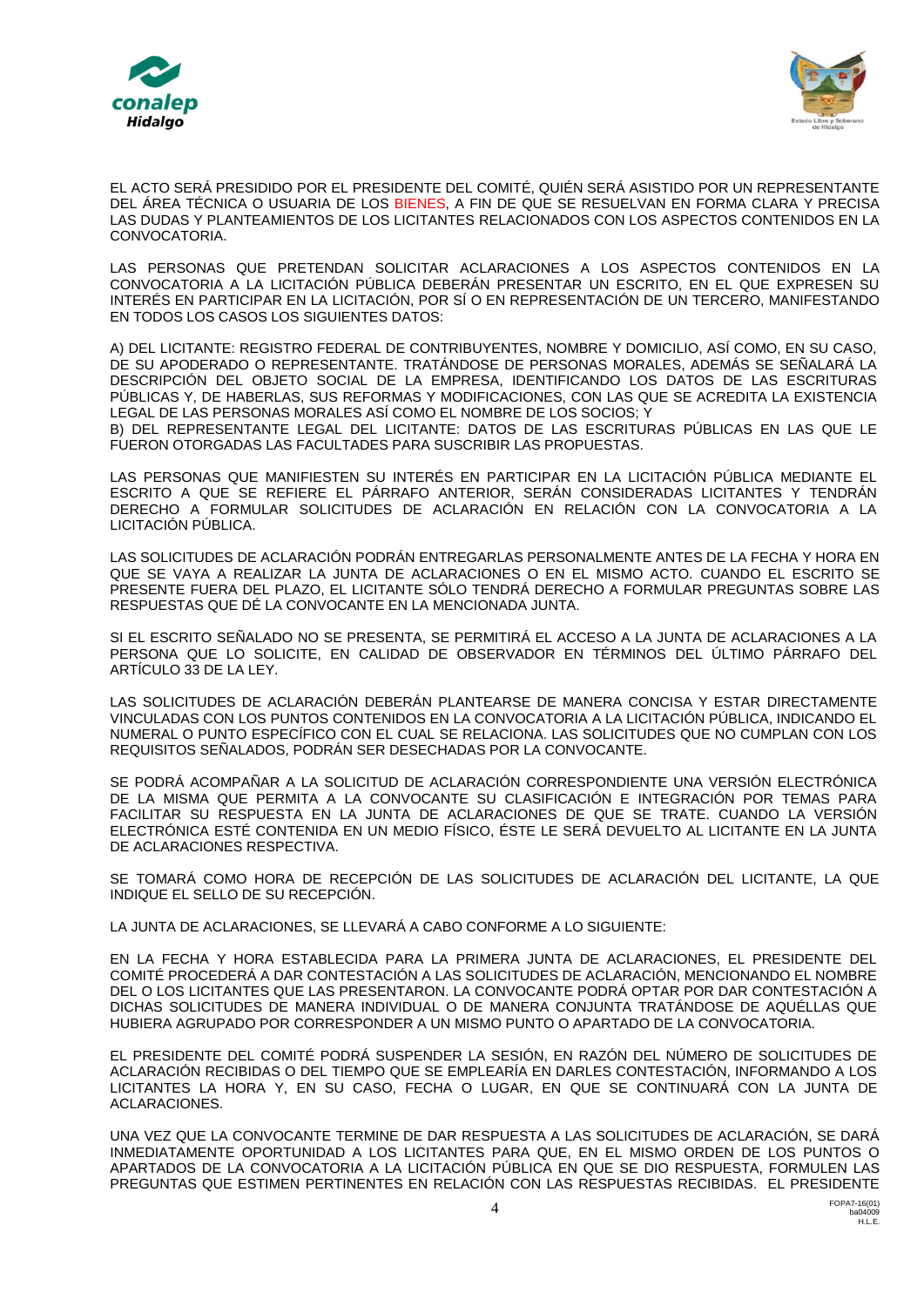EL ACTO SERÁ PRESIDIDO POR EL PRESIDENTE DEL COMITÉ, QUIÉN SERÁ ASISTIDO POR UN REPRESENTANTE DEL ÁREA TÉCNICA O USUARIA DE LOS BIENES, A FIN DE QUE SE RESUELVAN EN FORMA CLARA Y PRECISA LAS DUDAS Y PLANTEAMIENTOS DE LOS LICITANTES RELACIONADOS CON LOS ASPECTOS CONTENIDOS EN LA CONVOCATORIA.

LAS PERSONAS QUE PRETENDAN SOLICITAR ACLARACIONES A LOS ASPECTOS CONTENIDOS EN LA CONVOCATORIA A LA LICITACIÓN PÚBLICA DEBERÁN PRESENTAR UN ESCRITO, EN EL QUE EXPRESEN SU INTERÉS EN PARTICIPAR EN LA LICITACIÓN, POR SÍ O EN REPRESENTACIÓN DE UN TERCERO, MANIFESTANDO EN TODOS LOS CASOS LOS SIGUIENTES DATOS:

A) DEL LICITANTE: REGISTRO FEDERAL DE CONTRIBUYENTES, NOMBRE Y DOMICILIO, ASÍ COMO, EN SU CASO, DE SU APODERADO O REPRESENTANTE. TRATÁNDOSE DE PERSONAS MORALES, ADEMÁS SE SEÑALARÁ LA DESCRIPCIÓN DEL OBJETO SOCIAL DE LA EMPRESA, IDENTIFICANDO LOS DATOS DE LAS ESCRITURAS PÚBLICAS Y, DE HABERLAS, SUS REFORMAS Y MODIFICACIONES, CON LAS QUE SE ACREDITA LA EXISTENCIA LEGAL DE LAS PERSONAS MORALES ASÍ COMO EL NOMBRE DE LOS SOCIOS; Y
B) DEL REPRESENTANTE LEGAL DEL LICITANTE: DATOS DE LAS ESCRITURAS PÚBLICAS EN LAS QUE LE FUERON OTORGADAS LAS FACULTADES PARA SUSCRIBIR LAS PROPUESTAS.

LAS PERSONAS QUE MANIFIESTEN SU INTERÉS EN PARTICIPAR EN LA LICITACIÓN PÚBLICA MEDIANTE EL ESCRITO A QUE SE REFIERE EL PÁRRAFO ANTERIOR, SERÁN CONSIDERADAS LICITANTES Y TENDRÁN DERECHO A FORMULAR SOLICITUDES DE ACLARACIÓN EN RELACIÓN CON LA CONVOCATORIA A LA LICITACIÓN PÚBLICA.

LAS SOLICITUDES DE ACLARACIÓN PODRÁN ENTREGARLAS PERSONALMENTE ANTES DE LA FECHA Y HORA EN QUE SE VAYA A REALIZAR LA JUNTA DE ACLARACIONES O EN EL MISMO ACTO. CUANDO EL ESCRITO SE PRESENTE FUERA DEL PLAZO, EL LICITANTE SÓLO TENDRÁ DERECHO A FORMULAR PREGUNTAS SOBRE LAS RESPUESTAS QUE DÉ LA CONVOCANTE EN LA MENCIONADA JUNTA.

SI EL ESCRITO SEÑALADO NO SE PRESENTA, SE PERMITIRÁ EL ACCESO A LA JUNTA DE ACLARACIONES A LA PERSONA QUE LO SOLICITE, EN CALIDAD DE OBSERVADOR EN TÉRMINOS DEL ÚLTIMO PÁRRAFO DEL ARTÍCULO 33 DE LA LEY.

LAS SOLICITUDES DE ACLARACIÓN DEBERÁN PLANTEARSE DE MANERA CONCISA Y ESTAR DIRECTAMENTE VINCULADAS CON LOS PUNTOS CONTENIDOS EN LA CONVOCATORIA A LA LICITACIÓN PÚBLICA, INDICANDO EL NUMERAL O PUNTO ESPECÍFICO CON EL CUAL SE RELACIONA. LAS SOLICITUDES QUE NO CUMPLAN CON LOS REQUISITOS SEÑALADOS, PODRÁN SER DESECHADAS POR LA CONVOCANTE.

SE PODRÁ ACOMPAÑAR A LA SOLICITUD DE ACLARACIÓN CORRESPONDIENTE UNA VERSIÓN ELECTRÓNICA DE LA MISMA QUE PERMITA A LA CONVOCANTE SU CLASIFICACIÓN E INTEGRACIÓN POR TEMAS PARA FACILITAR SU RESPUESTA EN LA JUNTA DE ACLARACIONES DE QUE SE TRATE. CUANDO LA VERSIÓN ELECTRÓNICA ESTÉ CONTENIDA EN UN MEDIO FÍSICO, ÉSTE LE SERÁ DEVUELTO AL LICITANTE EN LA JUNTA DE ACLARACIONES RESPECTIVA.

SE TOMARÁ COMO HORA DE RECEPCIÓN DE LAS SOLICITUDES DE ACLARACIÓN DEL LICITANTE, LA QUE INDIQUE EL SELLO DE SU RECEPCIÓN.

LA JUNTA DE ACLARACIONES, SE LLEVARÁ A CABO CONFORME A LO SIGUIENTE:

EN LA FECHA Y HORA ESTABLECIDA PARA LA PRIMERA JUNTA DE ACLARACIONES, EL PRESIDENTE DEL COMITÉ PROCEDERÁ A DAR CONTESTACIÓN A LAS SOLICITUDES DE ACLARACIÓN, MENCIONANDO EL NOMBRE DEL O LOS LICITANTES QUE LAS PRESENTARON. LA CONVOCANTE PODRÁ OPTAR POR DAR CONTESTACIÓN A DICHAS SOLICITUDES DE MANERA INDIVIDUAL O DE MANERA CONJUNTA TRATÁNDOSE DE AQUÉLLAS QUE HUBIERA AGRUPADO POR CORRESPONDER A UN MISMO PUNTO O APARTADO DE LA CONVOCATORIA.

EL PRESIDENTE DEL COMITÉ PODRÁ SUSPENDER LA SESIÓN, EN RAZÓN DEL NÚMERO DE SOLICITUDES DE ACLARACIÓN RECIBIDAS O DEL TIEMPO QUE SE EMPLEARÍA EN DARLES CONTESTACIÓN, INFORMANDO A LOS LICITANTES LA HORA Y, EN SU CASO, FECHA O LUGAR, EN QUE SE CONTINUARÁ CON LA JUNTA DE ACLARACIONES.

UNA VEZ QUE LA CONVOCANTE TERMINE DE DAR RESPUESTA A LAS SOLICITUDES DE ACLARACIÓN, SE DARÁ INMEDIATAMENTE OPORTUNIDAD A LOS LICITANTES PARA QUE, EN EL MISMO ORDEN DE LOS PUNTOS O APARTADOS DE LA CONVOCATORIA A LA LICITACIÓN PÚBLICA EN QUE SE DIO RESPUESTA, FORMULEN LAS PREGUNTAS QUE ESTIMEN PERTINENTES EN RELACIÓN CON LAS RESPUESTAS RECIBIDAS. EL PRESIDENTE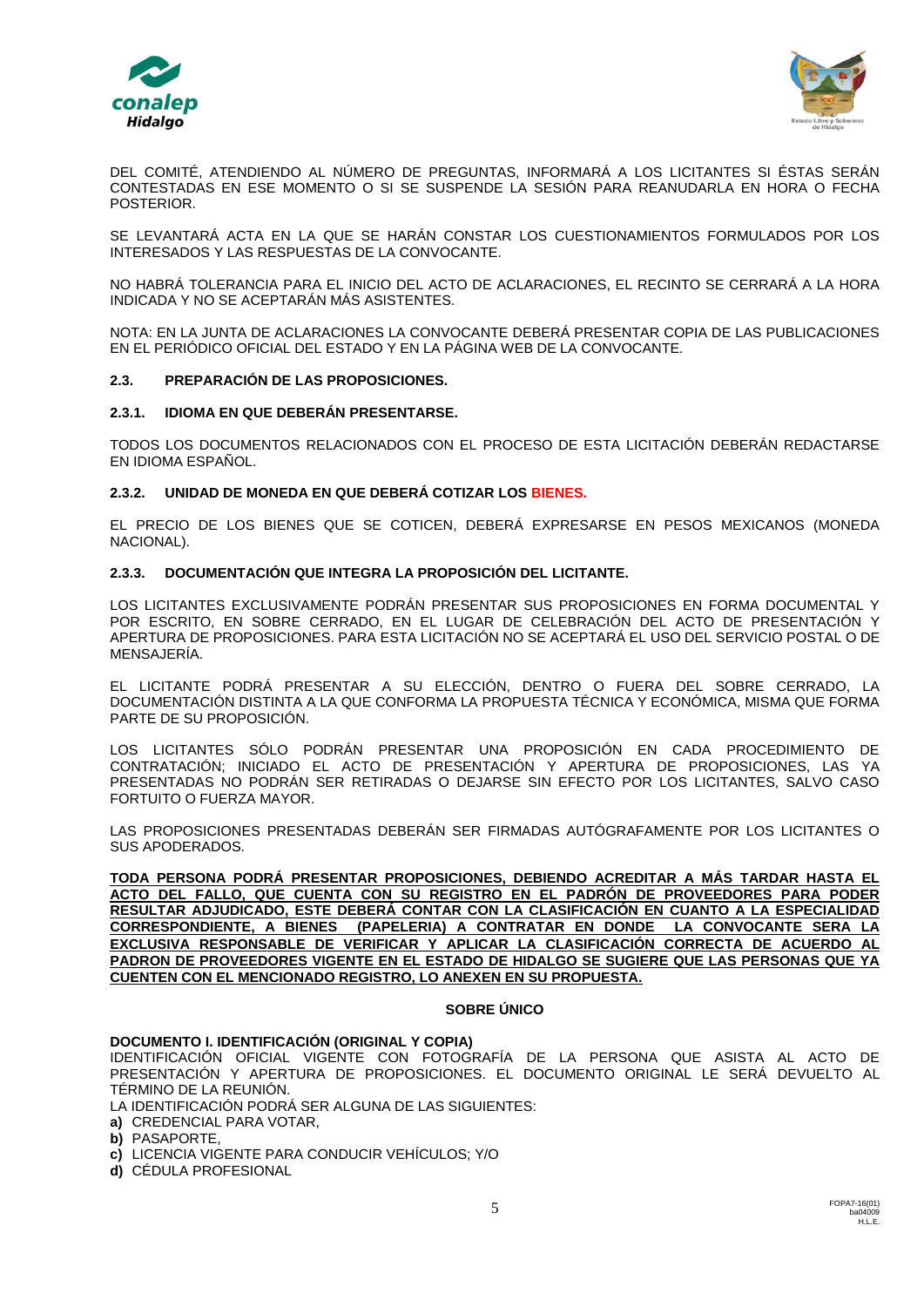DEL COMITÉ, ATENDIENDO AL NÚMERO DE PREGUNTAS, INFORMARÁ A LOS LICITANTES SI ÉSTAS SERÁN CONTESTADAS EN ESE MOMENTO O SI SE SUSPENDE LA SESIÓN PARA REANUDARLA EN HORA O FECHA POSTERIOR.

SE LEVANTARÁ ACTA EN LA QUE SE HARÁN CONSTAR LOS CUESTIONAMIENTOS FORMULADOS POR LOS INTERESADOS Y LAS RESPUESTAS DE LA CONVOCANTE.

NO HABRÁ TOLERANCIA PARA EL INICIO DEL ACTO DE ACLARACIONES, EL RECINTO SE CERRARÁ A LA HORA INDICADA Y NO SE ACEPTARÁN MÁS ASISTENTES.

NOTA: EN LA JUNTA DE ACLARACIONES LA CONVOCANTE DEBERÁ PRESENTAR COPIA DE LAS PUBLICACIONES EN EL PERIÓDICO OFICIAL DEL ESTADO Y EN LA PÁGINA WEB DE LA CONVOCANTE.

### 2.3. PREPARACIÓN DE LAS PROPOSICIONES.

#### 2.3.1. IDIOMA EN QUE DEBERÁN PRESENTARSE.

TODOS LOS DOCUMENTOS RELACIONADOS CON EL PROCESO DE ESTA LICITACIÓN DEBERÁN REDACTARSE EN IDIOMA ESPAÑOL.

#### 2.3.2. UNIDAD DE MONEDA EN QUE DEBERÁ COTIZAR LOS BIENES.

EL PRECIO DE LOS BIENES QUE SE COTICEN, DEBERÁ EXPRESARSE EN PESOS MEXICANOS (MONEDA NACIONAL).

#### 2.3.3. DOCUMENTACIÓN QUE INTEGRA LA PROPOSICIÓN DEL LICITANTE.

LOS LICITANTES EXCLUSIVAMENTE PODRÁN PRESENTAR SUS PROPOSICIONES EN FORMA DOCUMENTAL Y POR ESCRITO, EN SOBRE CERRADO, EN EL LUGAR DE CELEBRACIÓN DEL ACTO DE PRESENTACIÓN Y APERTURA DE PROPOSICIONES. PARA ESTA LICITACIÓN NO SE ACEPTARÁ EL USO DEL SERVICIO POSTAL O DE MENSAJERÍA.

EL LICITANTE PODRÁ PRESENTAR A SU ELECCIÓN, DENTRO O FUERA DEL SOBRE CERRADO, LA DOCUMENTACIÓN DISTINTA A LA QUE CONFORMA LA PROPUESTA TÉCNICA Y ECONÓMICA, MISMA QUE FORMA PARTE DE SU PROPOSICIÓN.

LOS LICITANTES SÓLO PODRÁN PRESENTAR UNA PROPOSICIÓN EN CADA PROCEDIMIENTO DE CONTRATACIÓN; INICIADO EL ACTO DE PRESENTACIÓN Y APERTURA DE PROPOSICIONES, LAS YA PRESENTADAS NO PODRÁN SER RETIRADAS O DEJARSE SIN EFECTO POR LOS LICITANTES, SALVO CASO FORTUITO O FUERZA MAYOR.

LAS PROPOSICIONES PRESENTADAS DEBERÁN SER FIRMADAS AUTÓGRAFAMENTE POR LOS LICITANTES O SUS APODERADOS.

**TODA PERSONA PODRÁ PRESENTAR PROPOSICIONES, DEBIENDO ACREDITAR A MÁS TARDAR HASTA EL ACTO DEL FALLO, QUE CUENTA CON SU REGISTRO EN EL PADRÓN DE PROVEEDORES PARA PODER RESULTAR ADJUDICADO, ESTE DEBERÁ CONTAR CON LA CLASIFICACIÓN EN CUANTO A LA ESPECIALIDAD CORRESPONDIENTE, A BIENES (PAPELERIA) A CONTRATAR EN DONDE LA CONVOCANTE SERA LA EXCLUSIVA RESPONSABLE DE VERIFICAR Y APLICAR LA CLASIFICACIÓN CORRECTA DE ACUERDO AL PADRON DE PROVEEDORES VIGENTE EN EL ESTADO DE HIDALGO SE SUGIERE QUE LAS PERSONAS QUE YA CUENTEN CON EL MENCIONADO REGISTRO, LO ANEXEN EN SU PROPUESTA.**

**SOBRE ÚNICO**

**DOCUMENTO I. IDENTIFICACIÓN (ORIGINAL Y COPIA)**
IDENTIFICACIÓN OFICIAL VIGENTE CON FOTOGRAFÍA DE LA PERSONA QUE ASISTA AL ACTO DE PRESENTACIÓN Y APERTURA DE PROPOSICIONES. EL DOCUMENTO ORIGINAL LE SERÁ DEVUELTO AL TÉRMINO DE LA REUNIÓN.
LA IDENTIFICACIÓN PODRÁ SER ALGUNA DE LAS SIGUIENTES:

**a)** CREDENCIAL PARA VOTAR,
**b)** PASAPORTE,
**c)** LICENCIA VIGENTE PARA CONDUCIR VEHÍCULOS; Y/O
**d)** CÉDULA PROFESIONAL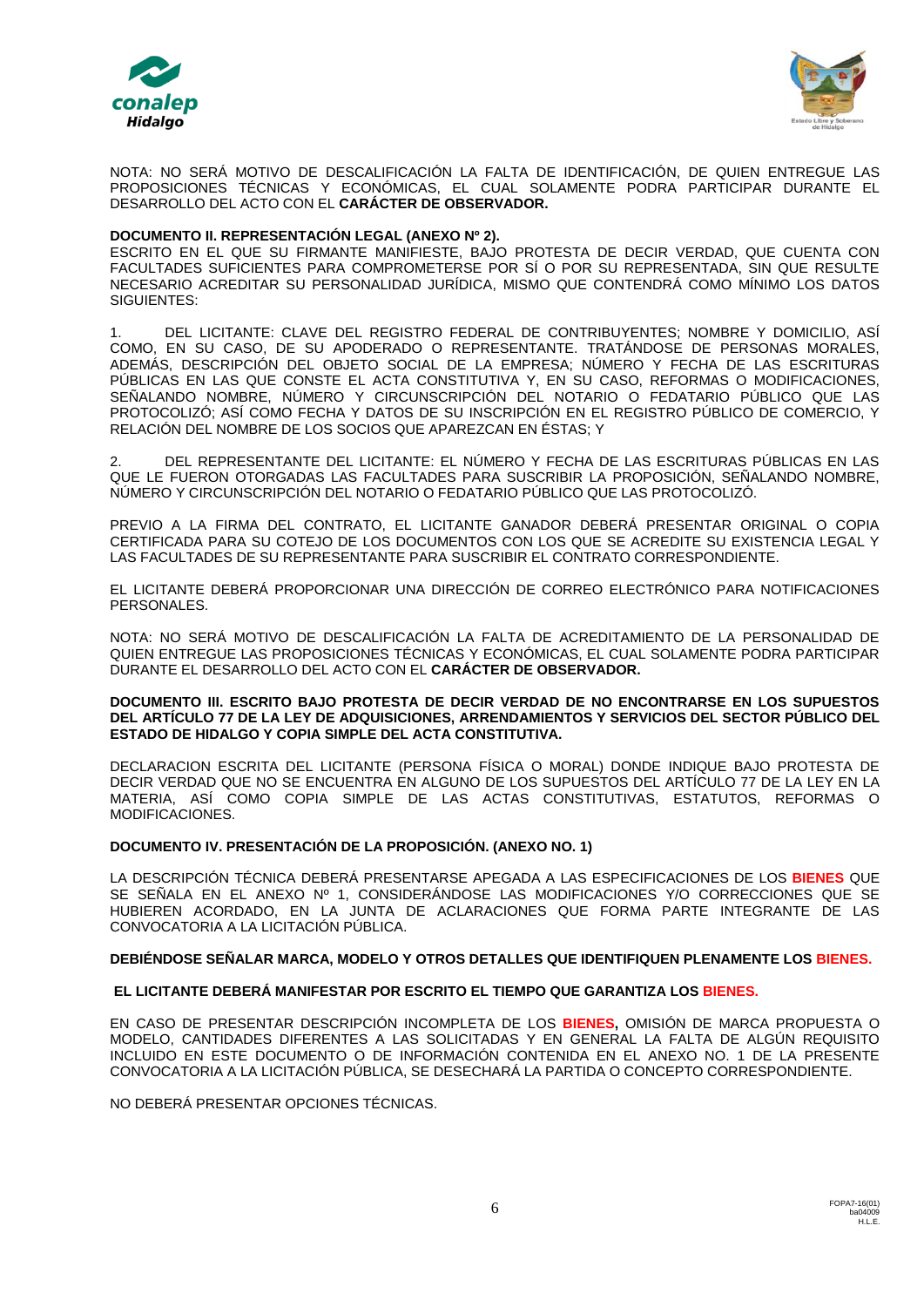NOTA: NO SERÁ MOTIVO DE DESCALIFICACIÓN LA FALTA DE IDENTIFICACIÓN, DE QUIEN ENTREGUE LAS PROPOSICIONES TÉCNICAS Y ECONÓMICAS, EL CUAL SOLAMENTE PODRA PARTICIPAR DURANTE EL DESARROLLO DEL ACTO CON EL **CARÁCTER DE OBSERVADOR.**

**DOCUMENTO II. REPRESENTACIÓN LEGAL (ANEXO Nº 2).**

ESCRITO EN EL QUE SU FIRMANTE MANIFIESTE, BAJO PROTESTA DE DECIR VERDAD, QUE CUENTA CON FACULTADES SUFICIENTES PARA COMPROMETERSE POR SÍ O POR SU REPRESENTADA, SIN QUE RESULTE NECESARIO ACREDITAR SU PERSONALIDAD JURÍDICA, MISMO QUE CONTENDRÁ COMO MÍNIMO LOS DATOS SIGUIENTES:

1. DEL LICITANTE: CLAVE DEL REGISTRO FEDERAL DE CONTRIBUYENTES; NOMBRE Y DOMICILIO, ASÍ COMO, EN SU CASO, DE SU APODERADO O REPRESENTANTE. TRATÁNDOSE DE PERSONAS MORALES, ADEMÁS, DESCRIPCIÓN DEL OBJETO SOCIAL DE LA EMPRESA; NÚMERO Y FECHA DE LAS ESCRITURAS PÚBLICAS EN LAS QUE CONSTE EL ACTA CONSTITUTIVA Y, EN SU CASO, REFORMAS O MODIFICACIONES, SEÑALANDO NOMBRE, NÚMERO Y CIRCUNSCRIPCIÓN DEL NOTARIO O FEDATARIO PÚBLICO QUE LAS PROTOCOLIZÓ; ASÍ COMO FECHA Y DATOS DE SU INSCRIPCIÓN EN EL REGISTRO PÚBLICO DE COMERCIO, Y RELACIÓN DEL NOMBRE DE LOS SOCIOS QUE APAREZCAN EN ÉSTAS; Y

2. DEL REPRESENTANTE DEL LICITANTE: EL NÚMERO Y FECHA DE LAS ESCRITURAS PÚBLICAS EN LAS QUE LE FUERON OTORGADAS LAS FACULTADES PARA SUSCRIBIR LA PROPOSICIÓN, SEÑALANDO NOMBRE, NÚMERO Y CIRCUNSCRIPCIÓN DEL NOTARIO O FEDATARIO PÚBLICO QUE LAS PROTOCOLIZÓ.

PREVIO A LA FIRMA DEL CONTRATO, EL LICITANTE GANADOR DEBERÁ PRESENTAR ORIGINAL O COPIA CERTIFICADA PARA SU COTEJO DE LOS DOCUMENTOS CON LOS QUE SE ACREDITE SU EXISTENCIA LEGAL Y LAS FACULTADES DE SU REPRESENTANTE PARA SUSCRIBIR EL CONTRATO CORRESPONDIENTE.

EL LICITANTE DEBERÁ PROPORCIONAR UNA DIRECCIÓN DE CORREO ELECTRÓNICO PARA NOTIFICACIONES PERSONALES.

NOTA: NO SERÁ MOTIVO DE DESCALIFICACIÓN LA FALTA DE ACREDITAMIENTO DE LA PERSONALIDAD DE QUIEN ENTREGUE LAS PROPOSICIONES TÉCNICAS Y ECONÓMICAS, EL CUAL SOLAMENTE PODRA PARTICIPAR DURANTE EL DESARROLLO DEL ACTO CON EL **CARÁCTER DE OBSERVADOR.**

**DOCUMENTO III. ESCRITO BAJO PROTESTA DE DECIR VERDAD DE NO ENCONTRARSE EN LOS SUPUESTOS DEL ARTÍCULO 77 DE LA LEY DE ADQUISICIONES, ARRENDAMIENTOS Y SERVICIOS DEL SECTOR PÚBLICO DEL ESTADO DE HIDALGO Y COPIA SIMPLE DEL ACTA CONSTITUTIVA.**

DECLARACION ESCRITA DEL LICITANTE (PERSONA FÍSICA O MORAL) DONDE INDIQUE BAJO PROTESTA DE DECIR VERDAD QUE NO SE ENCUENTRA EN ALGUNO DE LOS SUPUESTOS DEL ARTÍCULO 77 DE LA LEY EN LA MATERIA, ASÍ COMO COPIA SIMPLE DE LAS ACTAS CONSTITUTIVAS, ESTATUTOS, REFORMAS O MODIFICACIONES.

**DOCUMENTO IV. PRESENTACIÓN DE LA PROPOSICIÓN. (ANEXO NO. 1)**

LA DESCRIPCIÓN TÉCNICA DEBERÁ PRESENTARSE APEGADA A LAS ESPECIFICACIONES DE LOS **BIENES** QUE SE SEÑALA EN EL ANEXO Nº 1, CONSIDERÁNDOSE LAS MODIFICACIONES Y/O CORRECCIONES QUE SE HUBIEREN ACORDADO, EN LA JUNTA DE ACLARACIONES QUE FORMA PARTE INTEGRANTE DE LAS CONVOCATORIA A LA LICITACIÓN PÚBLICA.

**DEBIÉNDOSE SEÑALAR MARCA, MODELO Y OTROS DETALLES QUE IDENTIFIQUEN PLENAMENTE LOS BIENES.**

**EL LICITANTE DEBERÁ MANIFESTAR POR ESCRITO EL TIEMPO QUE GARANTIZA LOS BIENES.**

EN CASO DE PRESENTAR DESCRIPCIÓN INCOMPLETA DE LOS **BIENES**, OMISIÓN DE MARCA PROPUESTA O MODELO, CANTIDADES DIFERENTES A LAS SOLICITADAS Y EN GENERAL LA FALTA DE ALGÚN REQUISITO INCLUIDO EN ESTE DOCUMENTO O DE INFORMACIÓN CONTENIDA EN EL ANEXO NO. 1 DE LA PRESENTE CONVOCATORIA A LA LICITACIÓN PÚBLICA, SE DESECHARÁ LA PARTIDA O CONCEPTO CORRESPONDIENTE.

NO DEBERÁ PRESENTAR OPCIONES TÉCNICAS.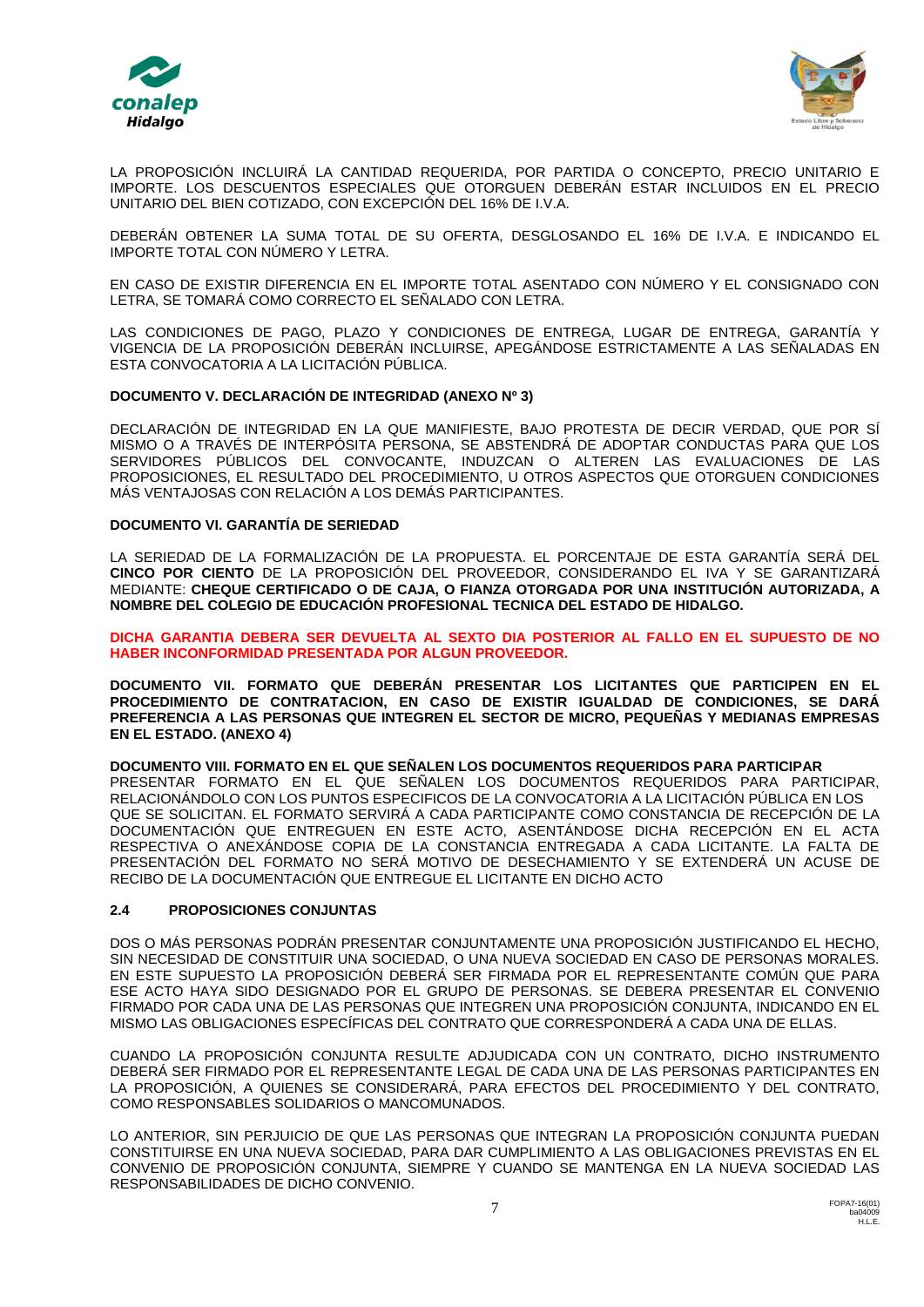LA PROPOSICIÓN INCLUIRÁ LA CANTIDAD REQUERIDA, POR PARTIDA O CONCEPTO, PRECIO UNITARIO E IMPORTE. LOS DESCUENTOS ESPECIALES QUE OTORGUEN DEBERÁN ESTAR INCLUIDOS EN EL PRECIO UNITARIO DEL BIEN COTIZADO, CON EXCEPCIÓN DEL 16% DE I.V.A.

DEBERÁN OBTENER LA SUMA TOTAL DE SU OFERTA, DESGLOSANDO EL 16% DE I.V.A. E INDICANDO EL IMPORTE TOTAL CON NÚMERO Y LETRA.

EN CASO DE EXISTIR DIFERENCIA EN EL IMPORTE TOTAL ASENTADO CON NÚMERO Y EL CONSIGNADO CON LETRA, SE TOMARÁ COMO CORRECTO EL SEÑALADO CON LETRA.

LAS CONDICIONES DE PAGO, PLAZO Y CONDICIONES DE ENTREGA, LUGAR DE ENTREGA, GARANTÍA Y VIGENCIA DE LA PROPOSICIÓN DEBERÁN INCLUIRSE, APEGÁNDOSE ESTRICTAMENTE A LAS SEÑALADAS EN ESTA CONVOCATORIA A LA LICITACIÓN PÚBLICA.

**DOCUMENTO V. DECLARACIÓN DE INTEGRIDAD (ANEXO Nº 3)**

DECLARACIÓN DE INTEGRIDAD EN LA QUE MANIFIESTE, BAJO PROTESTA DE DECIR VERDAD, QUE POR SÍ MISMO O A TRAVÉS DE INTERPÓSITA PERSONA, SE ABSTENDRÁ DE ADOPTAR CONDUCTAS PARA QUE LOS SERVIDORES PÚBLICOS DEL CONVOCANTE, INDUZCAN O ALTEREN LAS EVALUACIONES DE LAS PROPOSICIONES, EL RESULTADO DEL PROCEDIMIENTO, U OTROS ASPECTOS QUE OTORGUEN CONDICIONES MÁS VENTAJOSAS CON RELACIÓN A LOS DEMÁS PARTICIPANTES.

**DOCUMENTO VI. GARANTÍA DE SERIEDAD**

LA SERIEDAD DE LA FORMALIZACIÓN DE LA PROPUESTA. EL PORCENTAJE DE ESTA GARANTÍA SERÁ DEL **CINCO POR CIENTO** DE LA PROPOSICIÓN DEL PROVEEDOR, CONSIDERANDO EL IVA Y SE GARANTIZARÁ MEDIANTE: **CHEQUE CERTIFICADO O DE CAJA, O FIANZA OTORGADA POR UNA INSTITUCIÓN AUTORIZADA, A NOMBRE DEL COLEGIO DE EDUCACIÓN PROFESIONAL TECNICA DEL ESTADO DE HIDALGO.**

**DICHA GARANTIA DEBERA SER DEVUELTA AL SEXTO DIA POSTERIOR AL FALLO EN EL SUPUESTO DE NO HABER INCONFORMIDAD PRESENTADA POR ALGUN PROVEEDOR.**

**DOCUMENTO VII. FORMATO QUE DEBERÁN PRESENTAR LOS LICITANTES QUE PARTICIPEN EN EL PROCEDIMIENTO DE CONTRATACION, EN CASO DE EXISTIR IGUALDAD DE CONDICIONES, SE DARÁ PREFERENCIA A LAS PERSONAS QUE INTEGREN EL SECTOR DE MICRO, PEQUEÑAS Y MEDIANAS EMPRESAS EN EL ESTADO. (ANEXO 4)**

**DOCUMENTO VIII. FORMATO EN EL QUE SEÑALEN LOS DOCUMENTOS REQUERIDOS PARA PARTICIPAR**
PRESENTAR FORMATO EN EL QUE SEÑALEN LOS DOCUMENTOS REQUERIDOS PARA PARTICIPAR, RELACIONÁNDOLO CON LOS PUNTOS ESPECIFICOS DE LA CONVOCATORIA A LA LICITACIÓN PÚBLICA EN LOS QUE SE SOLICITAN. EL FORMATO SERVIRÁ A CADA PARTICIPANTE COMO CONSTANCIA DE RECEPCIÓN DE LA DOCUMENTACIÓN QUE ENTREGUEN EN ESTE ACTO, ASENTÁNDOSE DICHA RECEPCIÓN EN EL ACTA RESPECTIVA O ANEXÁNDOSE COPIA DE LA CONSTANCIA ENTREGADA A CADA LICITANTE. LA FALTA DE PRESENTACIÓN DEL FORMATO NO SERÁ MOTIVO DE DESECHAMIENTO Y SE EXTENDERÁ UN ACUSE DE RECIBO DE LA DOCUMENTACIÓN QUE ENTREGUE EL LICITANTE EN DICHO ACTO

### 2.4 PROPOSICIONES CONJUNTAS

DOS O MÁS PERSONAS PODRÁN PRESENTAR CONJUNTAMENTE UNA PROPOSICIÓN JUSTIFICANDO EL HECHO, SIN NECESIDAD DE CONSTITUIR UNA SOCIEDAD, O UNA NUEVA SOCIEDAD EN CASO DE PERSONAS MORALES. EN ESTE SUPUESTO LA PROPOSICIÓN DEBERÁ SER FIRMADA POR EL REPRESENTANTE COMÚN QUE PARA ESE ACTO HAYA SIDO DESIGNADO POR EL GRUPO DE PERSONAS. SE DEBERA PRESENTAR EL CONVENIO FIRMADO POR CADA UNA DE LAS PERSONAS QUE INTEGREN UNA PROPOSICIÓN CONJUNTA, INDICANDO EN EL MISMO LAS OBLIGACIONES ESPECÍFICAS DEL CONTRATO QUE CORRESPONDERÁ A CADA UNA DE ELLAS.

CUANDO LA PROPOSICIÓN CONJUNTA RESULTE ADJUDICADA CON UN CONTRATO, DICHO INSTRUMENTO DEBERÁ SER FIRMADO POR EL REPRESENTANTE LEGAL DE CADA UNA DE LAS PERSONAS PARTICIPANTES EN LA PROPOSICIÓN, A QUIENES SE CONSIDERARÁ, PARA EFECTOS DEL PROCEDIMIENTO Y DEL CONTRATO, COMO RESPONSABLES SOLIDARIOS O MANCOMUNADOS.

LO ANTERIOR, SIN PERJUICIO DE QUE LAS PERSONAS QUE INTEGRAN LA PROPOSICIÓN CONJUNTA PUEDAN CONSTITUIRSE EN UNA NUEVA SOCIEDAD, PARA DAR CUMPLIMIENTO A LAS OBLIGACIONES PREVISTAS EN EL CONVENIO DE PROPOSICIÓN CONJUNTA, SIEMPRE Y CUANDO SE MANTENGA EN LA NUEVA SOCIEDAD LAS RESPONSABILIDADES DE DICHO CONVENIO.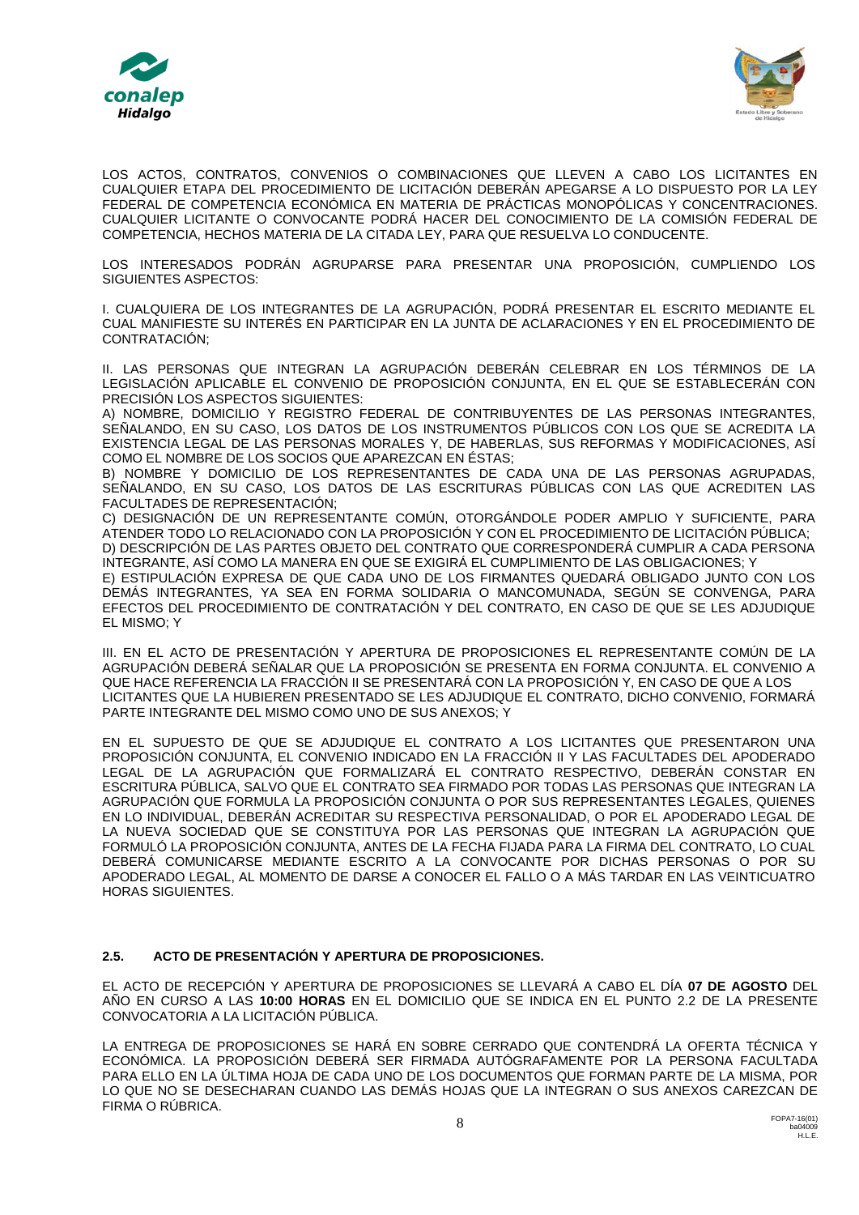LOS ACTOS, CONTRATOS, CONVENIOS O COMBINACIONES QUE LLEVEN A CABO LOS LICITANTES EN CUALQUIER ETAPA DEL PROCEDIMIENTO DE LICITACIÓN DEBERÁN APEGARSE A LO DISPUESTO POR LA LEY FEDERAL DE COMPETENCIA ECONÓMICA EN MATERIA DE PRÁCTICAS MONOPÓLICAS Y CONCENTRACIONES. CUALQUIER LICITANTE O CONVOCANTE PODRÁ HACER DEL CONOCIMIENTO DE LA COMISIÓN FEDERAL DE COMPETENCIA, HECHOS MATERIA DE LA CITADA LEY, PARA QUE RESUELVA LO CONDUCENTE.

LOS INTERESADOS PODRÁN AGRUPARSE PARA PRESENTAR UNA PROPOSICIÓN, CUMPLIENDO LOS SIGUIENTES ASPECTOS:

I. CUALQUIERA DE LOS INTEGRANTES DE LA AGRUPACIÓN, PODRÁ PRESENTAR EL ESCRITO MEDIANTE EL CUAL MANIFIESTE SU INTERÉS EN PARTICIPAR EN LA JUNTA DE ACLARACIONES Y EN EL PROCEDIMIENTO DE CONTRATACIÓN;

II. LAS PERSONAS QUE INTEGRAN LA AGRUPACIÓN DEBERÁN CELEBRAR EN LOS TÉRMINOS DE LA LEGISLACIÓN APLICABLE EL CONVENIO DE PROPOSICIÓN CONJUNTA, EN EL QUE SE ESTABLECERÁN CON PRECISIÓN LOS ASPECTOS SIGUIENTES:

A) NOMBRE, DOMICILIO Y REGISTRO FEDERAL DE CONTRIBUYENTES DE LAS PERSONAS INTEGRANTES, SEÑALANDO, EN SU CASO, LOS DATOS DE LOS INSTRUMENTOS PÚBLICOS CON LOS QUE SE ACREDITA LA EXISTENCIA LEGAL DE LAS PERSONAS MORALES Y, DE HABERLAS, SUS REFORMAS Y MODIFICACIONES, ASÍ COMO EL NOMBRE DE LOS SOCIOS QUE APAREZCAN EN ÉSTAS;

B) NOMBRE Y DOMICILIO DE LOS REPRESENTANTES DE CADA UNA DE LAS PERSONAS AGRUPADAS, SEÑALANDO, EN SU CASO, LOS DATOS DE LAS ESCRITURAS PÚBLICAS CON LAS QUE ACREDITEN LAS FACULTADES DE REPRESENTACIÓN;

C) DESIGNACIÓN DE UN REPRESENTANTE COMÚN, OTORGÁNDOLE PODER AMPLIO Y SUFICIENTE, PARA ATENDER TODO LO RELACIONADO CON LA PROPOSICIÓN Y CON EL PROCEDIMIENTO DE LICITACIÓN PÚBLICA;

D) DESCRIPCIÓN DE LAS PARTES OBJETO DEL CONTRATO QUE CORRESPONDERÁ CUMPLIR A CADA PERSONA INTEGRANTE, ASÍ COMO LA MANERA EN QUE SE EXIGIRÁ EL CUMPLIMIENTO DE LAS OBLIGACIONES; Y

E) ESTIPULACIÓN EXPRESA DE QUE CADA UNO DE LOS FIRMANTES QUEDARÁ OBLIGADO JUNTO CON LOS DEMÁS INTEGRANTES, YA SEA EN FORMA SOLIDARIA O MANCOMUNADA, SEGÚN SE CONVENGA, PARA EFECTOS DEL PROCEDIMIENTO DE CONTRATACIÓN Y DEL CONTRATO, EN CASO DE QUE SE LES ADJUDIQUE EL MISMO; Y

III. EN EL ACTO DE PRESENTACIÓN Y APERTURA DE PROPOSICIONES EL REPRESENTANTE COMÚN DE LA AGRUPACIÓN DEBERÁ SEÑALAR QUE LA PROPOSICIÓN SE PRESENTA EN FORMA CONJUNTA. EL CONVENIO A QUE HACE REFERENCIA LA FRACCIÓN II SE PRESENTARÁ CON LA PROPOSICIÓN Y, EN CASO DE QUE A LOS LICITANTES QUE LA HUBIEREN PRESENTADO SE LES ADJUDIQUE EL CONTRATO, DICHO CONVENIO, FORMARÁ PARTE INTEGRANTE DEL MISMO COMO UNO DE SUS ANEXOS; Y

EN EL SUPUESTO DE QUE SE ADJUDIQUE EL CONTRATO A LOS LICITANTES QUE PRESENTARON UNA PROPOSICIÓN CONJUNTA, EL CONVENIO INDICADO EN LA FRACCIÓN II Y LAS FACULTADES DEL APODERADO LEGAL DE LA AGRUPACIÓN QUE FORMALIZARÁ EL CONTRATO RESPECTIVO, DEBERÁN CONSTAR EN ESCRITURA PÚBLICA, SALVO QUE EL CONTRATO SEA FIRMADO POR TODAS LAS PERSONAS QUE INTEGRAN LA AGRUPACIÓN QUE FORMULA LA PROPOSICIÓN CONJUNTA O POR SUS REPRESENTANTES LEGALES, QUIENES EN LO INDIVIDUAL, DEBERÁN ACREDITAR SU RESPECTIVA PERSONALIDAD, O POR EL APODERADO LEGAL DE LA NUEVA SOCIEDAD QUE SE CONSTITUYA POR LAS PERSONAS QUE INTEGRAN LA AGRUPACIÓN QUE FORMULÓ LA PROPOSICIÓN CONJUNTA, ANTES DE LA FECHA FIJADA PARA LA FIRMA DEL CONTRATO, LO CUAL DEBERÁ COMUNICARSE MEDIANTE ESCRITO A LA CONVOCANTE POR DICHAS PERSONAS O POR SU APODERADO LEGAL, AL MOMENTO DE DARSE A CONOCER EL FALLO O A MÁS TARDAR EN LAS VEINTICUATRO HORAS SIGUIENTES.

## 2.5. ACTO DE PRESENTACIÓN Y APERTURA DE PROPOSICIONES.

EL ACTO DE RECEPCIÓN Y APERTURA DE PROPOSICIONES SE LLEVARÁ A CABO EL DÍA **07 DE AGOSTO** DEL AÑO EN CURSO A LAS **10:00 HORAS** EN EL DOMICILIO QUE SE INDICA EN EL PUNTO 2.2 DE LA PRESENTE CONVOCATORIA A LA LICITACIÓN PÚBLICA.

LA ENTREGA DE PROPOSICIONES SE HARÁ EN SOBRE CERRADO QUE CONTENDRÁ LA OFERTA TÉCNICA Y ECONÓMICA. LA PROPOSICIÓN DEBERÁ SER FIRMADA AUTÓGRAFAMENTE POR LA PERSONA FACULTADA PARA ELLO EN LA ÚLTIMA HOJA DE CADA UNO DE LOS DOCUMENTOS QUE FORMAN PARTE DE LA MISMA, POR LO QUE NO SE DESECHARAN CUANDO LAS DEMÁS HOJAS QUE LA INTEGRAN O SUS ANEXOS CAREZCAN DE FIRMA O RÚBRICA.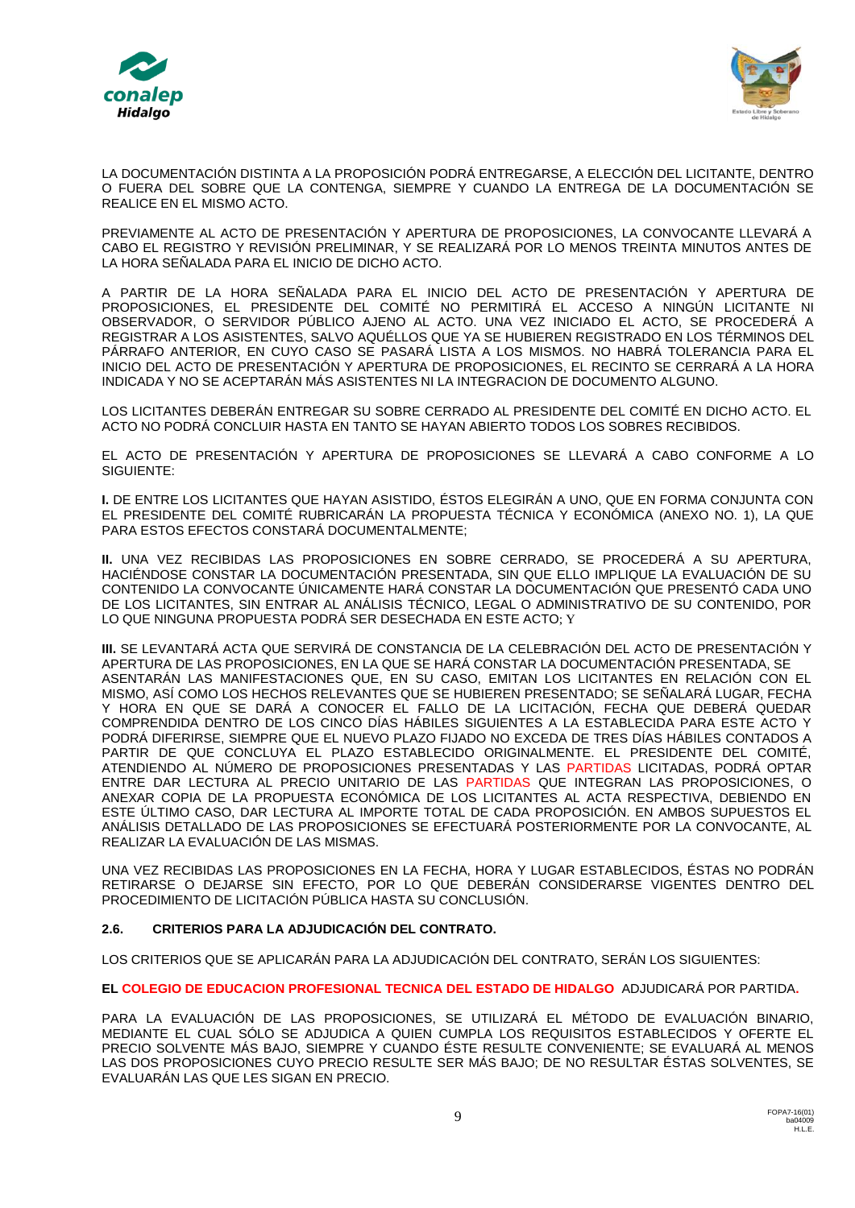LA DOCUMENTACIÓN DISTINTA A LA PROPOSICIÓN PODRÁ ENTREGARSE, A ELECCIÓN DEL LICITANTE, DENTRO O FUERA DEL SOBRE QUE LA CONTENGA, SIEMPRE Y CUANDO LA ENTREGA DE LA DOCUMENTACIÓN SE REALICE EN EL MISMO ACTO.

PREVIAMENTE AL ACTO DE PRESENTACIÓN Y APERTURA DE PROPOSICIONES, LA CONVOCANTE LLEVARÁ A CABO EL REGISTRO Y REVISIÓN PRELIMINAR, Y SE REALIZARÁ POR LO MENOS TREINTA MINUTOS ANTES DE LA HORA SEÑALADA PARA EL INICIO DE DICHO ACTO.

A PARTIR DE LA HORA SEÑALADA PARA EL INICIO DEL ACTO DE PRESENTACIÓN Y APERTURA DE PROPOSICIONES, EL PRESIDENTE DEL COMITÉ NO PERMITIRÁ EL ACCESO A NINGÚN LICITANTE NI OBSERVADOR, O SERVIDOR PÚBLICO AJENO AL ACTO. UNA VEZ INICIADO EL ACTO, SE PROCEDERÁ A REGISTRAR A LOS ASISTENTES, SALVO AQUÉLLOS QUE YA SE HUBIEREN REGISTRADO EN LOS TÉRMINOS DEL PÁRRAFO ANTERIOR, EN CUYO CASO SE PASARÁ LISTA A LOS MISMOS. NO HABRÁ TOLERANCIA PARA EL INICIO DEL ACTO DE PRESENTACIÓN Y APERTURA DE PROPOSICIONES, EL RECINTO SE CERRARÁ A LA HORA INDICADA Y NO SE ACEPTARÁN MÁS ASISTENTES NI LA INTEGRACION DE DOCUMENTO ALGUNO.

LOS LICITANTES DEBERÁN ENTREGAR SU SOBRE CERRADO AL PRESIDENTE DEL COMITÉ EN DICHO ACTO. EL ACTO NO PODRÁ CONCLUIR HASTA EN TANTO SE HAYAN ABIERTO TODOS LOS SOBRES RECIBIDOS.

EL ACTO DE PRESENTACIÓN Y APERTURA DE PROPOSICIONES SE LLEVARÁ A CABO CONFORME A LO SIGUIENTE:

**I.** DE ENTRE LOS LICITANTES QUE HAYAN ASISTIDO, ÉSTOS ELEGIRÁN A UNO, QUE EN FORMA CONJUNTA CON EL PRESIDENTE DEL COMITÉ RUBRICARÁN LA PROPUESTA TÉCNICA Y ECONÓMICA (ANEXO NO. 1), LA QUE PARA ESTOS EFECTOS CONSTARÁ DOCUMENTALMENTE;

**II.** UNA VEZ RECIBIDAS LAS PROPOSICIONES EN SOBRE CERRADO, SE PROCEDERÁ A SU APERTURA, HACIÉNDOSE CONSTAR LA DOCUMENTACIÓN PRESENTADA, SIN QUE ELLO IMPLIQUE LA EVALUACIÓN DE SU CONTENIDO LA CONVOCANTE ÚNICAMENTE HARÁ CONSTAR LA DOCUMENTACIÓN QUE PRESENTÓ CADA UNO DE LOS LICITANTES, SIN ENTRAR AL ANÁLISIS TÉCNICO, LEGAL O ADMINISTRATIVO DE SU CONTENIDO, POR LO QUE NINGUNA PROPUESTA PODRÁ SER DESECHADA EN ESTE ACTO; Y

**III.** SE LEVANTARÁ ACTA QUE SERVIRÁ DE CONSTANCIA DE LA CELEBRACIÓN DEL ACTO DE PRESENTACIÓN Y APERTURA DE LAS PROPOSICIONES, EN LA QUE SE HARÁ CONSTAR LA DOCUMENTACIÓN PRESENTADA, SE ASENTARÁN LAS MANIFESTACIONES QUE, EN SU CASO, EMITAN LOS LICITANTES EN RELACIÓN CON EL MISMO, ASÍ COMO LOS HECHOS RELEVANTES QUE SE HUBIEREN PRESENTADO; SE SEÑALARÁ LUGAR, FECHA Y HORA EN QUE SE DARÁ A CONOCER EL FALLO DE LA LICITACIÓN, FECHA QUE DEBERÁ QUEDAR COMPRENDIDA DENTRO DE LOS CINCO DÍAS HÁBILES SIGUIENTES A LA ESTABLECIDA PARA ESTE ACTO Y PODRÁ DIFERIRSE, SIEMPRE QUE EL NUEVO PLAZO FIJADO NO EXCEDA DE TRES DÍAS HÁBILES CONTADOS A PARTIR DE QUE CONCLUYA EL PLAZO ESTABLECIDO ORIGINALMENTE. EL PRESIDENTE DEL COMITÉ, ATENDIENDO AL NÚMERO DE PROPOSICIONES PRESENTADAS Y LAS PARTIDAS LICITADAS, PODRÁ OPTAR ENTRE DAR LECTURA AL PRECIO UNITARIO DE LAS PARTIDAS QUE INTEGRAN LAS PROPOSICIONES, O ANEXAR COPIA DE LA PROPUESTA ECONÓMICA DE LOS LICITANTES AL ACTA RESPECTIVA, DEBIENDO EN ESTE ÚLTIMO CASO, DAR LECTURA AL IMPORTE TOTAL DE CADA PROPOSICIÓN. EN AMBOS SUPUESTOS EL ANÁLISIS DETALLADO DE LAS PROPOSICIONES SE EFECTUARÁ POSTERIORMENTE POR LA CONVOCANTE, AL REALIZAR LA EVALUACIÓN DE LAS MISMAS.

UNA VEZ RECIBIDAS LAS PROPOSICIONES EN LA FECHA, HORA Y LUGAR ESTABLECIDOS, ÉSTAS NO PODRÁN RETIRARSE O DEJARSE SIN EFECTO, POR LO QUE DEBERÁN CONSIDERARSE VIGENTES DENTRO DEL PROCEDIMIENTO DE LICITACIÓN PÚBLICA HASTA SU CONCLUSIÓN.

### 2.6. CRITERIOS PARA LA ADJUDICACIÓN DEL CONTRATO.

LOS CRITERIOS QUE SE APLICARÁN PARA LA ADJUDICACIÓN DEL CONTRATO, SERÁN LOS SIGUIENTES:

**EL COLEGIO DE EDUCACION PROFESIONAL TECNICA DEL ESTADO DE HIDALGO** ADJUDICARÁ POR PARTIDA**.**

PARA LA EVALUACIÓN DE LAS PROPOSICIONES, SE UTILIZARÁ EL MÉTODO DE EVALUACIÓN BINARIO, MEDIANTE EL CUAL SÓLO SE ADJUDICA A QUIEN CUMPLA LOS REQUISITOS ESTABLECIDOS Y OFERTE EL PRECIO SOLVENTE MÁS BAJO, SIEMPRE Y CUANDO ÉSTE RESULTE CONVENIENTE; SE EVALUARÁ AL MENOS LAS DOS PROPOSICIONES CUYO PRECIO RESULTE SER MÁS BAJO; DE NO RESULTAR ÉSTAS SOLVENTES, SE EVALUARÁN LAS QUE LES SIGAN EN PRECIO.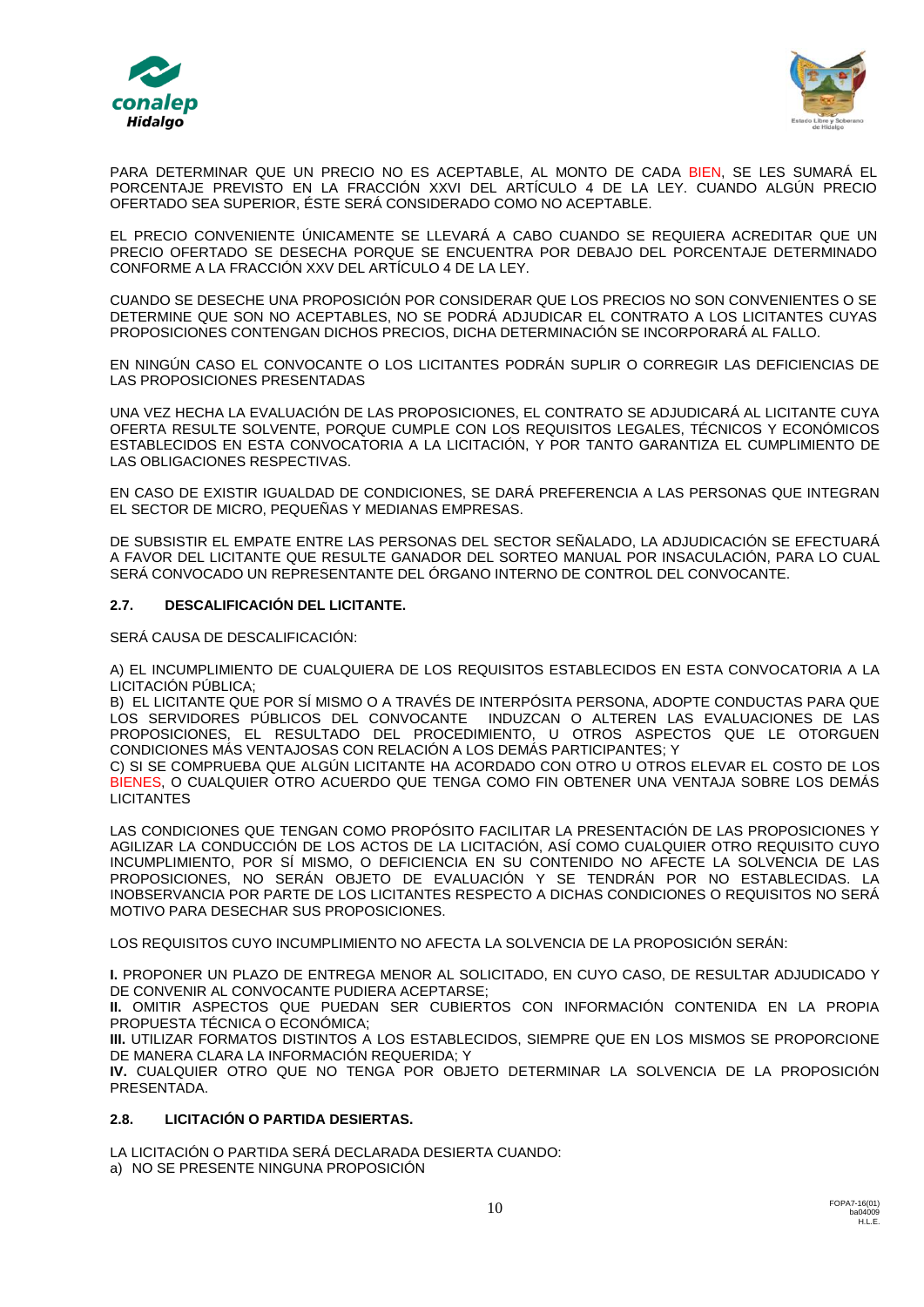PARA DETERMINAR QUE UN PRECIO NO ES ACEPTABLE, AL MONTO DE CADA BIEN, SE LES SUMARÁ EL PORCENTAJE PREVISTO EN LA FRACCIÓN XXVI DEL ARTÍCULO 4 DE LA LEY. CUANDO ALGÚN PRECIO OFERTADO SEA SUPERIOR, ÉSTE SERÁ CONSIDERADO COMO NO ACEPTABLE.

EL PRECIO CONVENIENTE ÚNICAMENTE SE LLEVARÁ A CABO CUANDO SE REQUIERA ACREDITAR QUE UN PRECIO OFERTADO SE DESECHA PORQUE SE ENCUENTRA POR DEBAJO DEL PORCENTAJE DETERMINADO CONFORME A LA FRACCIÓN XXV DEL ARTÍCULO 4 DE LA LEY.

CUANDO SE DESECHE UNA PROPOSICIÓN POR CONSIDERAR QUE LOS PRECIOS NO SON CONVENIENTES O SE DETERMINE QUE SON NO ACEPTABLES, NO SE PODRÁ ADJUDICAR EL CONTRATO A LOS LICITANTES CUYAS PROPOSICIONES CONTENGAN DICHOS PRECIOS, DICHA DETERMINACIÓN SE INCORPORARÁ AL FALLO.

EN NINGÚN CASO EL CONVOCANTE O LOS LICITANTES PODRÁN SUPLIR O CORREGIR LAS DEFICIENCIAS DE LAS PROPOSICIONES PRESENTADAS

UNA VEZ HECHA LA EVALUACIÓN DE LAS PROPOSICIONES, EL CONTRATO SE ADJUDICARÁ AL LICITANTE CUYA OFERTA RESULTE SOLVENTE, PORQUE CUMPLE CON LOS REQUISITOS LEGALES, TÉCNICOS Y ECONÓMICOS ESTABLECIDOS EN ESTA CONVOCATORIA A LA LICITACIÓN, Y POR TANTO GARANTIZA EL CUMPLIMIENTO DE LAS OBLIGACIONES RESPECTIVAS.

EN CASO DE EXISTIR IGUALDAD DE CONDICIONES, SE DARÁ PREFERENCIA A LAS PERSONAS QUE INTEGRAN EL SECTOR DE MICRO, PEQUEÑAS Y MEDIANAS EMPRESAS.

DE SUBSISTIR EL EMPATE ENTRE LAS PERSONAS DEL SECTOR SEÑALADO, LA ADJUDICACIÓN SE EFECTUARÁ A FAVOR DEL LICITANTE QUE RESULTE GANADOR DEL SORTEO MANUAL POR INSACULACIÓN, PARA LO CUAL SERÁ CONVOCADO UN REPRESENTANTE DEL ÓRGANO INTERNO DE CONTROL DEL CONVOCANTE.

### 2.7. DESCALIFICACIÓN DEL LICITANTE.

SERÁ CAUSA DE DESCALIFICACIÓN:

A) EL INCUMPLIMIENTO DE CUALQUIERA DE LOS REQUISITOS ESTABLECIDOS EN ESTA CONVOCATORIA A LA LICITACIÓN PÚBLICA;
B) EL LICITANTE QUE POR SÍ MISMO O A TRAVÉS DE INTERPÓSITA PERSONA, ADOPTE CONDUCTAS PARA QUE LOS SERVIDORES PÚBLICOS DEL CONVOCANTE INDUZCAN O ALTEREN LAS EVALUACIONES DE LAS PROPOSICIONES, EL RESULTADO DEL PROCEDIMIENTO, U OTROS ASPECTOS QUE LE OTORGUEN CONDICIONES MÁS VENTAJOSAS CON RELACIÓN A LOS DEMÁS PARTICIPANTES; Y
C) SI SE COMPRUEBA QUE ALGÚN LICITANTE HA ACORDADO CON OTRO U OTROS ELEVAR EL COSTO DE LOS BIENES, O CUALQUIER OTRO ACUERDO QUE TENGA COMO FIN OBTENER UNA VENTAJA SOBRE LOS DEMÁS LICITANTES

LAS CONDICIONES QUE TENGAN COMO PROPÓSITO FACILITAR LA PRESENTACIÓN DE LAS PROPOSICIONES Y AGILIZAR LA CONDUCCIÓN DE LOS ACTOS DE LA LICITACIÓN, ASÍ COMO CUALQUIER OTRO REQUISITO CUYO INCUMPLIMIENTO, POR SÍ MISMO, O DEFICIENCIA EN SU CONTENIDO NO AFECTE LA SOLVENCIA DE LAS PROPOSICIONES, NO SERÁN OBJETO DE EVALUACIÓN Y SE TENDRÁN POR NO ESTABLECIDAS. LA INOBSERVANCIA POR PARTE DE LOS LICITANTES RESPECTO A DICHAS CONDICIONES O REQUISITOS NO SERÁ MOTIVO PARA DESECHAR SUS PROPOSICIONES.

LOS REQUISITOS CUYO INCUMPLIMIENTO NO AFECTA LA SOLVENCIA DE LA PROPOSICIÓN SERÁN:

**I.** PROPONER UN PLAZO DE ENTREGA MENOR AL SOLICITADO, EN CUYO CASO, DE RESULTAR ADJUDICADO Y DE CONVENIR AL CONVOCANTE PUDIERA ACEPTARSE;
**II.** OMITIR ASPECTOS QUE PUEDAN SER CUBIERTOS CON INFORMACIÓN CONTENIDA EN LA PROPIA PROPUESTA TÉCNICA O ECONÓMICA;
**III.** UTILIZAR FORMATOS DISTINTOS A LOS ESTABLECIDOS, SIEMPRE QUE EN LOS MISMOS SE PROPORCIONE DE MANERA CLARA LA INFORMACIÓN REQUERIDA; Y
**IV.** CUALQUIER OTRO QUE NO TENGA POR OBJETO DETERMINAR LA SOLVENCIA DE LA PROPOSICIÓN PRESENTADA.

### 2.8. LICITACIÓN O PARTIDA DESIERTAS.

LA LICITACIÓN O PARTIDA SERÁ DECLARADA DESIERTA CUANDO:
a) NO SE PRESENTE NINGUNA PROPOSICIÓN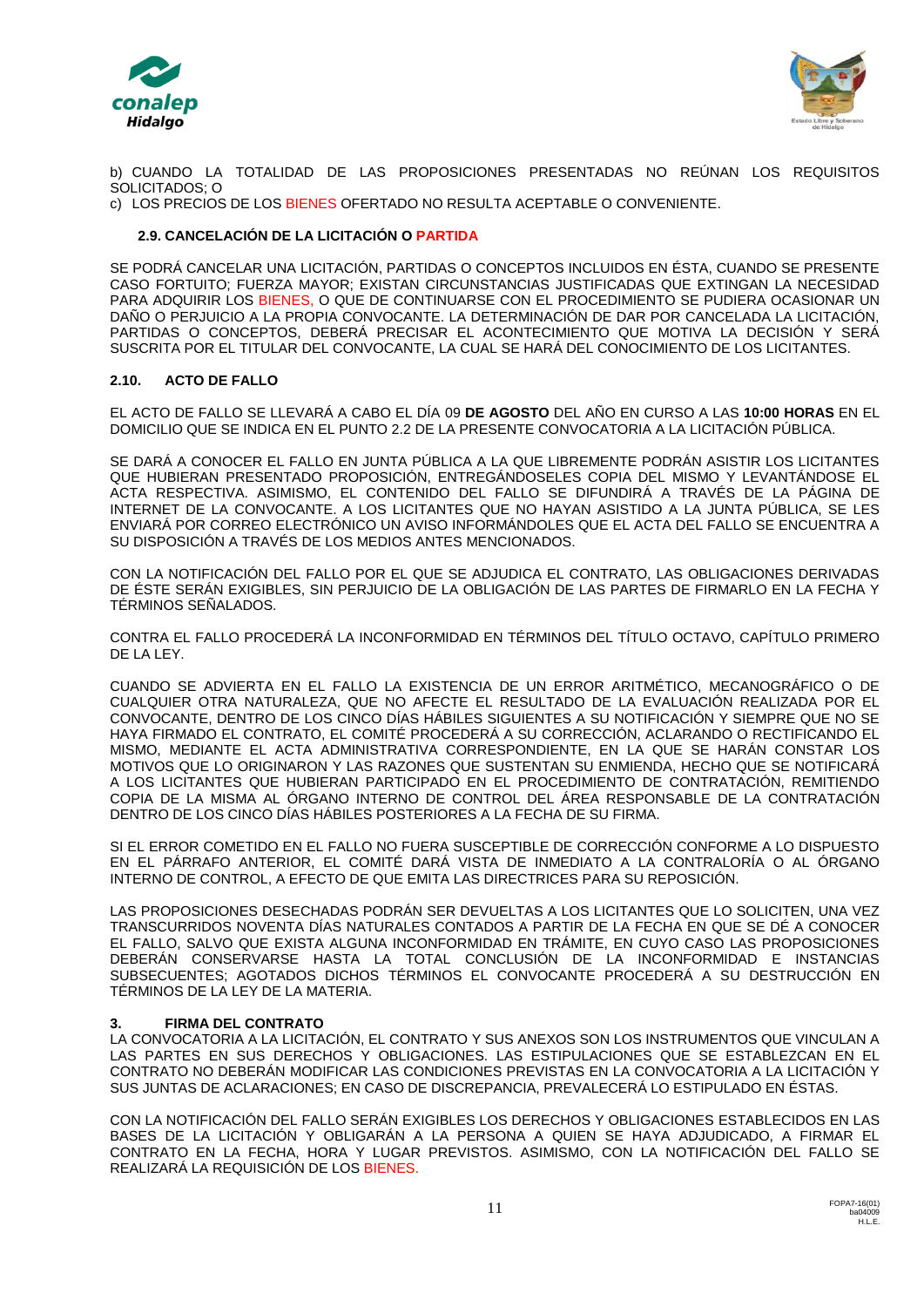b) CUANDO LA TOTALIDAD DE LAS PROPOSICIONES PRESENTADAS NO REÚNAN LOS REQUISITOS SOLICITADOS; O

c) LOS PRECIOS DE LOS BIENES OFERTADO NO RESULTA ACEPTABLE O CONVENIENTE.

### 2.9. CANCELACIÓN DE LA LICITACIÓN O PARTIDA

SE PODRÁ CANCELAR UNA LICITACIÓN, PARTIDAS O CONCEPTOS INCLUIDOS EN ÉSTA, CUANDO SE PRESENTE CASO FORTUITO; FUERZA MAYOR; EXISTAN CIRCUNSTANCIAS JUSTIFICADAS QUE EXTINGAN LA NECESIDAD PARA ADQUIRIR LOS BIENES, O QUE DE CONTINUARSE CON EL PROCEDIMIENTO SE PUDIERA OCASIONAR UN DAÑO O PERJUICIO A LA PROPIA CONVOCANTE. LA DETERMINACIÓN DE DAR POR CANCELADA LA LICITACIÓN, PARTIDAS O CONCEPTOS, DEBERÁ PRECISAR EL ACONTECIMIENTO QUE MOTIVA LA DECISIÓN Y SERÁ SUSCRITA POR EL TITULAR DEL CONVOCANTE, LA CUAL SE HARÁ DEL CONOCIMIENTO DE LOS LICITANTES.

### 2.10. ACTO DE FALLO

EL ACTO DE FALLO SE LLEVARÁ A CABO EL DÍA 09 **DE AGOSTO** DEL AÑO EN CURSO A LAS **10:00 HORAS** EN EL DOMICILIO QUE SE INDICA EN EL PUNTO 2.2 DE LA PRESENTE CONVOCATORIA A LA LICITACIÓN PÚBLICA.

SE DARÁ A CONOCER EL FALLO EN JUNTA PÚBLICA A LA QUE LIBREMENTE PODRÁN ASISTIR LOS LICITANTES QUE HUBIERAN PRESENTADO PROPOSICIÓN, ENTREGÁNDOSELES COPIA DEL MISMO Y LEVANTÁNDOSE EL ACTA RESPECTIVA. ASIMISMO, EL CONTENIDO DEL FALLO SE DIFUNDIRÁ A TRAVÉS DE LA PÁGINA DE INTERNET DE LA CONVOCANTE. A LOS LICITANTES QUE NO HAYAN ASISTIDO A LA JUNTA PÚBLICA, SE LES ENVIARÁ POR CORREO ELECTRÓNICO UN AVISO INFORMÁNDOLES QUE EL ACTA DEL FALLO SE ENCUENTRA A SU DISPOSICIÓN A TRAVÉS DE LOS MEDIOS ANTES MENCIONADOS.

CON LA NOTIFICACIÓN DEL FALLO POR EL QUE SE ADJUDICA EL CONTRATO, LAS OBLIGACIONES DERIVADAS DE ÉSTE SERÁN EXIGIBLES, SIN PERJUICIO DE LA OBLIGACIÓN DE LAS PARTES DE FIRMARLO EN LA FECHA Y TÉRMINOS SEÑALADOS.

CONTRA EL FALLO PROCEDERÁ LA INCONFORMIDAD EN TÉRMINOS DEL TÍTULO OCTAVO, CAPÍTULO PRIMERO DE LA LEY.

CUANDO SE ADVIERTA EN EL FALLO LA EXISTENCIA DE UN ERROR ARITMÉTICO, MECANOGRÁFICO O DE CUALQUIER OTRA NATURALEZA, QUE NO AFECTE EL RESULTADO DE LA EVALUACIÓN REALIZADA POR EL CONVOCANTE, DENTRO DE LOS CINCO DÍAS HÁBILES SIGUIENTES A SU NOTIFICACIÓN Y SIEMPRE QUE NO SE HAYA FIRMADO EL CONTRATO, EL COMITÉ PROCEDERÁ A SU CORRECCIÓN, ACLARANDO O RECTIFICANDO EL MISMO, MEDIANTE EL ACTA ADMINISTRATIVA CORRESPONDIENTE, EN LA QUE SE HARÁN CONSTAR LOS MOTIVOS QUE LO ORIGINARON Y LAS RAZONES QUE SUSTENTAN SU ENMIENDA, HECHO QUE SE NOTIFICARÁ A LOS LICITANTES QUE HUBIERAN PARTICIPADO EN EL PROCEDIMIENTO DE CONTRATACIÓN, REMITIENDO COPIA DE LA MISMA AL ÓRGANO INTERNO DE CONTROL DEL ÁREA RESPONSABLE DE LA CONTRATACIÓN DENTRO DE LOS CINCO DÍAS HÁBILES POSTERIORES A LA FECHA DE SU FIRMA.

SI EL ERROR COMETIDO EN EL FALLO NO FUERA SUSCEPTIBLE DE CORRECCIÓN CONFORME A LO DISPUESTO EN EL PÁRRAFO ANTERIOR, EL COMITÉ DARÁ VISTA DE INMEDIATO A LA CONTRALORÍA O AL ÓRGANO INTERNO DE CONTROL, A EFECTO DE QUE EMITA LAS DIRECTRICES PARA SU REPOSICIÓN.

LAS PROPOSICIONES DESECHADAS PODRÁN SER DEVUELTAS A LOS LICITANTES QUE LO SOLICITEN, UNA VEZ TRANSCURRIDOS NOVENTA DÍAS NATURALES CONTADOS A PARTIR DE LA FECHA EN QUE SE DÉ A CONOCER EL FALLO, SALVO QUE EXISTA ALGUNA INCONFORMIDAD EN TRÁMITE, EN CUYO CASO LAS PROPOSICIONES DEBERÁN CONSERVARSE HASTA LA TOTAL CONCLUSIÓN DE LA INCONFORMIDAD E INSTANCIAS SUBSECUENTES; AGOTADOS DICHOS TÉRMINOS EL CONVOCANTE PROCEDERÁ A SU DESTRUCCIÓN EN TÉRMINOS DE LA LEY DE LA MATERIA.

## 3. FIRMA DEL CONTRATO

LA CONVOCATORIA A LA LICITACIÓN, EL CONTRATO Y SUS ANEXOS SON LOS INSTRUMENTOS QUE VINCULAN A LAS PARTES EN SUS DERECHOS Y OBLIGACIONES. LAS ESTIPULACIONES QUE SE ESTABLEZCAN EN EL CONTRATO NO DEBERÁN MODIFICAR LAS CONDICIONES PREVISTAS EN LA CONVOCATORIA A LA LICITACIÓN Y SUS JUNTAS DE ACLARACIONES; EN CASO DE DISCREPANCIA, PREVALECERÁ LO ESTIPULADO EN ÉSTAS.

CON LA NOTIFICACIÓN DEL FALLO SERÁN EXIGIBLES LOS DERECHOS Y OBLIGACIONES ESTABLECIDOS EN LAS BASES DE LA LICITACIÓN Y OBLIGARÁN A LA PERSONA A QUIEN SE HAYA ADJUDICADO, A FIRMAR EL CONTRATO EN LA FECHA, HORA Y LUGAR PREVISTOS. ASIMISMO, CON LA NOTIFICACIÓN DEL FALLO SE REALIZARÁ LA REQUISICIÓN DE LOS BIENES.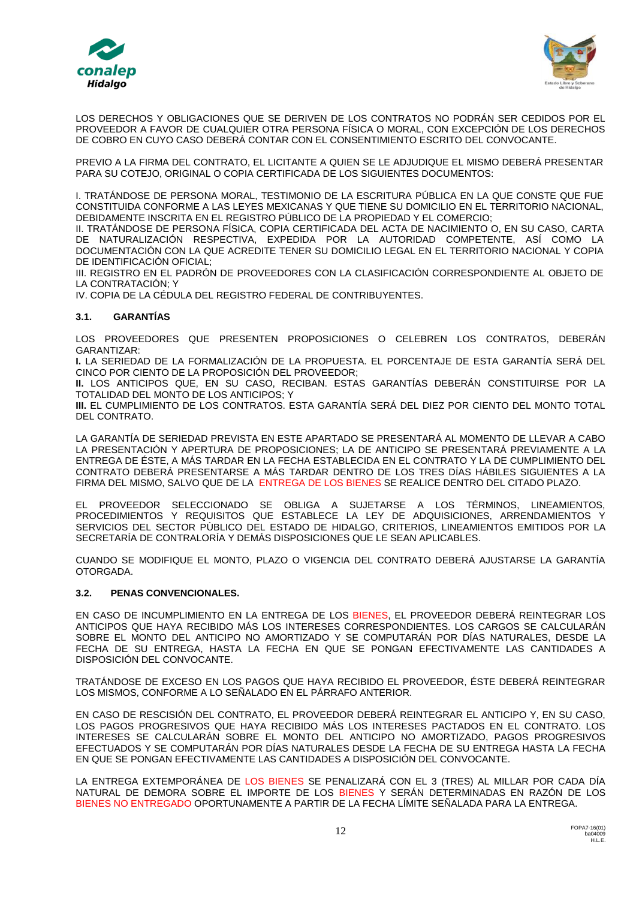LOS DERECHOS Y OBLIGACIONES QUE SE DERIVEN DE LOS CONTRATOS NO PODRÁN SER CEDIDOS POR EL PROVEEDOR A FAVOR DE CUALQUIER OTRA PERSONA FÍSICA O MORAL, CON EXCEPCIÓN DE LOS DERECHOS DE COBRO EN CUYO CASO DEBERÁ CONTAR CON EL CONSENTIMIENTO ESCRITO DEL CONVOCANTE.

PREVIO A LA FIRMA DEL CONTRATO, EL LICITANTE A QUIEN SE LE ADJUDIQUE EL MISMO DEBERÁ PRESENTAR PARA SU COTEJO, ORIGINAL O COPIA CERTIFICADA DE LOS SIGUIENTES DOCUMENTOS:

I. TRATÁNDOSE DE PERSONA MORAL, TESTIMONIO DE LA ESCRITURA PÚBLICA EN LA QUE CONSTE QUE FUE CONSTITUIDA CONFORME A LAS LEYES MEXICANAS Y QUE TIENE SU DOMICILIO EN EL TERRITORIO NACIONAL, DEBIDAMENTE INSCRITA EN EL REGISTRO PÚBLICO DE LA PROPIEDAD Y EL COMERCIO;
II. TRATÁNDOSE DE PERSONA FÍSICA, COPIA CERTIFICADA DEL ACTA DE NACIMIENTO O, EN SU CASO, CARTA DE NATURALIZACIÓN RESPECTIVA, EXPEDIDA POR LA AUTORIDAD COMPETENTE, ASÍ COMO LA DOCUMENTACIÓN CON LA QUE ACREDITE TENER SU DOMICILIO LEGAL EN EL TERRITORIO NACIONAL Y COPIA DE IDENTIFICACIÓN OFICIAL;
III. REGISTRO EN EL PADRÓN DE PROVEEDORES CON LA CLASIFICACIÓN CORRESPONDIENTE AL OBJETO DE LA CONTRATACIÓN; Y
IV. COPIA DE LA CÉDULA DEL REGISTRO FEDERAL DE CONTRIBUYENTES.

### 3.1. GARANTÍAS

LOS PROVEEDORES QUE PRESENTEN PROPOSICIONES O CELEBREN LOS CONTRATOS, DEBERÁN GARANTIZAR:
**I.** LA SERIEDAD DE LA FORMALIZACIÓN DE LA PROPUESTA. EL PORCENTAJE DE ESTA GARANTÍA SERÁ DEL CINCO POR CIENTO DE LA PROPOSICIÓN DEL PROVEEDOR;
**II.** LOS ANTICIPOS QUE, EN SU CASO, RECIBAN. ESTAS GARANTÍAS DEBERÁN CONSTITUIRSE POR LA TOTALIDAD DEL MONTO DE LOS ANTICIPOS; Y
**III.** EL CUMPLIMIENTO DE LOS CONTRATOS. ESTA GARANTÍA SERÁ DEL DIEZ POR CIENTO DEL MONTO TOTAL DEL CONTRATO.

LA GARANTÍA DE SERIEDAD PREVISTA EN ESTE APARTADO SE PRESENTARÁ AL MOMENTO DE LLEVAR A CABO LA PRESENTACIÓN Y APERTURA DE PROPOSICIONES; LA DE ANTICIPO SE PRESENTARÁ PREVIAMENTE A LA ENTREGA DE ÉSTE, A MÁS TARDAR EN LA FECHA ESTABLECIDA EN EL CONTRATO Y LA DE CUMPLIMIENTO DEL CONTRATO DEBERÁ PRESENTARSE A MÁS TARDAR DENTRO DE LOS TRES DÍAS HÁBILES SIGUIENTES A LA FIRMA DEL MISMO, SALVO QUE DE LA ENTREGA DE LOS BIENES SE REALICE DENTRO DEL CITADO PLAZO.

EL PROVEEDOR SELECCIONADO SE OBLIGA A SUJETARSE A LOS TÉRMINOS, LINEAMIENTOS, PROCEDIMIENTOS Y REQUISITOS QUE ESTABLECE LA LEY DE ADQUISICIONES, ARRENDAMIENTOS Y SERVICIOS DEL SECTOR PÙBLICO DEL ESTADO DE HIDALGO, CRITERIOS, LINEAMIENTOS EMITIDOS POR LA SECRETARÍA DE CONTRALORÍA Y DEMÁS DISPOSICIONES QUE LE SEAN APLICABLES.

CUANDO SE MODIFIQUE EL MONTO, PLAZO O VIGENCIA DEL CONTRATO DEBERÁ AJUSTARSE LA GARANTÍA OTORGADA.

### 3.2. PENAS CONVENCIONALES.

EN CASO DE INCUMPLIMIENTO EN LA ENTREGA DE LOS BIENES, EL PROVEEDOR DEBERÁ REINTEGRAR LOS ANTICIPOS QUE HAYA RECIBIDO MÁS LOS INTERESES CORRESPONDIENTES. LOS CARGOS SE CALCULARÁN SOBRE EL MONTO DEL ANTICIPO NO AMORTIZADO Y SE COMPUTARÁN POR DÍAS NATURALES, DESDE LA FECHA DE SU ENTREGA, HASTA LA FECHA EN QUE SE PONGAN EFECTIVAMENTE LAS CANTIDADES A DISPOSICIÓN DEL CONVOCANTE.

TRATÁNDOSE DE EXCESO EN LOS PAGOS QUE HAYA RECIBIDO EL PROVEEDOR, ÉSTE DEBERÁ REINTEGRAR LOS MISMOS, CONFORME A LO SEÑALADO EN EL PÁRRAFO ANTERIOR.

EN CASO DE RESCISIÓN DEL CONTRATO, EL PROVEEDOR DEBERÁ REINTEGRAR EL ANTICIPO Y, EN SU CASO, LOS PAGOS PROGRESIVOS QUE HAYA RECIBIDO MÁS LOS INTERESES PACTADOS EN EL CONTRATO. LOS INTERESES SE CALCULARÁN SOBRE EL MONTO DEL ANTICIPO NO AMORTIZADO, PAGOS PROGRESIVOS EFECTUADOS Y SE COMPUTARÁN POR DÍAS NATURALES DESDE LA FECHA DE SU ENTREGA HASTA LA FECHA EN QUE SE PONGAN EFECTIVAMENTE LAS CANTIDADES A DISPOSICIÓN DEL CONVOCANTE.

LA ENTREGA EXTEMPORÁNEA DE LOS BIENES SE PENALIZARÁ CON EL 3 (TRES) AL MILLAR POR CADA DÍA NATURAL DE DEMORA SOBRE EL IMPORTE DE LOS BIENES Y SERÁN DETERMINADAS EN RAZÓN DE LOS BIENES NO ENTREGADO OPORTUNAMENTE A PARTIR DE LA FECHA LÍMITE SEÑALADA PARA LA ENTREGA.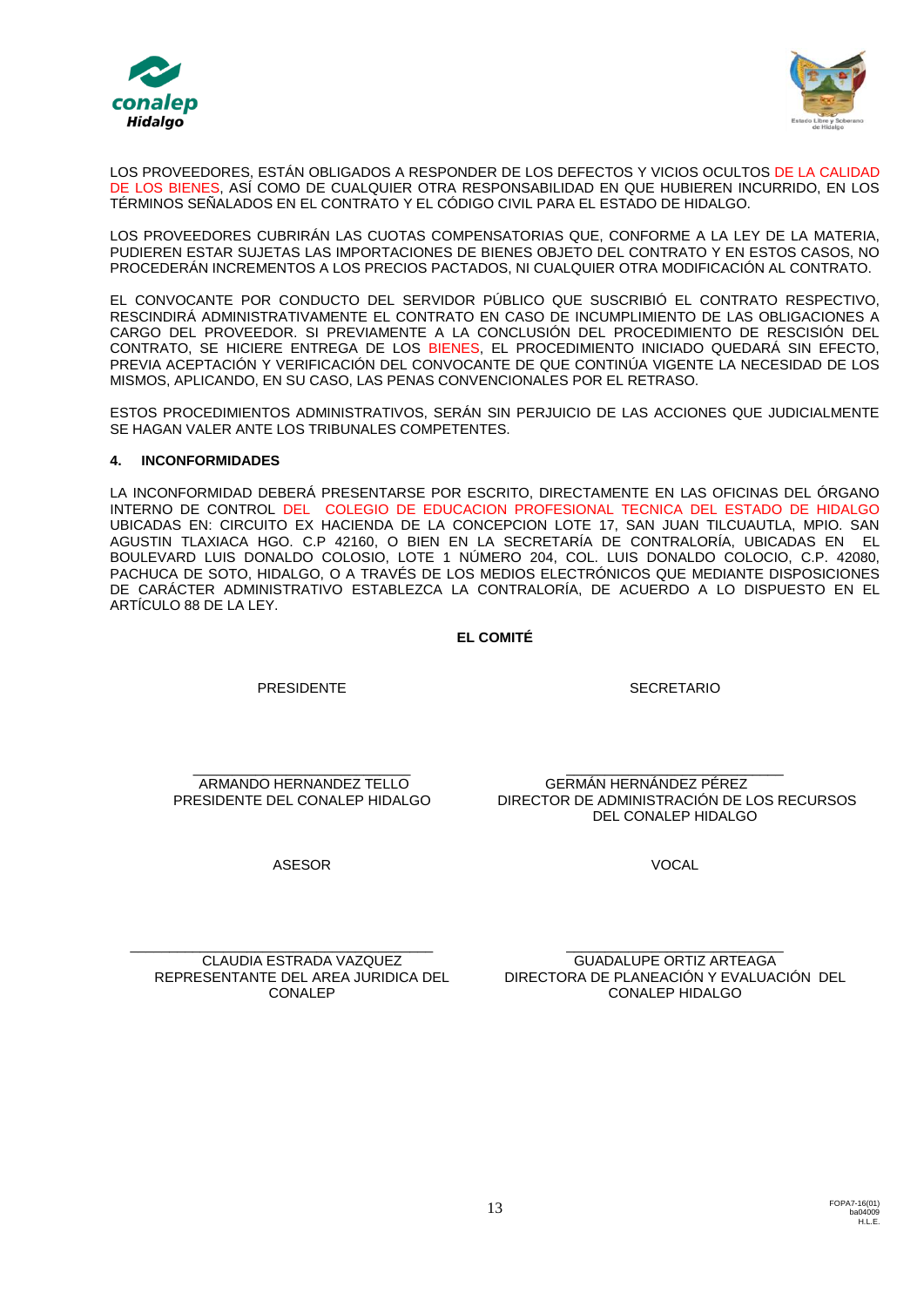LOS PROVEEDORES, ESTÁN OBLIGADOS A RESPONDER DE LOS DEFECTOS Y VICIOS OCULTOS DE LA CALIDAD DE LOS BIENES, ASÍ COMO DE CUALQUIER OTRA RESPONSABILIDAD EN QUE HUBIEREN INCURRIDO, EN LOS TÉRMINOS SEÑALADOS EN EL CONTRATO Y EL CÓDIGO CIVIL PARA EL ESTADO DE HIDALGO.

LOS PROVEEDORES CUBRIRÁN LAS CUOTAS COMPENSATORIAS QUE, CONFORME A LA LEY DE LA MATERIA, PUDIEREN ESTAR SUJETAS LAS IMPORTACIONES DE BIENES OBJETO DEL CONTRATO Y EN ESTOS CASOS, NO PROCEDERÁN INCREMENTOS A LOS PRECIOS PACTADOS, NI CUALQUIER OTRA MODIFICACIÓN AL CONTRATO.

EL CONVOCANTE POR CONDUCTO DEL SERVIDOR PÚBLICO QUE SUSCRIBIÓ EL CONTRATO RESPECTIVO, RESCINDIRÁ ADMINISTRATIVAMENTE EL CONTRATO EN CASO DE INCUMPLIMIENTO DE LAS OBLIGACIONES A CARGO DEL PROVEEDOR. SI PREVIAMENTE A LA CONCLUSIÓN DEL PROCEDIMIENTO DE RESCISIÓN DEL CONTRATO, SE HICIERE ENTREGA DE LOS BIENES, EL PROCEDIMIENTO INICIADO QUEDARÁ SIN EFECTO, PREVIA ACEPTACIÓN Y VERIFICACIÓN DEL CONVOCANTE DE QUE CONTINÚA VIGENTE LA NECESIDAD DE LOS MISMOS, APLICANDO, EN SU CASO, LAS PENAS CONVENCIONALES POR EL RETRASO.

ESTOS PROCEDIMIENTOS ADMINISTRATIVOS, SERÁN SIN PERJUICIO DE LAS ACCIONES QUE JUDICIALMENTE SE HAGAN VALER ANTE LOS TRIBUNALES COMPETENTES.

**4. INCONFORMIDADES**

LA INCONFORMIDAD DEBERÁ PRESENTARSE POR ESCRITO, DIRECTAMENTE EN LAS OFICINAS DEL ÓRGANO INTERNO DE CONTROL DEL COLEGIO DE EDUCACION PROFESIONAL TECNICA DEL ESTADO DE HIDALGO UBICADAS EN: CIRCUITO EX HACIENDA DE LA CONCEPCION LOTE 17, SAN JUAN TILCUAUTLA, MPIO. SAN AGUSTIN TLAXIACA HGO. C.P 42160, O BIEN EN LA SECRETARÍA DE CONTRALORÍA, UBICADAS EN EL BOULEVARD LUIS DONALDO COLOSIO, LOTE 1 NÚMERO 204, COL. LUIS DONALDO COLOCIO, C.P. 42080, PACHUCA DE SOTO, HIDALGO, O A TRAVÉS DE LOS MEDIOS ELECTRÓNICOS QUE MEDIANTE DISPOSICIONES DE CARÁCTER ADMINISTRATIVO ESTABLEZCA LA CONTRALORÍA, DE ACUERDO A LO DISPUESTO EN EL ARTÍCULO 88 DE LA LEY.

**EL COMITÉ**

PRESIDENTE

ARMANDO HERNANDEZ TELLO
PRESIDENTE DEL CONALEP HIDALGO

SECRETARIO

GERMÁN HERNÁNDEZ PÉREZ
DIRECTOR DE ADMINISTRACIÓN DE LOS RECURSOS DEL CONALEP HIDALGO

ASESOR

CLAUDIA ESTRADA VAZQUEZ
REPRESENTANTE DEL AREA JURIDICA DEL CONALEP

VOCAL

GUADALUPE ORTIZ ARTEAGA
DIRECTORA DE PLANEACIÓN Y EVALUACIÓN DEL CONALEP HIDALGO

FOPA7-16(01)
ba04009
H.L.E.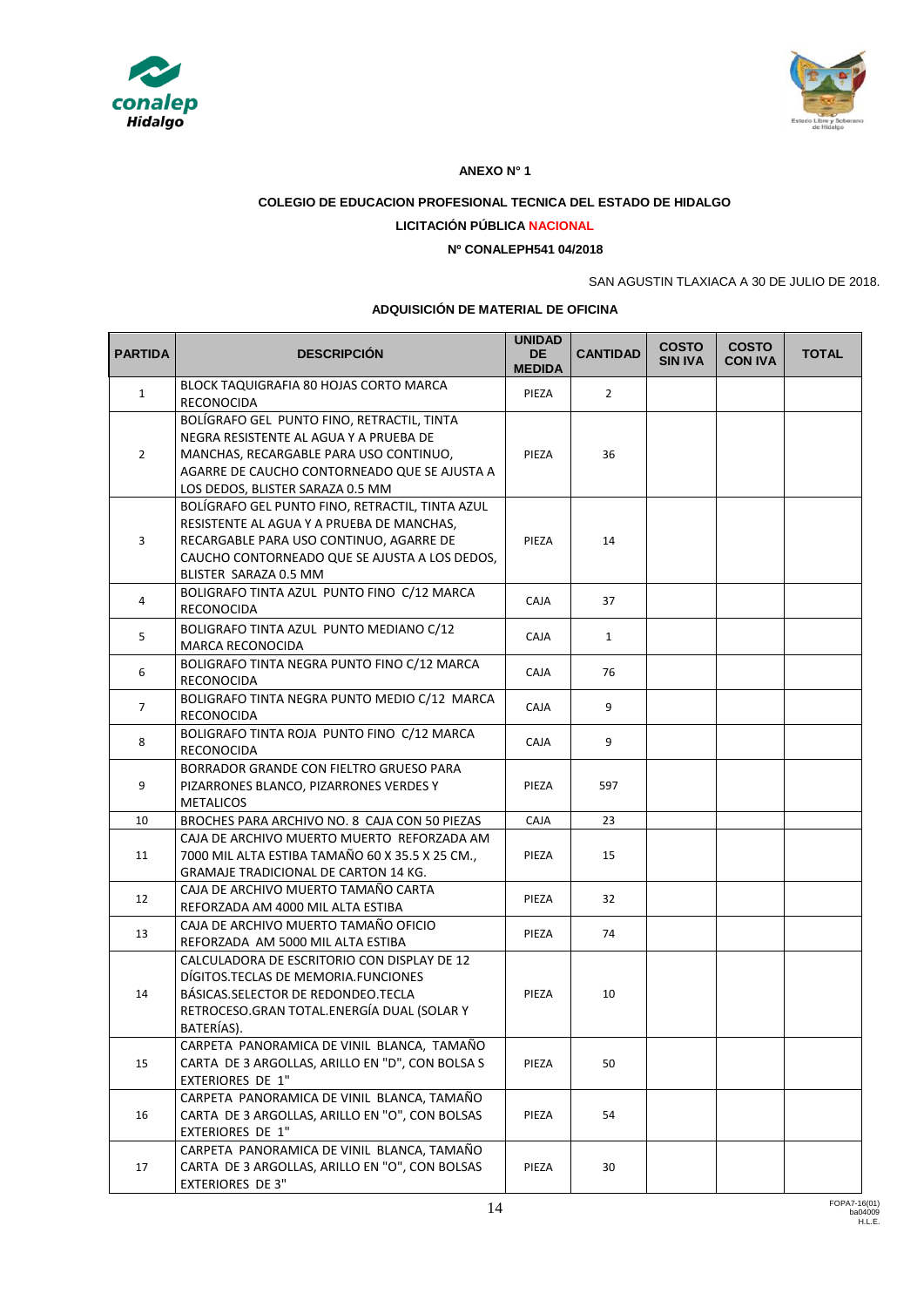**ANEXO N° 1**

**COLEGIO DE EDUCACION PROFESIONAL TECNICA DEL ESTADO DE HIDALGO**

**LICITACIÓN PÚBLICA NACIONAL**

**Nº CONALEPH541 04/2018**

SAN AGUSTIN TLAXIACA A 30 DE JULIO DE 2018.

**ADQUISICIÓN DE MATERIAL DE OFICINA**

| PARTIDA | DESCRIPCIÓN | UNIDAD DE MEDIDA | CANTIDAD | COSTO SIN IVA | COSTO CON IVA | TOTAL |
|---|---|---|---|---|---|---|
| 1 | BLOCK TAQUIGRAFIA 80 HOJAS CORTO MARCA RECONOCIDA | PIEZA | 2 | | | |
| 2 | BOLÍGRAFO GEL PUNTO FINO, RETRACTIL, TINTA NEGRA RESISTENTE AL AGUA Y A PRUEBA DE MANCHAS, RECARGABLE PARA USO CONTINUO, AGARRE DE CAUCHO CONTORNEADO QUE SE AJUSTA A LOS DEDOS, BLISTER SARAZA 0.5 MM | PIEZA | 36 | | | |
| 3 | BOLÍGRAFO GEL PUNTO FINO, RETRACTIL, TINTA AZUL RESISTENTE AL AGUA Y A PRUEBA DE MANCHAS, RECARGABLE PARA USO CONTINUO, AGARRE DE CAUCHO CONTORNEADO QUE SE AJUSTA A LOS DEDOS, BLISTER SARAZA 0.5 MM | PIEZA | 14 | | | |
| 4 | BOLIGRAFO TINTA AZUL PUNTO FINO C/12 MARCA RECONOCIDA | CAJA | 37 | | | |
| 5 | BOLIGRAFO TINTA AZUL PUNTO MEDIANO C/12 MARCA RECONOCIDA | CAJA | 1 | | | |
| 6 | BOLIGRAFO TINTA NEGRA PUNTO FINO C/12 MARCA RECONOCIDA | CAJA | 76 | | | |
| 7 | BOLIGRAFO TINTA NEGRA PUNTO MEDIO C/12 MARCA RECONOCIDA | CAJA | 9 | | | |
| 8 | BOLIGRAFO TINTA ROJA PUNTO FINO C/12 MARCA RECONOCIDA | CAJA | 9 | | | |
| 9 | BORRADOR GRANDE CON FIELTRO GRUESO PARA PIZARRONES BLANCO, PIZARRONES VERDES Y METALICOS | PIEZA | 597 | | | |
| 10 | BROCHES PARA ARCHIVO NO. 8 CAJA CON 50 PIEZAS | CAJA | 23 | | | |
| 11 | CAJA DE ARCHIVO MUERTO MUERTO REFORZADA AM 7000 MIL ALTA ESTIBA TAMAÑO 60 X 35.5 X 25 CM., GRAMAJE TRADICIONAL DE CARTON 14 KG. | PIEZA | 15 | | | |
| 12 | CAJA DE ARCHIVO MUERTO TAMAÑO CARTA REFORZADA AM 4000 MIL ALTA ESTIBA | PIEZA | 32 | | | |
| 13 | CAJA DE ARCHIVO MUERTO TAMAÑO OFICIO REFORZADA AM 5000 MIL ALTA ESTIBA | PIEZA | 74 | | | |
| 14 | CALCULADORA DE ESCRITORIO CON DISPLAY DE 12 DÍGITOS.TECLAS DE MEMORIA.FUNCIONES BÁSICAS.SELECTOR DE REDONDEO.TECLA RETROCESO.GRAN TOTAL.ENERGÍA DUAL (SOLAR Y BATERÍAS). | PIEZA | 10 | | | |
| 15 | CARPETA PANORAMICA DE VINIL BLANCA, TAMAÑO CARTA DE 3 ARGOLLAS, ARILLO EN "D", CON BOLSA S EXTERIORES DE 1" | PIEZA | 50 | | | |
| 16 | CARPETA PANORAMICA DE VINIL BLANCA, TAMAÑO CARTA DE 3 ARGOLLAS, ARILLO EN "O", CON BOLSAS EXTERIORES DE 1" | PIEZA | 54 | | | |
| 17 | CARPETA PANORAMICA DE VINIL BLANCA, TAMAÑO CARTA DE 3 ARGOLLAS, ARILLO EN "O", CON BOLSAS EXTERIORES DE 3" | PIEZA | 30 | | | |

FOPA7-16(01)
ba04009
H.L.E.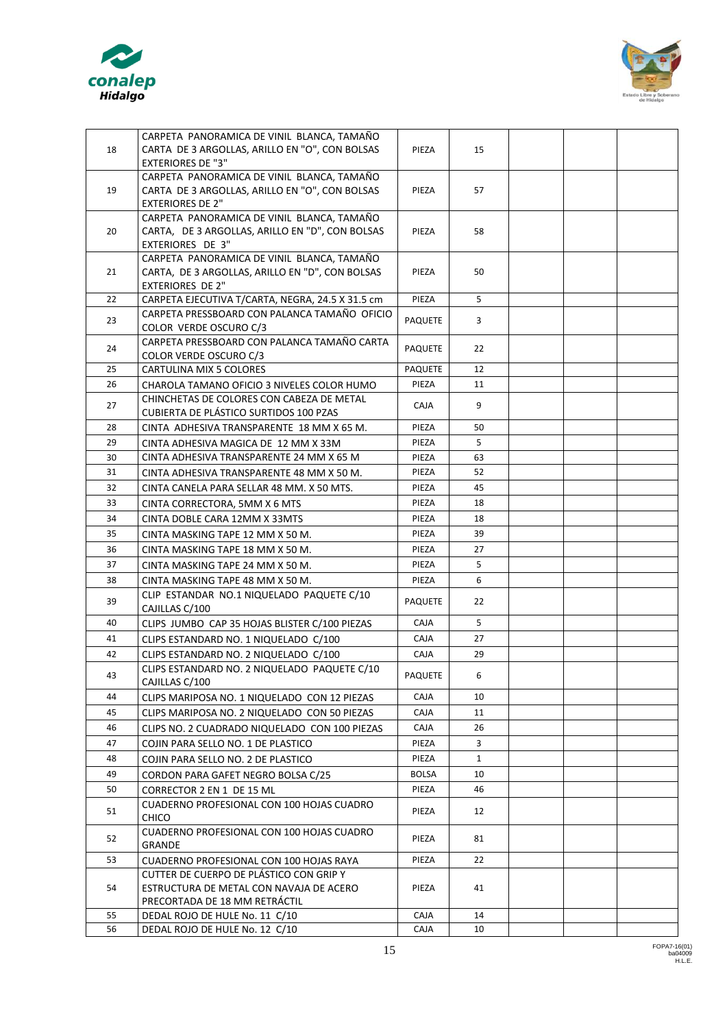| | | | | | | |
|---|---|---|---|---|---|---|
| 18 | CARPETA PANORAMICA DE VINIL BLANCA, TAMAÑO CARTA DE 3 ARGOLLAS, ARILLO EN "O", CON BOLSAS EXTERIORES DE "3" | PIEZA | 15 | | | |
| 19 | CARPETA PANORAMICA DE VINIL BLANCA, TAMAÑO CARTA DE 3 ARGOLLAS, ARILLO EN "O", CON BOLSAS EXTERIORES DE 2" | PIEZA | 57 | | | |
| 20 | CARPETA PANORAMICA DE VINIL BLANCA, TAMAÑO CARTA, DE 3 ARGOLLAS, ARILLO EN "D", CON BOLSAS EXTERIORES DE 3" | PIEZA | 58 | | | |
| 21 | CARPETA PANORAMICA DE VINIL BLANCA, TAMAÑO CARTA, DE 3 ARGOLLAS, ARILLO EN "D", CON BOLSAS EXTERIORES DE 2" | PIEZA | 50 | | | |
| 22 | CARPETA EJECUTIVA T/CARTA, NEGRA, 24.5 X 31.5 cm | PIEZA | 5 | | | |
| 23 | CARPETA PRESSBOARD CON PALANCA TAMAÑO OFICIO COLOR VERDE OSCURO C/3 | PAQUETE | 3 | | | |
| 24 | CARPETA PRESSBOARD CON PALANCA TAMAÑO CARTA COLOR VERDE OSCURO C/3 | PAQUETE | 22 | | | |
| 25 | CARTULINA MIX 5 COLORES | PAQUETE | 12 | | | |
| 26 | CHAROLA TAMANO OFICIO 3 NIVELES COLOR HUMO | PIEZA | 11 | | | |
| 27 | CHINCHETAS DE COLORES CON CABEZA DE METAL CUBIERTA DE PLÁSTICO SURTIDOS 100 PZAS | CAJA | 9 | | | |
| 28 | CINTA ADHESIVA TRANSPARENTE 18 MM X 65 M. | PIEZA | 50 | | | |
| 29 | CINTA ADHESIVA MAGICA DE 12 MM X 33M | PIEZA | 5 | | | |
| 30 | CINTA ADHESIVA TRANSPARENTE 24 MM X 65 M | PIEZA | 63 | | | |
| 31 | CINTA ADHESIVA TRANSPARENTE 48 MM X 50 M. | PIEZA | 52 | | | |
| 32 | CINTA CANELA PARA SELLAR 48 MM. X 50 MTS. | PIEZA | 45 | | | |
| 33 | CINTA CORRECTORA, 5MM X 6 MTS | PIEZA | 18 | | | |
| 34 | CINTA DOBLE CARA 12MM X 33MTS | PIEZA | 18 | | | |
| 35 | CINTA MASKING TAPE 12 MM X 50 M. | PIEZA | 39 | | | |
| 36 | CINTA MASKING TAPE 18 MM X 50 M. | PIEZA | 27 | | | |
| 37 | CINTA MASKING TAPE 24 MM X 50 M. | PIEZA | 5 | | | |
| 38 | CINTA MASKING TAPE 48 MM X 50 M. | PIEZA | 6 | | | |
| 39 | CLIP ESTANDAR NO.1 NIQUELADO PAQUETE C/10 CAJILLAS C/100 | PAQUETE | 22 | | | |
| 40 | CLIPS JUMBO CAP 35 HOJAS BLISTER C/100 PIEZAS | CAJA | 5 | | | |
| 41 | CLIPS ESTANDARD NO. 1 NIQUELADO C/100 | CAJA | 27 | | | |
| 42 | CLIPS ESTANDARD NO. 2 NIQUELADO C/100 | CAJA | 29 | | | |
| 43 | CLIPS ESTANDARD NO. 2 NIQUELADO PAQUETE C/10 CAJILLAS C/100 | PAQUETE | 6 | | | |
| 44 | CLIPS MARIPOSA NO. 1 NIQUELADO CON 12 PIEZAS | CAJA | 10 | | | |
| 45 | CLIPS MARIPOSA NO. 2 NIQUELADO CON 50 PIEZAS | CAJA | 11 | | | |
| 46 | CLIPS NO. 2 CUADRADO NIQUELADO CON 100 PIEZAS | CAJA | 26 | | | |
| 47 | COJIN PARA SELLO NO. 1 DE PLASTICO | PIEZA | 3 | | | |
| 48 | COJIN PARA SELLO NO. 2 DE PLASTICO | PIEZA | 1 | | | |
| 49 | CORDON PARA GAFET NEGRO BOLSA C/25 | BOLSA | 10 | | | |
| 50 | CORRECTOR 2 EN 1 DE 15 ML | PIEZA | 46 | | | |
| 51 | CUADERNO PROFESIONAL CON 100 HOJAS CUADRO CHICO | PIEZA | 12 | | | |
| 52 | CUADERNO PROFESIONAL CON 100 HOJAS CUADRO GRANDE | PIEZA | 81 | | | |
| 53 | CUADERNO PROFESIONAL CON 100 HOJAS RAYA | PIEZA | 22 | | | |
| 54 | CUTTER DE CUERPO DE PLÁSTICO CON GRIP Y ESTRUCTURA DE METAL CON NAVAJA DE ACERO PRECORTADA DE 18 MM RETRÁCTIL | PIEZA | 41 | | | |
| 55 | DEDAL ROJO DE HULE No. 11 C/10 | CAJA | 14 | | | |
| 56 | DEDAL ROJO DE HULE No. 12 C/10 | CAJA | 10 | | | |

FOPA7-16(01)
ba04009
H.L.E.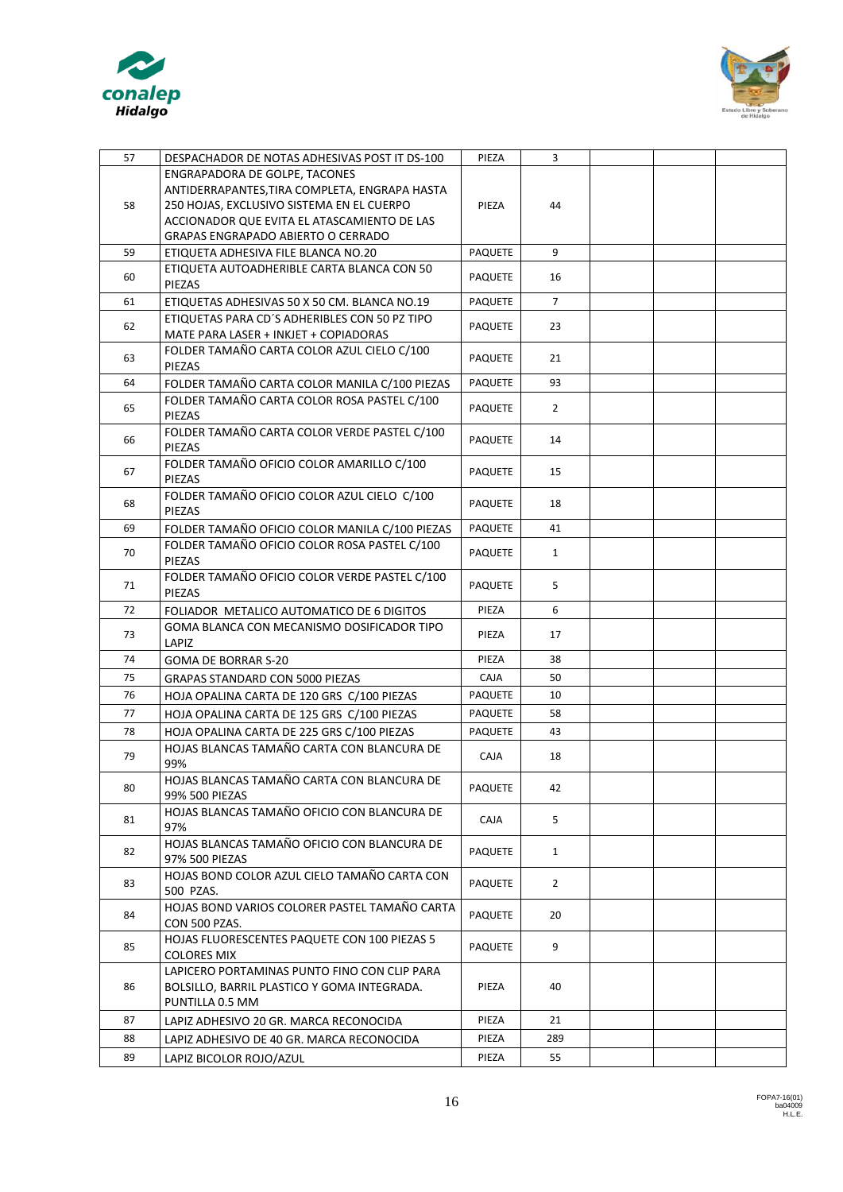| 57 | DESPACHADOR DE NOTAS ADHESIVAS POST IT DS-100 | PIEZA | 3 | | | |
|---|---|---|---|---|---|---|
| 58 | ENGRAPADORA DE GOLPE, TACONES ANTIDERRAPANTES,TIRA COMPLETA, ENGRAPA HASTA 250 HOJAS, EXCLUSIVO SISTEMA EN EL CUERPO ACCIONADOR QUE EVITA EL ATASCAMIENTO DE LAS GRAPAS ENGRAPADO ABIERTO O CERRADO | PIEZA | 44 | | | |
| 59 | ETIQUETA ADHESIVA FILE BLANCA NO.20 | PAQUETE | 9 | | | |
| 60 | ETIQUETA AUTOADHERIBLE CARTA BLANCA CON 50 PIEZAS | PAQUETE | 16 | | | |
| 61 | ETIQUETAS ADHESIVAS 50 X 50 CM. BLANCA NO.19 | PAQUETE | 7 | | | |
| 62 | ETIQUETAS PARA CD´S ADHERIBLES CON 50 PZ TIPO MATE PARA LASER + INKJET + COPIADORAS | PAQUETE | 23 | | | |
| 63 | FOLDER TAMAÑO CARTA COLOR AZUL CIELO C/100 PIEZAS | PAQUETE | 21 | | | |
| 64 | FOLDER TAMAÑO CARTA COLOR MANILA C/100 PIEZAS | PAQUETE | 93 | | | |
| 65 | FOLDER TAMAÑO CARTA COLOR ROSA PASTEL C/100 PIEZAS | PAQUETE | 2 | | | |
| 66 | FOLDER TAMAÑO CARTA COLOR VERDE PASTEL C/100 PIEZAS | PAQUETE | 14 | | | |
| 67 | FOLDER TAMAÑO OFICIO COLOR AMARILLO C/100 PIEZAS | PAQUETE | 15 | | | |
| 68 | FOLDER TAMAÑO OFICIO COLOR AZUL CIELO C/100 PIEZAS | PAQUETE | 18 | | | |
| 69 | FOLDER TAMAÑO OFICIO COLOR MANILA C/100 PIEZAS | PAQUETE | 41 | | | |
| 70 | FOLDER TAMAÑO OFICIO COLOR ROSA PASTEL C/100 PIEZAS | PAQUETE | 1 | | | |
| 71 | FOLDER TAMAÑO OFICIO COLOR VERDE PASTEL C/100 PIEZAS | PAQUETE | 5 | | | |
| 72 | FOLIADOR METALICO AUTOMATICO DE 6 DIGITOS | PIEZA | 6 | | | |
| 73 | GOMA BLANCA CON MECANISMO DOSIFICADOR TIPO LAPIZ | PIEZA | 17 | | | |
| 74 | GOMA DE BORRAR S-20 | PIEZA | 38 | | | |
| 75 | GRAPAS STANDARD CON 5000 PIEZAS | CAJA | 50 | | | |
| 76 | HOJA OPALINA CARTA DE 120 GRS C/100 PIEZAS | PAQUETE | 10 | | | |
| 77 | HOJA OPALINA CARTA DE 125 GRS C/100 PIEZAS | PAQUETE | 58 | | | |
| 78 | HOJA OPALINA CARTA DE 225 GRS C/100 PIEZAS | PAQUETE | 43 | | | |
| 79 | HOJAS BLANCAS TAMAÑO CARTA CON BLANCURA DE 99% | CAJA | 18 | | | |
| 80 | HOJAS BLANCAS TAMAÑO CARTA CON BLANCURA DE 99% 500 PIEZAS | PAQUETE | 42 | | | |
| 81 | HOJAS BLANCAS TAMAÑO OFICIO CON BLANCURA DE 97% | CAJA | 5 | | | |
| 82 | HOJAS BLANCAS TAMAÑO OFICIO CON BLANCURA DE 97% 500 PIEZAS | PAQUETE | 1 | | | |
| 83 | HOJAS BOND COLOR AZUL CIELO TAMAÑO CARTA CON 500 PZAS. | PAQUETE | 2 | | | |
| 84 | HOJAS BOND VARIOS COLORER PASTEL TAMAÑO CARTA CON 500 PZAS. | PAQUETE | 20 | | | |
| 85 | HOJAS FLUORESCENTES PAQUETE CON 100 PIEZAS 5 COLORES MIX | PAQUETE | 9 | | | |
| 86 | LAPICERO PORTAMINAS PUNTO FINO CON CLIP PARA BOLSILLO, BARRIL PLASTICO Y GOMA INTEGRADA. PUNTILLA 0.5 MM | PIEZA | 40 | | | |
| 87 | LAPIZ ADHESIVO 20 GR. MARCA RECONOCIDA | PIEZA | 21 | | | |
| 88 | LAPIZ ADHESIVO DE 40 GR. MARCA RECONOCIDA | PIEZA | 289 | | | |
| 89 | LAPIZ BICOLOR ROJO/AZUL | PIEZA | 55 | | | |

FOPA7-16(01)
ba04009
H.L.E.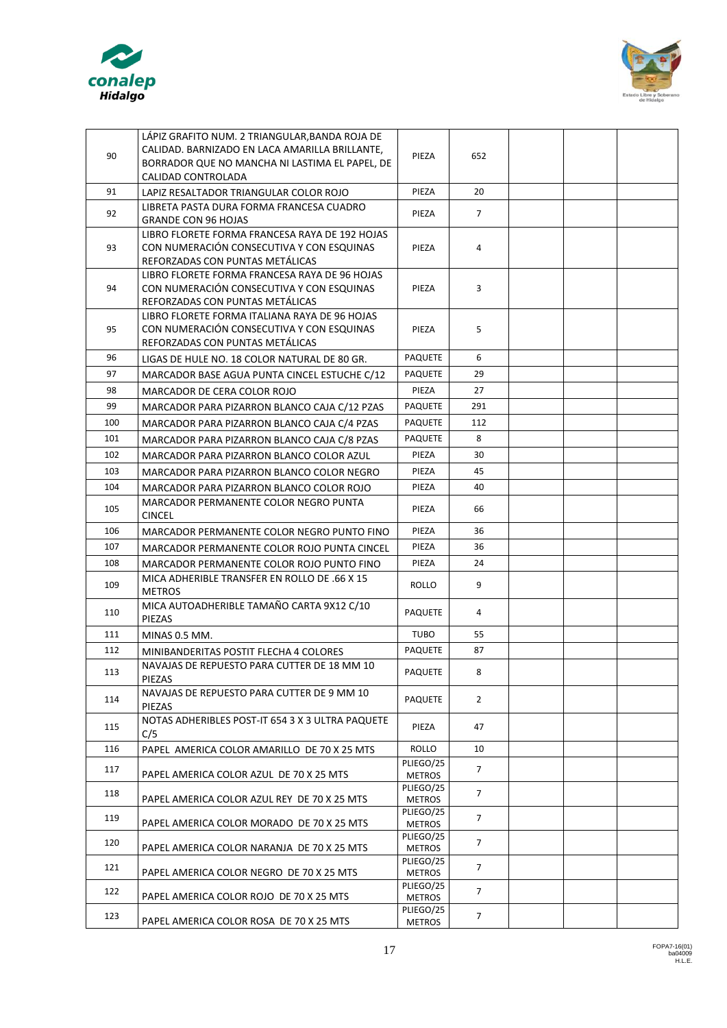| | | | | | | |
|---|---|---|---|---|---|---|
| 90 | LÁPIZ GRAFITO NUM. 2 TRIANGULAR,BANDA ROJA DE CALIDAD. BARNIZADO EN LACA AMARILLA BRILLANTE, BORRADOR QUE NO MANCHA NI LASTIMA EL PAPEL, DE CALIDAD CONTROLADA | PIEZA | 652 | | | |
| 91 | LAPIZ RESALTADOR TRIANGULAR COLOR ROJO | PIEZA | 20 | | | |
| 92 | LIBRETA PASTA DURA FORMA FRANCESA CUADRO GRANDE CON 96 HOJAS | PIEZA | 7 | | | |
| 93 | LIBRO FLORETE FORMA FRANCESA RAYA DE 192 HOJAS CON NUMERACIÓN CONSECUTIVA Y CON ESQUINAS REFORZADAS CON PUNTAS METÁLICAS | PIEZA | 4 | | | |
| 94 | LIBRO FLORETE FORMA FRANCESA RAYA DE 96 HOJAS CON NUMERACIÓN CONSECUTIVA Y CON ESQUINAS REFORZADAS CON PUNTAS METÁLICAS | PIEZA | 3 | | | |
| 95 | LIBRO FLORETE FORMA ITALIANA RAYA DE 96 HOJAS CON NUMERACIÓN CONSECUTIVA Y CON ESQUINAS REFORZADAS CON PUNTAS METÁLICAS | PIEZA | 5 | | | |
| 96 | LIGAS DE HULE NO. 18 COLOR NATURAL DE 80 GR. | PAQUETE | 6 | | | |
| 97 | MARCADOR BASE AGUA PUNTA CINCEL ESTUCHE C/12 | PAQUETE | 29 | | | |
| 98 | MARCADOR DE CERA COLOR ROJO | PIEZA | 27 | | | |
| 99 | MARCADOR PARA PIZARRON BLANCO CAJA C/12 PZAS | PAQUETE | 291 | | | |
| 100 | MARCADOR PARA PIZARRON BLANCO CAJA C/4 PZAS | PAQUETE | 112 | | | |
| 101 | MARCADOR PARA PIZARRON BLANCO CAJA C/8 PZAS | PAQUETE | 8 | | | |
| 102 | MARCADOR PARA PIZARRON BLANCO COLOR AZUL | PIEZA | 30 | | | |
| 103 | MARCADOR PARA PIZARRON BLANCO COLOR NEGRO | PIEZA | 45 | | | |
| 104 | MARCADOR PARA PIZARRON BLANCO COLOR ROJO | PIEZA | 40 | | | |
| 105 | MARCADOR PERMANENTE COLOR NEGRO PUNTA CINCEL | PIEZA | 66 | | | |
| 106 | MARCADOR PERMANENTE COLOR NEGRO PUNTO FINO | PIEZA | 36 | | | |
| 107 | MARCADOR PERMANENTE COLOR ROJO PUNTA CINCEL | PIEZA | 36 | | | |
| 108 | MARCADOR PERMANENTE COLOR ROJO PUNTO FINO | PIEZA | 24 | | | |
| 109 | MICA ADHERIBLE TRANSFER EN ROLLO DE .66 X 15 METROS | ROLLO | 9 | | | |
| 110 | MICA AUTOADHERIBLE TAMAÑO CARTA 9X12 C/10 PIEZAS | PAQUETE | 4 | | | |
| 111 | MINAS 0.5 MM. | TUBO | 55 | | | |
| 112 | MINIBANDERITAS POSTIT FLECHA 4 COLORES | PAQUETE | 87 | | | |
| 113 | NAVAJAS DE REPUESTO PARA CUTTER DE 18 MM 10 PIEZAS | PAQUETE | 8 | | | |
| 114 | NAVAJAS DE REPUESTO PARA CUTTER DE 9 MM 10 PIEZAS | PAQUETE | 2 | | | |
| 115 | NOTAS ADHERIBLES POST-IT 654 3 X 3 ULTRA PAQUETE C/5 | PIEZA | 47 | | | |
| 116 | PAPEL AMERICA COLOR AMARILLO DE 70 X 25 MTS | ROLLO | 10 | | | |
| 117 | PAPEL AMERICA COLOR AZUL DE 70 X 25 MTS | PLIEGO/25 METROS | 7 | | | |
| 118 | PAPEL AMERICA COLOR AZUL REY DE 70 X 25 MTS | PLIEGO/25 METROS | 7 | | | |
| 119 | PAPEL AMERICA COLOR MORADO DE 70 X 25 MTS | PLIEGO/25 METROS | 7 | | | |
| 120 | PAPEL AMERICA COLOR NARANJA DE 70 X 25 MTS | PLIEGO/25 METROS | 7 | | | |
| 121 | PAPEL AMERICA COLOR NEGRO DE 70 X 25 MTS | PLIEGO/25 METROS | 7 | | | |
| 122 | PAPEL AMERICA COLOR ROJO DE 70 X 25 MTS | PLIEGO/25 METROS | 7 | | | |
| 123 | PAPEL AMERICA COLOR ROSA DE 70 X 25 MTS | PLIEGO/25 METROS | 7 | | | |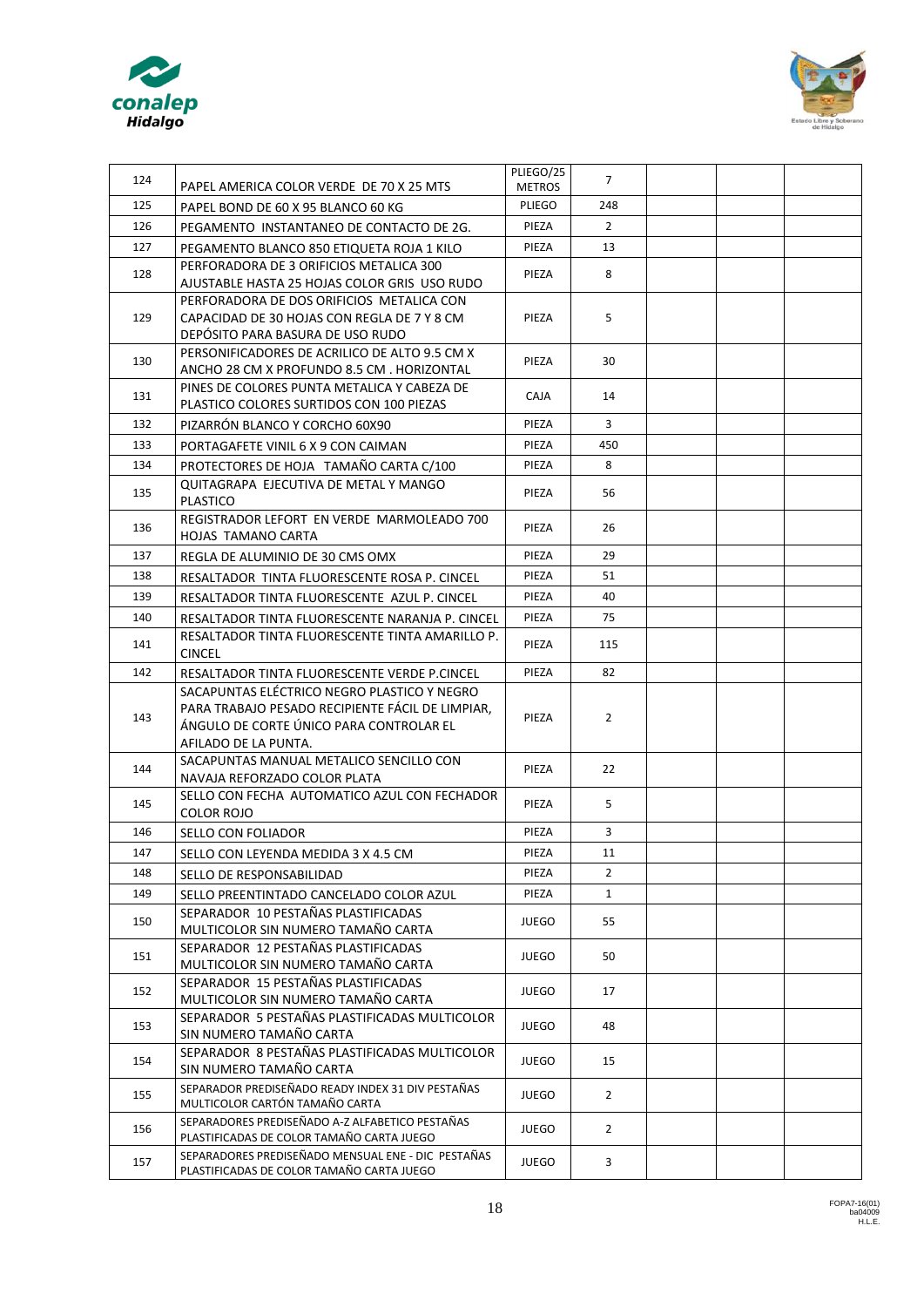| 124 | PAPEL AMERICA COLOR VERDE DE 70 X 25 MTS | PLIEGO/25 METROS | 7 | | | |
|---|---|---|---|---|---|---|
| 125 | PAPEL BOND DE 60 X 95 BLANCO 60 KG | PLIEGO | 248 | | | |
| 126 | PEGAMENTO INSTANTANEO DE CONTACTO DE 2G. | PIEZA | 2 | | | |
| 127 | PEGAMENTO BLANCO 850 ETIQUETA ROJA 1 KILO | PIEZA | 13 | | | |
| 128 | PERFORADORA DE 3 ORIFICIOS METALICA 300 AJUSTABLE HASTA 25 HOJAS COLOR GRIS USO RUDO | PIEZA | 8 | | | |
| 129 | PERFORADORA DE DOS ORIFICIOS METALICA CON CAPACIDAD DE 30 HOJAS CON REGLA DE 7 Y 8 CM DEPÓSITO PARA BASURA DE USO RUDO | PIEZA | 5 | | | |
| 130 | PERSONIFICADORES DE ACRILICO DE ALTO 9.5 CM X ANCHO 28 CM X PROFUNDO 8.5 CM . HORIZONTAL | PIEZA | 30 | | | |
| 131 | PINES DE COLORES PUNTA METALICA Y CABEZA DE PLASTICO COLORES SURTIDOS CON 100 PIEZAS | CAJA | 14 | | | |
| 132 | PIZARRÓN BLANCO Y CORCHO 60X90 | PIEZA | 3 | | | |
| 133 | PORTAGAFETE VINIL 6 X 9 CON CAIMAN | PIEZA | 450 | | | |
| 134 | PROTECTORES DE HOJA TAMAÑO CARTA C/100 | PIEZA | 8 | | | |
| 135 | QUITAGRAPA EJECUTIVA DE METAL Y MANGO PLASTICO | PIEZA | 56 | | | |
| 136 | REGISTRADOR LEFORT EN VERDE MARMOLEADO 700 HOJAS TAMANO CARTA | PIEZA | 26 | | | |
| 137 | REGLA DE ALUMINIO DE 30 CMS OMX | PIEZA | 29 | | | |
| 138 | RESALTADOR TINTA FLUORESCENTE ROSA P. CINCEL | PIEZA | 51 | | | |
| 139 | RESALTADOR TINTA FLUORESCENTE AZUL P. CINCEL | PIEZA | 40 | | | |
| 140 | RESALTADOR TINTA FLUORESCENTE NARANJA P. CINCEL | PIEZA | 75 | | | |
| 141 | RESALTADOR TINTA FLUORESCENTE TINTA AMARILLO P. CINCEL | PIEZA | 115 | | | |
| 142 | RESALTADOR TINTA FLUORESCENTE VERDE P.CINCEL | PIEZA | 82 | | | |
| 143 | SACAPUNTAS ELÉCTRICO NEGRO PLASTICO Y NEGRO PARA TRABAJO PESADO RECIPIENTE FÁCIL DE LIMPIAR, ÁNGULO DE CORTE ÚNICO PARA CONTROLAR EL AFILADO DE LA PUNTA. | PIEZA | 2 | | | |
| 144 | SACAPUNTAS MANUAL METALICO SENCILLO CON NAVAJA REFORZADO COLOR PLATA | PIEZA | 22 | | | |
| 145 | SELLO CON FECHA AUTOMATICO AZUL CON FECHADOR COLOR ROJO | PIEZA | 5 | | | |
| 146 | SELLO CON FOLIADOR | PIEZA | 3 | | | |
| 147 | SELLO CON LEYENDA MEDIDA 3 X 4.5 CM | PIEZA | 11 | | | |
| 148 | SELLO DE RESPONSABILIDAD | PIEZA | 2 | | | |
| 149 | SELLO PREENTINTADO CANCELADO COLOR AZUL | PIEZA | 1 | | | |
| 150 | SEPARADOR 10 PESTAÑAS PLASTIFICADAS MULTICOLOR SIN NUMERO TAMAÑO CARTA | JUEGO | 55 | | | |
| 151 | SEPARADOR 12 PESTAÑAS PLASTIFICADAS MULTICOLOR SIN NUMERO TAMAÑO CARTA | JUEGO | 50 | | | |
| 152 | SEPARADOR 15 PESTAÑAS PLASTIFICADAS MULTICOLOR SIN NUMERO TAMAÑO CARTA | JUEGO | 17 | | | |
| 153 | SEPARADOR 5 PESTAÑAS PLASTIFICADAS MULTICOLOR SIN NUMERO TAMAÑO CARTA | JUEGO | 48 | | | |
| 154 | SEPARADOR 8 PESTAÑAS PLASTIFICADAS MULTICOLOR SIN NUMERO TAMAÑO CARTA | JUEGO | 15 | | | |
| 155 | SEPARADOR PREDISEÑADO READY INDEX 31 DIV PESTAÑAS MULTICOLOR CARTÓN TAMAÑO CARTA | JUEGO | 2 | | | |
| 156 | SEPARADORES PREDISEÑADO A-Z ALFABETICO PESTAÑAS PLASTIFICADAS DE COLOR TAMAÑO CARTA JUEGO | JUEGO | 2 | | | |
| 157 | SEPARADORES PREDISEÑADO MENSUAL ENE - DIC PESTAÑAS PLASTIFICADAS DE COLOR TAMAÑO CARTA JUEGO | JUEGO | 3 | | | |

FOPA7-16(01)
ba04009
H.L.E.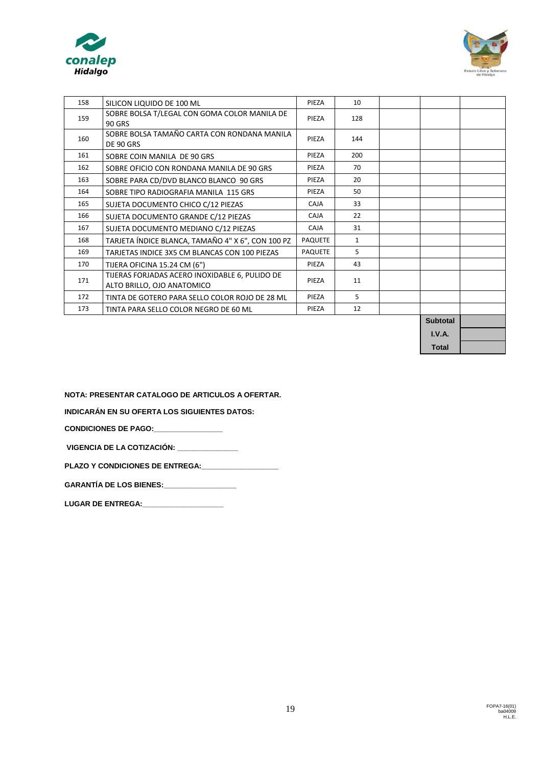| | | | | | | |
|---|---|---|---|---|---|---|
| 158 | SILICON LIQUIDO DE 100 ML | PIEZA | 10 | | | |
| 159 | SOBRE BOLSA T/LEGAL CON GOMA COLOR MANILA DE 90 GRS | PIEZA | 128 | | | |
| 160 | SOBRE BOLSA TAMAÑO CARTA CON RONDANA MANILA DE 90 GRS | PIEZA | 144 | | | |
| 161 | SOBRE COIN MANILA DE 90 GRS | PIEZA | 200 | | | |
| 162 | SOBRE OFICIO CON RONDANA MANILA DE 90 GRS | PIEZA | 70 | | | |
| 163 | SOBRE PARA CD/DVD BLANCO BLANCO 90 GRS | PIEZA | 20 | | | |
| 164 | SOBRE TIPO RADIOGRAFIA MANILA 115 GRS | PIEZA | 50 | | | |
| 165 | SUJETA DOCUMENTO CHICO C/12 PIEZAS | CAJA | 33 | | | |
| 166 | SUJETA DOCUMENTO GRANDE C/12 PIEZAS | CAJA | 22 | | | |
| 167 | SUJETA DOCUMENTO MEDIANO C/12 PIEZAS | CAJA | 31 | | | |
| 168 | TARJETA ÍNDICE BLANCA, TAMAÑO 4" X 6", CON 100 PZ | PAQUETE | 1 | | | |
| 169 | TARJETAS INDICE 3X5 CM BLANCAS CON 100 PIEZAS | PAQUETE | 5 | | | |
| 170 | TIJERA OFICINA 15.24 CM (6") | PIEZA | 43 | | | |
| 171 | TIJERAS FORJADAS ACERO INOXIDABLE 6, PULIDO DE ALTO BRILLO, OJO ANATOMICO | PIEZA | 11 | | | |
| 172 | TINTA DE GOTERO PARA SELLO COLOR ROJO DE 28 ML | PIEZA | 5 | | | |
| 173 | TINTA PARA SELLO COLOR NEGRO DE 60 ML | PIEZA | 12 | | | |
| | | | | | **Subtotal** | |
| | | | | | **I.V.A.** | |
| | | | | | **Total** | |

**NOTA: PRESENTAR CATALOGO DE ARTICULOS A OFERTAR.**

**INDICARÁN EN SU OFERTA LOS SIGUIENTES DATOS:**

**CONDICIONES DE PAGO:________________**

**VIGENCIA DE LA COTIZACIÓN: ______________**

**PLAZO Y CONDICIONES DE ENTREGA:__________________**

**GARANTÍA DE LOS BIENES:_________________**

**LUGAR DE ENTREGA:___________________**

FOPA7-16(01)
ba04009
H.L.E.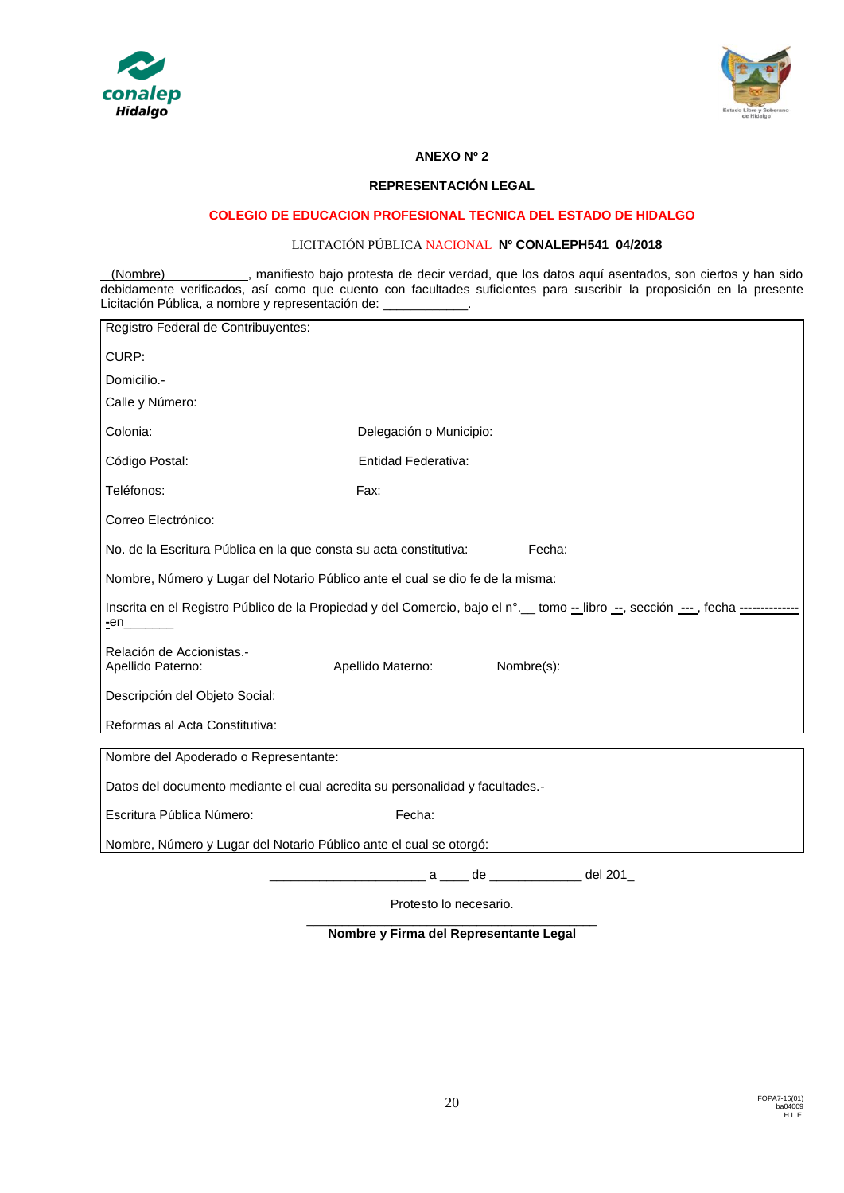**ANEXO Nº 2**

**REPRESENTACIÓN LEGAL**

**COLEGIO DE EDUCACION PROFESIONAL TECNICA DEL ESTADO DE HIDALGO**

LICITACIÓN PÚBLICA NACIONAL **Nº CONALEPH541 04/2018**

__(Nombre)___________, manifiesto bajo protesta de decir verdad, que los datos aquí asentados, son ciertos y han sido debidamente verificados, así como que cuento con facultades suficientes para suscribir la proposición en la presente Licitación Pública, a nombre y representación de: ____________.

Registro Federal de Contribuyentes:

CURP:

Domicilio.-

Calle y Número:

Colonia: Delegación o Municipio:

Código Postal: Entidad Federativa:

Teléfonos: Fax:

Correo Electrónico:

No. de la Escritura Pública en la que consta su acta constitutiva: Fecha:

Nombre, Número y Lugar del Notario Público ante el cual se dio fe de la misma:

Inscrita en el Registro Público de la Propiedad y del Comercio, bajo el n°.__ tomo -- libro --, sección ---, fecha --------------en_______

Relación de Accionistas.-
Apellido Paterno: Apellido Materno: Nombre(s):

Descripción del Objeto Social:

Reformas al Acta Constitutiva:

---

Nombre del Apoderado o Representante:

Datos del documento mediante el cual acredita su personalidad y facultades.-

Escritura Pública Número: Fecha:

Nombre, Número y Lugar del Notario Público ante el cual se otorgó:

______________________ a ____ de _____________ del 201_

Protesto lo necesario.

_________________________________________

**Nombre y Firma del Representante Legal**

FOPA7-16(01)
ba04009
H.L.E.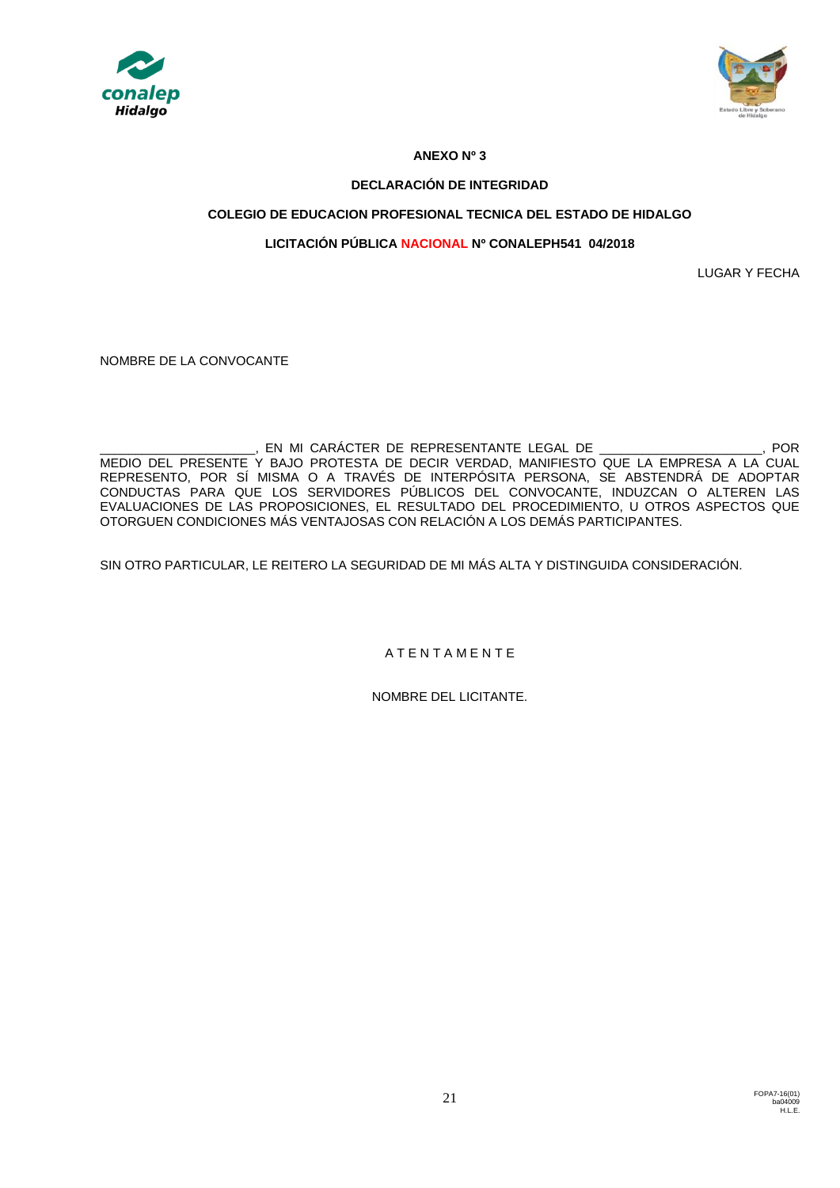**ANEXO Nº 3**

**DECLARACIÓN DE INTEGRIDAD**

**COLEGIO DE EDUCACION PROFESIONAL TECNICA DEL ESTADO DE HIDALGO**

**LICITACIÓN PÚBLICA NACIONAL Nº CONALEPH541 04/2018**

LUGAR Y FECHA

NOMBRE DE LA CONVOCANTE

____________________, EN MI CARÁCTER DE REPRESENTANTE LEGAL DE ____________________, POR MEDIO DEL PRESENTE Y BAJO PROTESTA DE DECIR VERDAD, MANIFIESTO QUE LA EMPRESA A LA CUAL REPRESENTO, POR SÍ MISMA O A TRAVÉS DE INTERPÓSITA PERSONA, SE ABSTENDRÁ DE ADOPTAR CONDUCTAS PARA QUE LOS SERVIDORES PÚBLICOS DEL CONVOCANTE, INDUZCAN O ALTEREN LAS EVALUACIONES DE LAS PROPOSICIONES, EL RESULTADO DEL PROCEDIMIENTO, U OTROS ASPECTOS QUE OTORGUEN CONDICIONES MÁS VENTAJOSAS CON RELACIÓN A LOS DEMÁS PARTICIPANTES.

SIN OTRO PARTICULAR, LE REITERO LA SEGURIDAD DE MI MÁS ALTA Y DISTINGUIDA CONSIDERACIÓN.

A T E N T A M E N T E

NOMBRE DEL LICITANTE.

FOPA7-16(01)
ba04009
H.L.E.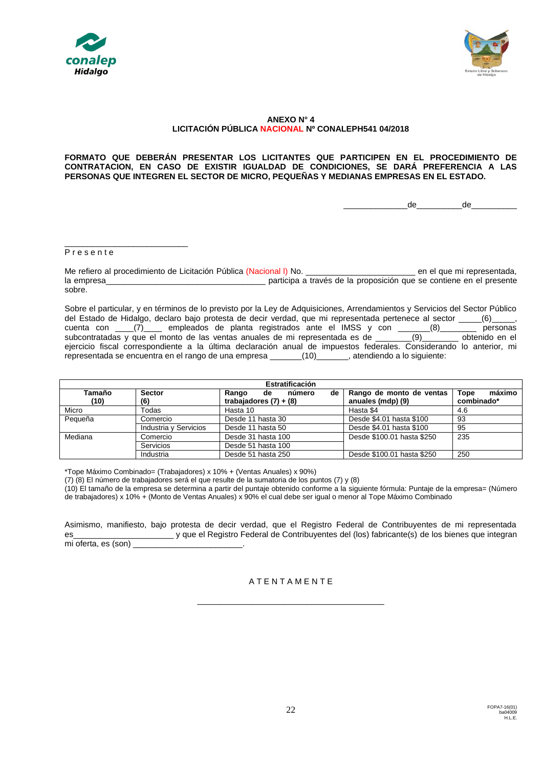**ANEXO N° 4**
**LICITACIÓN PÚBLICA NACIONAL Nº CONALEPH541 04/2018**

**FORMATO QUE DEBERÁN PRESENTAR LOS LICITANTES QUE PARTICIPEN EN EL PROCEDIMIENTO DE CONTRATACION, EN CASO DE EXISTIR IGUALDAD DE CONDICIONES, SE DARÁ PREFERENCIA A LAS PERSONAS QUE INTEGREN EL SECTOR DE MICRO, PEQUEÑAS Y MEDIANAS EMPRESAS EN EL ESTADO.**

_____________de_________de_________

_________________________
P r e s e n t e

Me refiero al procedimiento de Licitación Pública (Nacional I) No. _______________________ en el que mi representada, la empresa__________________________________ participa a través de la proposición que se contiene en el presente sobre.

Sobre el particular, y en términos de lo previsto por la Ley de Adquisiciones, Arrendamientos y Servicios del Sector Público del Estado de Hidalgo, declaro bajo protesta de decir verdad, que mi representada pertenece al sector _____(6)_____, cuenta con ____(7)____ empleados de planta registrados ante el IMSS y con _______(8)________ personas subcontratadas y que el monto de las ventas anuales de mi representada es de ________(9)________ obtenido en el ejercicio fiscal correspondiente a la última declaración anual de impuestos federales. Considerando lo anterior, mi representada se encuentra en el rango de una empresa _______(10)_______, atendiendo a lo siguiente:

| Estratificación | | | | |
|---|---|---|---|---|
| **Tamaño (10)** | **Sector (6)** | **Rango de número de trabajadores (7) + (8)** | **Rango de monto de ventas anuales (mdp) (9)** | **Tope máximo combinado*** |
| Micro | Todas | Hasta 10 | Hasta $4 | 4.6 |
| Pequeña | Comercio | Desde 11 hasta 30 | Desde $4.01 hasta $100 | 93 |
| | Industria y Servicios | Desde 11 hasta 50 | Desde $4.01 hasta $100 | 95 |
| Mediana | Comercio | Desde 31 hasta 100 | Desde $100.01 hasta $250 | 235 |
| | Servicios | Desde 51 hasta 100 | | |
| | Industria | Desde 51 hasta 250 | Desde $100.01 hasta $250 | 250 |

*Tope Máximo Combinado= (Trabajadores) x 10% + (Ventas Anuales) x 90%)
(7) (8) El número de trabajadores será el que resulte de la sumatoria de los puntos (7) y (8)
(10) El tamaño de la empresa se determina a partir del puntaje obtenido conforme a la siguiente fórmula: Puntaje de la empresa= (Número de trabajadores) x 10% + (Monto de Ventas Anuales) x 90% el cual debe ser igual o menor al Tope Máximo Combinado

Asimismo, manifiesto, bajo protesta de decir verdad, que el Registro Federal de Contribuyentes de mi representada es______________________ y que el Registro Federal de Contribuyentes del (los) fabricante(s) de los bienes que integran mi oferta, es (son) ________________________.

A T E N T A M E N T E

_________________________________________

FOPA7-16(01)
ba04009
H.L.E.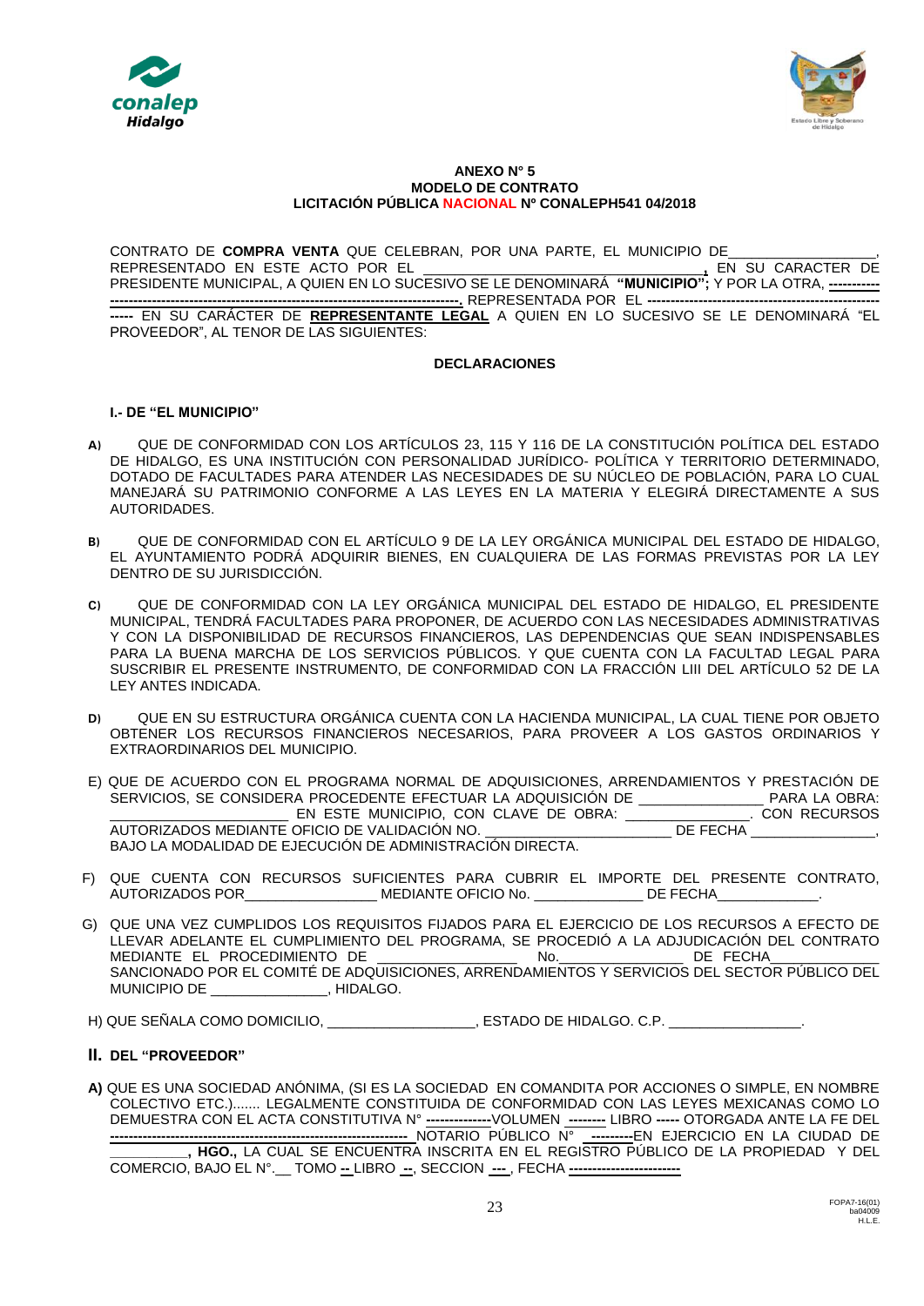**ANEXO N° 5**
**MODELO DE CONTRATO**
**LICITACIÓN PÚBLICA NACIONAL Nº CONALEPH541 04/2018**

CONTRATO DE **COMPRA VENTA** QUE CELEBRAN, POR UNA PARTE, EL MUNICIPIO DE__________________, REPRESENTADO EN ESTE ACTO POR EL _________________________________, EN SU CARACTER DE PRESIDENTE MUNICIPAL, A QUIEN EN LO SUCESIVO SE LE DENOMINARÁ **"MUNICIPIO";** Y POR LA OTRA, **----------------------------------------------------------------------------------------.** REPRESENTADA POR EL **-------------------------------------------------------** EN SU CARÁCTER DE **REPRESENTANTE LEGAL** A QUIEN EN LO SUCESIVO SE LE DENOMINARÁ "EL PROVEEDOR", AL TENOR DE LAS SIGUIENTES:

**DECLARACIONES**

**I.- DE "EL MUNICIPIO"**

**A)** QUE DE CONFORMIDAD CON LOS ARTÍCULOS 23, 115 Y 116 DE LA CONSTITUCIÓN POLÍTICA DEL ESTADO DE HIDALGO, ES UNA INSTITUCIÓN CON PERSONALIDAD JURÍDICO- POLÍTICA Y TERRITORIO DETERMINADO, DOTADO DE FACULTADES PARA ATENDER LAS NECESIDADES DE SU NÚCLEO DE POBLACIÓN, PARA LO CUAL MANEJARÁ SU PATRIMONIO CONFORME A LAS LEYES EN LA MATERIA Y ELEGIRÁ DIRECTAMENTE A SUS AUTORIDADES.

**B)** QUE DE CONFORMIDAD CON EL ARTÍCULO 9 DE LA LEY ORGÁNICA MUNICIPAL DEL ESTADO DE HIDALGO, EL AYUNTAMIENTO PODRÁ ADQUIRIR BIENES, EN CUALQUIERA DE LAS FORMAS PREVISTAS POR LA LEY DENTRO DE SU JURISDICCIÓN.

**C)** QUE DE CONFORMIDAD CON LA LEY ORGÁNICA MUNICIPAL DEL ESTADO DE HIDALGO, EL PRESIDENTE MUNICIPAL, TENDRÁ FACULTADES PARA PROPONER, DE ACUERDO CON LAS NECESIDADES ADMINISTRATIVAS Y CON LA DISPONIBILIDAD DE RECURSOS FINANCIEROS, LAS DEPENDENCIAS QUE SEAN INDISPENSABLES PARA LA BUENA MARCHA DE LOS SERVICIOS PÚBLICOS. Y QUE CUENTA CON LA FACULTAD LEGAL PARA SUSCRIBIR EL PRESENTE INSTRUMENTO, DE CONFORMIDAD CON LA FRACCIÓN LIII DEL ARTÍCULO 52 DE LA LEY ANTES INDICADA.

**D)** QUE EN SU ESTRUCTURA ORGÁNICA CUENTA CON LA HACIENDA MUNICIPAL, LA CUAL TIENE POR OBJETO OBTENER LOS RECURSOS FINANCIEROS NECESARIOS, PARA PROVEER A LOS GASTOS ORDINARIOS Y EXTRAORDINARIOS DEL MUNICIPIO.

E) QUE DE ACUERDO CON EL PROGRAMA NORMAL DE ADQUISICIONES, ARRENDAMIENTOS Y PRESTACIÓN DE SERVICIOS, SE CONSIDERA PROCEDENTE EFECTUAR LA ADQUISICIÓN DE _______________ PARA LA OBRA: _____________________ EN ESTE MUNICIPIO, CON CLAVE DE OBRA: _______________. CON RECURSOS AUTORIZADOS MEDIANTE OFICIO DE VALIDACIÓN NO. ______________________ DE FECHA _______________, BAJO LA MODALIDAD DE EJECUCIÓN DE ADMINISTRACIÓN DIRECTA.

F) QUE CUENTA CON RECURSOS SUFICIENTES PARA CUBRIR EL IMPORTE DEL PRESENTE CONTRATO, AUTORIZADOS POR________________ MEDIANTE OFICIO No. _____________ DE FECHA_____________.

G) QUE UNA VEZ CUMPLIDOS LOS REQUISITOS FIJADOS PARA EL EJERCICIO DE LOS RECURSOS A EFECTO DE LLEVAR ADELANTE EL CUMPLIMIENTO DEL PROGRAMA, SE PROCEDIÓ A LA ADJUDICACIÓN DEL CONTRATO MEDIANTE EL PROCEDIMIENTO DE _________________ No._______________ DE FECHA_____________ SANCIONADO POR EL COMITÉ DE ADQUISICIONES, ARRENDAMIENTOS Y SERVICIOS DEL SECTOR PÚBLICO DEL MUNICIPIO DE ______________, HIDALGO.

H) QUE SEÑALA COMO DOMICILIO, __________________, ESTADO DE HIDALGO. C.P. ________________.

**II. DEL "PROVEEDOR"**

**A)** QUE ES UNA SOCIEDAD ANÓNIMA, (SI ES LA SOCIEDAD EN COMANDITA POR ACCIONES O SIMPLE, EN NOMBRE COLECTIVO ETC.)....... LEGALMENTE CONSTITUIDA DE CONFORMIDAD CON LAS LEYES MEXICANAS COMO LO DEMUESTRA CON EL ACTA CONSTITUTIVA N° **--------------**VOLUMEN **--------** LIBRO **-----** OTORGADA ANTE LA FE DEL **----------------------------------------------------------------**NOTARIO PÚBLICO N° **---------**EN EJERCICIO EN LA CIUDAD DE __________**, HGO.,** LA CUAL SE ENCUENTRA INSCRITA EN EL REGISTRO PÚBLICO DE LA PROPIEDAD Y DEL COMERCIO, BAJO EL N°.__ TOMO **--** LIBRO **--**, SECCION **---** , FECHA **-----------------------**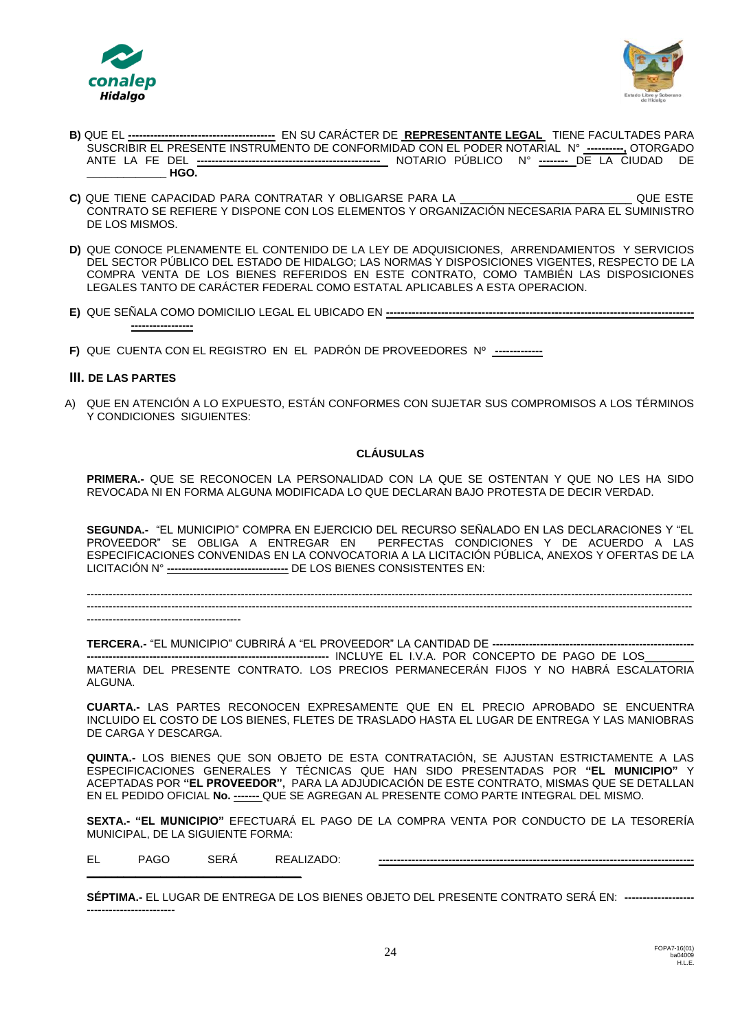**B)** QUE EL **----------------------------------------** EN SU CARÁCTER DE **REPRESENTANTE LEGAL** TIENE FACULTADES PARA SUSCRIBIR EL PRESENTE INSTRUMENTO DE CONFORMIDAD CON EL PODER NOTARIAL N° **----------,** OTORGADO ANTE LA FE DEL **--------------------------------------------------** NOTARIO PÚBLICO N° **--------** DE LA CIUDAD DE \_\_\_\_\_\_\_\_\_\_\_\_\_\_ **HGO.**

**C)** QUE TIENE CAPACIDAD PARA CONTRATAR Y OBLIGARSE PARA LA \_\_\_\_\_\_\_\_\_\_\_\_\_\_\_\_\_\_\_\_\_\_\_\_\_\_\_\_ QUE ESTE CONTRATO SE REFIERE Y DISPONE CON LOS ELEMENTOS Y ORGANIZACIÓN NECESARIA PARA EL SUMINISTRO DE LOS MISMOS.

**D)** QUE CONOCE PLENAMENTE EL CONTENIDO DE LA LEY DE ADQUISICIONES, ARRENDAMIENTOS Y SERVICIOS DEL SECTOR PÚBLICO DEL ESTADO DE HIDALGO; LAS NORMAS Y DISPOSICIONES VIGENTES, RESPECTO DE LA COMPRA VENTA DE LOS BIENES REFERIDOS EN ESTE CONTRATO, COMO TAMBIÉN LAS DISPOSICIONES LEGALES TANTO DE CARÁCTER FEDERAL COMO ESTATAL APLICABLES A ESTA OPERACION.

**E)** QUE SEÑALA COMO DOMICILIO LEGAL EL UBICADO EN **--------------------------------------------------------------------------------- ----------------**

**F)** QUE CUENTA CON EL REGISTRO EN EL PADRÓN DE PROVEEDORES Nº **------------**

## III. DE LAS PARTES

A) QUE EN ATENCIÓN A LO EXPUESTO, ESTÁN CONFORMES CON SUJETAR SUS COMPROMISOS A LOS TÉRMINOS Y CONDICIONES SIGUIENTES:

### CLÁUSULAS

**PRIMERA.-** QUE SE RECONOCEN LA PERSONALIDAD CON LA QUE SE OSTENTAN Y QUE NO LES HA SIDO REVOCADA NI EN FORMA ALGUNA MODIFICADA LO QUE DECLARAN BAJO PROTESTA DE DECIR VERDAD.

**SEGUNDA.-** "EL MUNICIPIO" COMPRA EN EJERCICIO DEL RECURSO SEÑALADO EN LAS DECLARACIONES Y "EL PROVEEDOR" SE OBLIGA A ENTREGAR EN PERFECTAS CONDICIONES Y DE ACUERDO A LAS ESPECIFICACIONES CONVENIDAS EN LA CONVOCATORIA A LA LICITACIÓN PÚBLICA, ANEXOS Y OFERTAS DE LA LICITACIÓN N° **--------------------------------** DE LOS BIENES CONSISTENTES EN:

---------------------------------------------------------------------------------------------------------------------------------------------------------
---------------------------------------------------------------------------------------------------------------------------------------------------------
------------------------------------------

**TERCERA.-** "EL MUNICIPIO" CUBRIRÁ A "EL PROVEEDOR" LA CANTIDAD DE **--------------------------------------------------------------------------------------------------------------------** INCLUYE EL I.V.A. POR CONCEPTO DE PAGO DE LOS\_\_\_\_\_\_\_\_ MATERIA DEL PRESENTE CONTRATO. LOS PRECIOS PERMANECERÁN FIJOS Y NO HABRÁ ESCALATORIA ALGUNA.

**CUARTA.-** LAS PARTES RECONOCEN EXPRESAMENTE QUE EN EL PRECIO APROBADO SE ENCUENTRA INCLUIDO EL COSTO DE LOS BIENES, FLETES DE TRASLADO HASTA EL LUGAR DE ENTREGA Y LAS MANIOBRAS DE CARGA Y DESCARGA.

**QUINTA.-** LOS BIENES QUE SON OBJETO DE ESTA CONTRATACIÓN, SE AJUSTAN ESTRICTAMENTE A LAS ESPECIFICACIONES GENERALES Y TÉCNICAS QUE HAN SIDO PRESENTADAS POR **"EL MUNICIPIO"** Y ACEPTADAS POR **"EL PROVEEDOR",** PARA LA ADJUDICACIÓN DE ESTE CONTRATO, MISMAS QUE SE DETALLAN EN EL PEDIDO OFICIAL **No. -------** QUE SE AGREGAN AL PRESENTE COMO PARTE INTEGRAL DEL MISMO.

**SEXTA.- "EL MUNICIPIO"** EFECTUARÁ EL PAGO DE LA COMPRA VENTA POR CONDUCTO DE LA TESORERÍA MUNICIPAL, DE LA SIGUIENTE FORMA:

EL PAGO SERÁ REALIZADO: **-------------------------------------------------------------------------------------**
\_\_\_\_\_\_\_\_\_\_\_\_\_\_\_\_\_\_\_\_\_\_\_\_\_\_\_\_\_\_\_\_\_\_

**SÉPTIMA.-** EL LUGAR DE ENTREGA DE LOS BIENES OBJETO DEL PRESENTE CONTRATO SERÁ EN: **------------------- -----------------------**

FOPA7-16(01)
ba04009
H.L.E.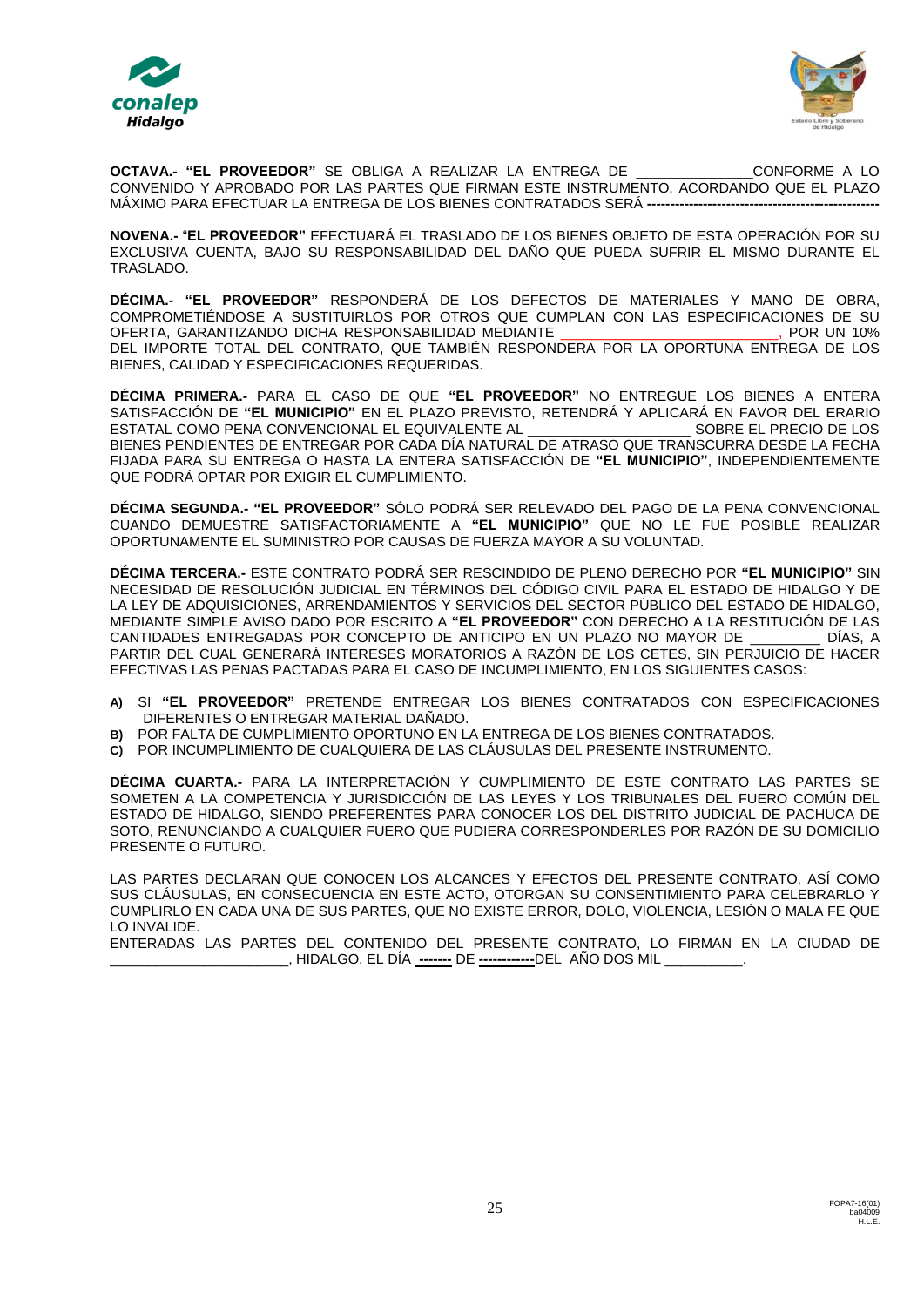**OCTAVA.- "EL PROVEEDOR"** SE OBLIGA A REALIZAR LA ENTREGA DE _______________CONFORME A LO CONVENIDO Y APROBADO POR LAS PARTES QUE FIRMAN ESTE INSTRUMENTO, ACORDANDO QUE EL PLAZO MÁXIMO PARA EFECTUAR LA ENTREGA DE LOS BIENES CONTRATADOS SERÁ **---------------------------------------------------**

**NOVENA.-** "**EL PROVEEDOR"** EFECTUARÁ EL TRASLADO DE LOS BIENES OBJETO DE ESTA OPERACIÓN POR SU EXCLUSIVA CUENTA, BAJO SU RESPONSABILIDAD DEL DAÑO QUE PUEDA SUFRIR EL MISMO DURANTE EL TRASLADO.

**DÉCIMA.- "EL PROVEEDOR"** RESPONDERÁ DE LOS DEFECTOS DE MATERIALES Y MANO DE OBRA, COMPROMETIÉNDOSE A SUSTITUIRLOS POR OTROS QUE CUMPLAN CON LAS ESPECIFICACIONES DE SU OFERTA, GARANTIZANDO DICHA RESPONSABILIDAD MEDIANTE ____________________________, POR UN 10% DEL IMPORTE TOTAL DEL CONTRATO, QUE TAMBIÉN RESPONDERA POR LA OPORTUNA ENTREGA DE LOS BIENES, CALIDAD Y ESPECIFICACIONES REQUERIDAS.

**DÉCIMA PRIMERA.-** PARA EL CASO DE QUE **"EL PROVEEDOR"** NO ENTREGUE LOS BIENES A ENTERA SATISFACCIÓN DE **"EL MUNICIPIO"** EN EL PLAZO PREVISTO, RETENDRÁ Y APLICARÁ EN FAVOR DEL ERARIO ESTATAL COMO PENA CONVENCIONAL EL EQUIVALENTE AL ____________________ SOBRE EL PRECIO DE LOS BIENES PENDIENTES DE ENTREGAR POR CADA DÍA NATURAL DE ATRASO QUE TRANSCURRA DESDE LA FECHA FIJADA PARA SU ENTREGA O HASTA LA ENTERA SATISFACCIÓN DE **"EL MUNICIPIO"**, INDEPENDIENTEMENTE QUE PODRÁ OPTAR POR EXIGIR EL CUMPLIMIENTO.

**DÉCIMA SEGUNDA.- "EL PROVEEDOR"** SÓLO PODRÁ SER RELEVADO DEL PAGO DE LA PENA CONVENCIONAL CUANDO DEMUESTRE SATISFACTORIAMENTE A **"EL MUNICIPIO"** QUE NO LE FUE POSIBLE REALIZAR OPORTUNAMENTE EL SUMINISTRO POR CAUSAS DE FUERZA MAYOR A SU VOLUNTAD.

**DÉCIMA TERCERA.-** ESTE CONTRATO PODRÁ SER RESCINDIDO DE PLENO DERECHO POR **"EL MUNICIPIO"** SIN NECESIDAD DE RESOLUCIÓN JUDICIAL EN TÉRMINOS DEL CÓDIGO CIVIL PARA EL ESTADO DE HIDALGO Y DE LA LEY DE ADQUISICIONES, ARRENDAMIENTOS Y SERVICIOS DEL SECTOR PÙBLICO DEL ESTADO DE HIDALGO, MEDIANTE SIMPLE AVISO DADO POR ESCRITO A **"EL PROVEEDOR"** CON DERECHO A LA RESTITUCIÓN DE LAS CANTIDADES ENTREGADAS POR CONCEPTO DE ANTICIPO EN UN PLAZO NO MAYOR DE _________ DÍAS, A PARTIR DEL CUAL GENERARÁ INTERESES MORATORIOS A RAZÓN DE LOS CETES, SIN PERJUICIO DE HACER EFECTIVAS LAS PENAS PACTADAS PARA EL CASO DE INCUMPLIMIENTO, EN LOS SIGUIENTES CASOS:

**A)** SI **"EL PROVEEDOR"** PRETENDE ENTREGAR LOS BIENES CONTRATADOS CON ESPECIFICACIONES DIFERENTES O ENTREGAR MATERIAL DAÑADO.
**B)** POR FALTA DE CUMPLIMIENTO OPORTUNO EN LA ENTREGA DE LOS BIENES CONTRATADOS.
**C)** POR INCUMPLIMIENTO DE CUALQUIERA DE LAS CLÁUSULAS DEL PRESENTE INSTRUMENTO.

**DÉCIMA CUARTA.-** PARA LA INTERPRETACIÓN Y CUMPLIMIENTO DE ESTE CONTRATO LAS PARTES SE SOMETEN A LA COMPETENCIA Y JURISDICCIÓN DE LAS LEYES Y LOS TRIBUNALES DEL FUERO COMÚN DEL ESTADO DE HIDALGO, SIENDO PREFERENTES PARA CONOCER LOS DEL DISTRITO JUDICIAL DE PACHUCA DE SOTO, RENUNCIANDO A CUALQUIER FUERO QUE PUDIERA CORRESPONDERLES POR RAZÓN DE SU DOMICILIO PRESENTE O FUTURO.

LAS PARTES DECLARAN QUE CONOCEN LOS ALCANCES Y EFECTOS DEL PRESENTE CONTRATO, ASÍ COMO SUS CLÁUSULAS, EN CONSECUENCIA EN ESTE ACTO, OTORGAN SU CONSENTIMIENTO PARA CELEBRARLO Y CUMPLIRLO EN CADA UNA DE SUS PARTES, QUE NO EXISTE ERROR, DOLO, VIOLENCIA, LESIÓN O MALA FE QUE LO INVALIDE.
ENTERADAS LAS PARTES DEL CONTENIDO DEL PRESENTE CONTRATO, LO FIRMAN EN LA CIUDAD DE ______________________, HIDALGO, EL DÍA **-------** DE **-----------**DEL AÑO DOS MIL __________.

FOPA7-16(01)
ba04009
H.L.E.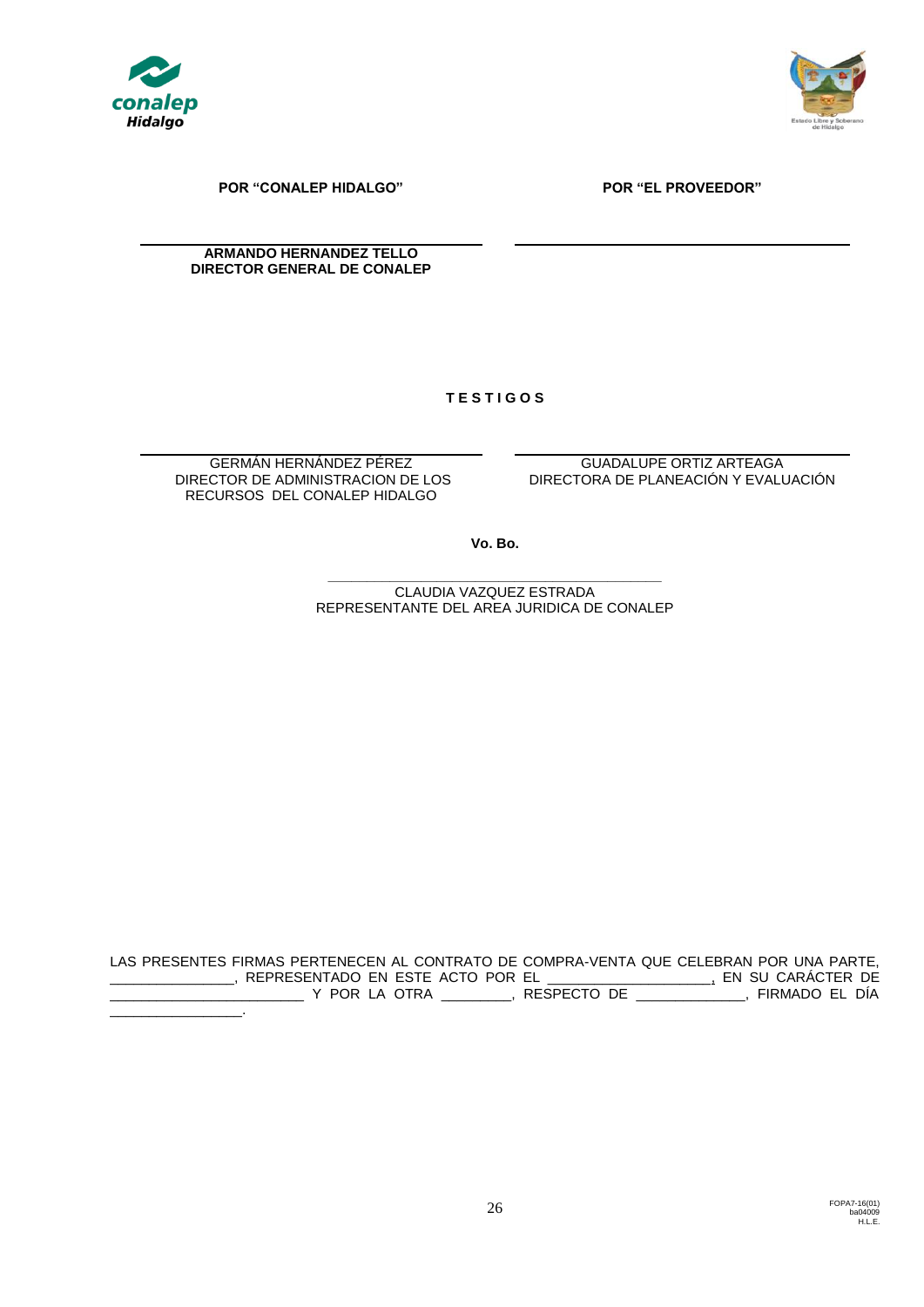**POR "CONALEP HIDALGO"**

**ARMANDO HERNANDEZ TELLO**
**DIRECTOR GENERAL DE CONALEP**

**POR "EL PROVEEDOR"**

**T E S T I G O S**

GERMÁN HERNÁNDEZ PÉREZ
DIRECTOR DE ADMINISTRACION DE LOS RECURSOS DEL CONALEP HIDALGO

GUADALUPE ORTIZ ARTEAGA
DIRECTORA DE PLANEACIÓN Y EVALUACIÓN

**Vo. Bo.**

\_\_\_\_\_\_\_\_\_\_\_\_\_\_\_\_\_\_\_\_\_\_\_\_\_\_\_\_\_\_\_\_\_\_\_\_\_\_\_\_
CLAUDIA VAZQUEZ ESTRADA
REPRESENTANTE DEL AREA JURIDICA DE CONALEP

LAS PRESENTES FIRMAS PERTENECEN AL CONTRATO DE COMPRA-VENTA QUE CELEBRAN POR UNA PARTE, \_\_\_\_\_\_\_\_\_\_\_\_\_\_\_\_, REPRESENTADO EN ESTE ACTO POR EL \_\_\_\_\_\_\_\_\_\_\_\_\_\_\_\_\_\_\_\_\_, EN SU CARÁCTER DE \_\_\_\_\_\_\_\_\_\_\_\_\_\_\_\_\_\_\_\_\_\_\_\_\_ Y POR LA OTRA \_\_\_\_\_\_\_\_\_, RESPECTO DE \_\_\_\_\_\_\_\_\_\_\_\_\_\_, FIRMADO EL DÍA \_\_\_\_\_\_\_\_\_\_\_\_\_\_\_\_\_.

FOPA7-16(01)
ba04009
H.L.E.